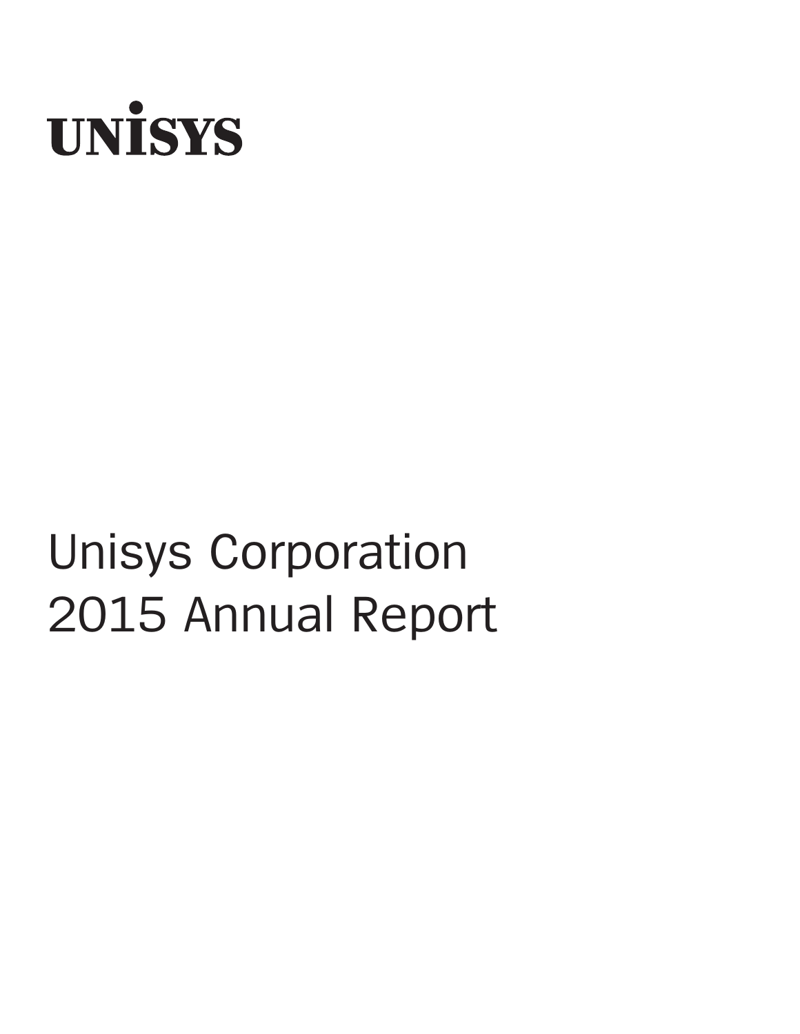UNISYS

# Unisys Corporation 2015 Annual Report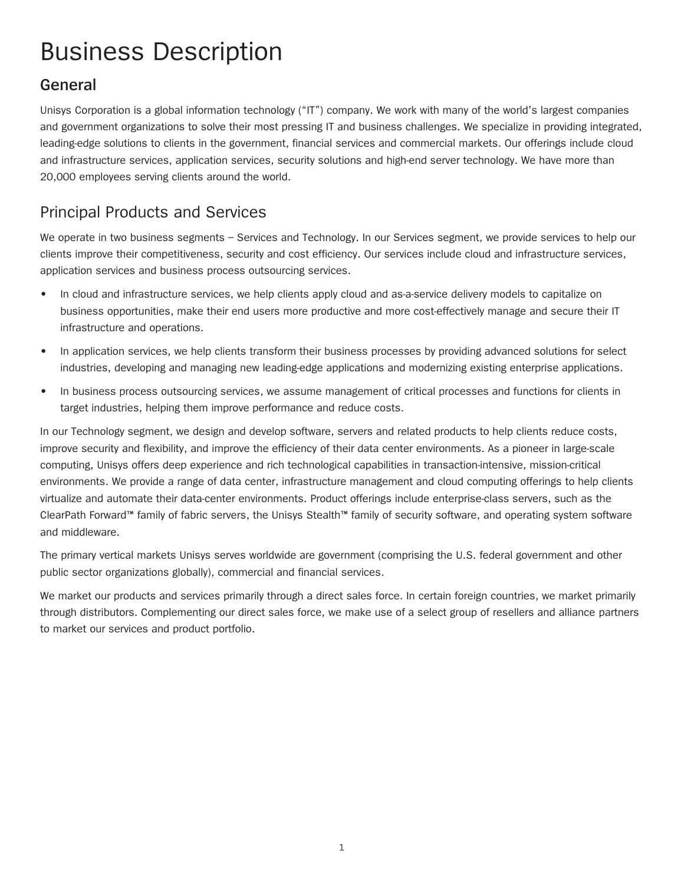# Business Description

## General

Unisys Corporation is a global information technology ("IT") company. We work with many of the world's largest companies and government organizations to solve their most pressing IT and business challenges. We specialize in providing integrated, leading-edge solutions to clients in the government, financial services and commercial markets. Our offerings include cloud and infrastructure services, application services, security solutions and high-end server technology. We have more than 20,000 employees serving clients around the world.

## Principal Products and Services

We operate in two business segments – Services and Technology. In our Services segment, we provide services to help our clients improve their competitiveness, security and cost efficiency. Our services include cloud and infrastructure services, application services and business process outsourcing services.

- In cloud and infrastructure services, we help clients apply cloud and as-a-service delivery models to capitalize on business opportunities, make their end users more productive and more cost-effectively manage and secure their IT infrastructure and operations.
- In application services, we help clients transform their business processes by providing advanced solutions for select industries, developing and managing new leading-edge applications and modernizing existing enterprise applications.
- In business process outsourcing services, we assume management of critical processes and functions for clients in target industries, helping them improve performance and reduce costs.

In our Technology segment, we design and develop software, servers and related products to help clients reduce costs, improve security and flexibility, and improve the efficiency of their data center environments. As a pioneer in large-scale computing, Unisys offers deep experience and rich technological capabilities in transaction-intensive, mission-critical environments. We provide a range of data center, infrastructure management and cloud computing offerings to help clients virtualize and automate their data-center environments. Product offerings include enterprise-class servers, such as the ClearPath Forward™ family of fabric servers, the Unisys Stealth™ family of security software, and operating system software and middleware.

The primary vertical markets Unisys serves worldwide are government (comprising the U.S. federal government and other public sector organizations globally), commercial and financial services.

We market our products and services primarily through a direct sales force. In certain foreign countries, we market primarily through distributors. Complementing our direct sales force, we make use of a select group of resellers and alliance partners to market our services and product portfolio.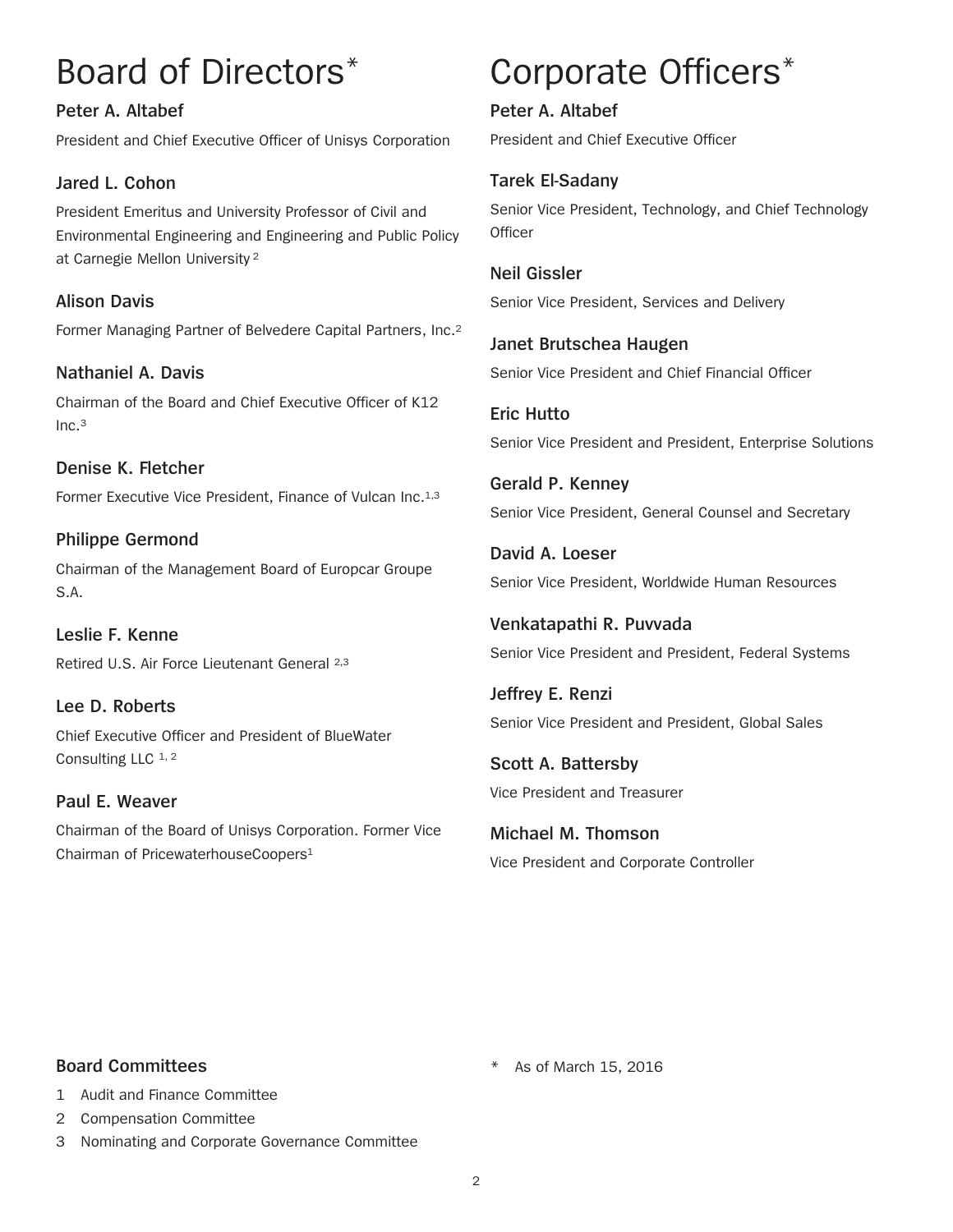# Board of Directors*

**Peter A. Altabef**

President and Chief Executive Officer of Unisys Corporation

**Jared L. Cohon**

President Emeritus and University Professor of Civil and Environmental Engineering and Engineering and Public Policy at Carnegie Mellon University [2]

**Alison Davis**

Former Managing Partner of Belvedere Capital Partners, Inc.[2]

**Nathaniel A. Davis**

Chairman of the Board and Chief Executive Officer of K12 Inc.[3]

**Denise K. Fletcher**

Former Executive Vice President, Finance of Vulcan Inc.[1,3]

**Philippe Germond**

Chairman of the Management Board of Europcar Groupe S.A.

**Leslie F. Kenne**

Retired U.S. Air Force Lieutenant General [2,3]

**Lee D. Roberts**

Chief Executive Officer and President of BlueWater Consulting LLC [1, 2]

**Paul E. Weaver**

Chairman of the Board of Unisys Corporation. Former Vice Chairman of PricewaterhouseCoopers[1]

# Corporate Officers*

**Peter A. Altabef**

President and Chief Executive Officer

**Tarek El-Sadany**

Senior Vice President, Technology, and Chief Technology Officer

**Neil Gissler**

Senior Vice President, Services and Delivery

**Janet Brutschea Haugen**

Senior Vice President and Chief Financial Officer

**Eric Hutto**

Senior Vice President and President, Enterprise Solutions

**Gerald P. Kenney**

Senior Vice President, General Counsel and Secretary

**David A. Loeser**

Senior Vice President, Worldwide Human Resources

**Venkatapathi R. Puvvada**

Senior Vice President and President, Federal Systems

**Jeffrey E. Renzi**

Senior Vice President and President, Global Sales

**Scott A. Battersby**

Vice President and Treasurer

**Michael M. Thomson**

Vice President and Corporate Controller

### Board Committees

1 Audit and Finance Committee

2 Compensation Committee

3 Nominating and Corporate Governance Committee

\* As of March 15, 2016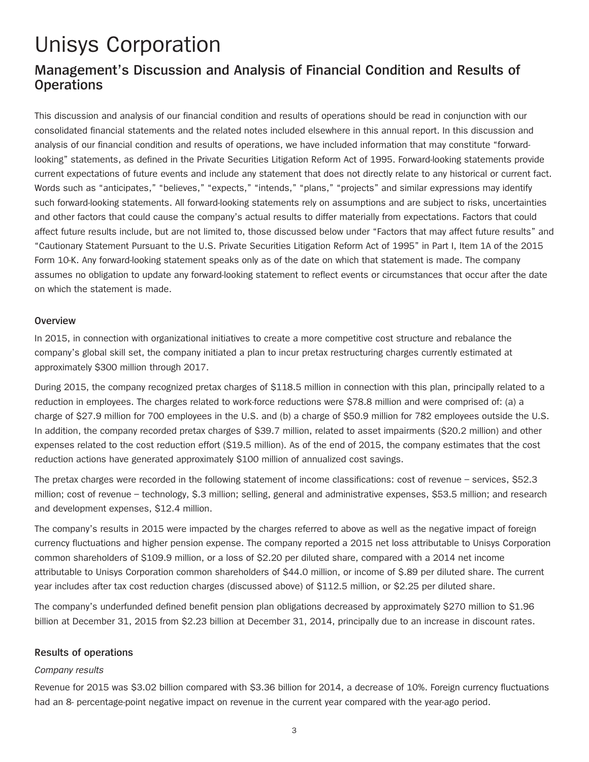# Unisys Corporation

## Management's Discussion and Analysis of Financial Condition and Results of Operations

This discussion and analysis of our financial condition and results of operations should be read in conjunction with our consolidated financial statements and the related notes included elsewhere in this annual report. In this discussion and analysis of our financial condition and results of operations, we have included information that may constitute "forward-looking" statements, as defined in the Private Securities Litigation Reform Act of 1995. Forward-looking statements provide current expectations of future events and include any statement that does not directly relate to any historical or current fact. Words such as "anticipates," "believes," "expects," "intends," "plans," "projects" and similar expressions may identify such forward-looking statements. All forward-looking statements rely on assumptions and are subject to risks, uncertainties and other factors that could cause the company's actual results to differ materially from expectations. Factors that could affect future results include, but are not limited to, those discussed below under "Factors that may affect future results" and "Cautionary Statement Pursuant to the U.S. Private Securities Litigation Reform Act of 1995" in Part I, Item 1A of the 2015 Form 10-K. Any forward-looking statement speaks only as of the date on which that statement is made. The company assumes no obligation to update any forward-looking statement to reflect events or circumstances that occur after the date on which the statement is made.

### Overview

In 2015, in connection with organizational initiatives to create a more competitive cost structure and rebalance the company's global skill set, the company initiated a plan to incur pretax restructuring charges currently estimated at approximately $300 million through 2017.

During 2015, the company recognized pretax charges of $118.5 million in connection with this plan, principally related to a reduction in employees. The charges related to work-force reductions were $78.8 million and were comprised of: (a) a charge of $27.9 million for 700 employees in the U.S. and (b) a charge of $50.9 million for 782 employees outside the U.S. In addition, the company recorded pretax charges of $39.7 million, related to asset impairments ($20.2 million) and other expenses related to the cost reduction effort ($19.5 million). As of the end of 2015, the company estimates that the cost reduction actions have generated approximately $100 million of annualized cost savings.

The pretax charges were recorded in the following statement of income classifications: cost of revenue – services, $52.3 million; cost of revenue – technology, $.3 million; selling, general and administrative expenses, $53.5 million; and research and development expenses, $12.4 million.

The company's results in 2015 were impacted by the charges referred to above as well as the negative impact of foreign currency fluctuations and higher pension expense. The company reported a 2015 net loss attributable to Unisys Corporation common shareholders of $109.9 million, or a loss of $2.20 per diluted share, compared with a 2014 net income attributable to Unisys Corporation common shareholders of $44.0 million, or income of $.89 per diluted share. The current year includes after tax cost reduction charges (discussed above) of $112.5 million, or $2.25 per diluted share.

The company's underfunded defined benefit pension plan obligations decreased by approximately $270 million to $1.96 billion at December 31, 2015 from $2.23 billion at December 31, 2014, principally due to an increase in discount rates.

### Results of operations

*Company results*

Revenue for 2015 was $3.02 billion compared with $3.36 billion for 2014, a decrease of 10%. Foreign currency fluctuations had an 8- percentage-point negative impact on revenue in the current year compared with the year-ago period.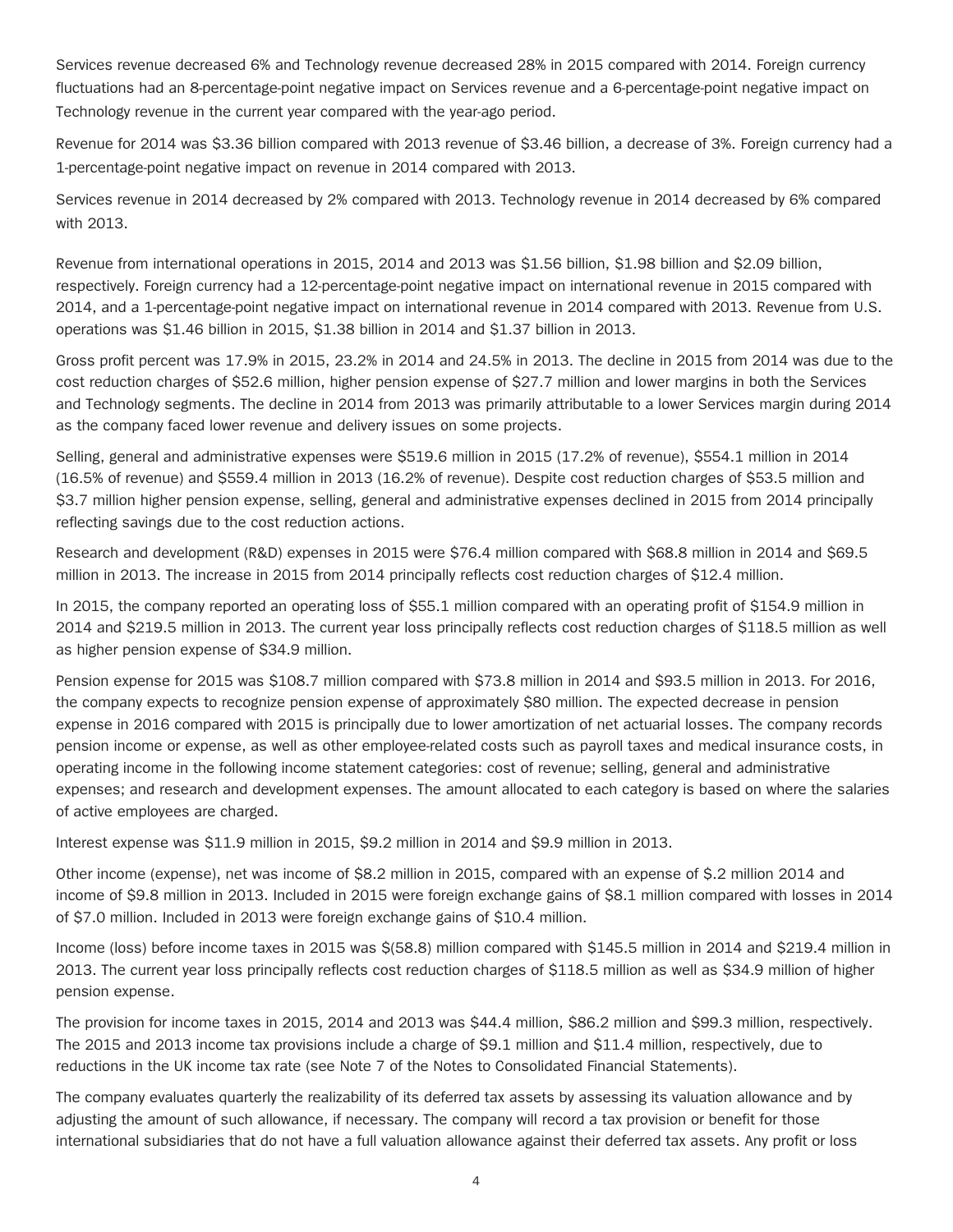Services revenue decreased 6% and Technology revenue decreased 28% in 2015 compared with 2014. Foreign currency fluctuations had an 8-percentage-point negative impact on Services revenue and a 6-percentage-point negative impact on Technology revenue in the current year compared with the year-ago period.

Revenue for 2014 was $3.36 billion compared with 2013 revenue of $3.46 billion, a decrease of 3%. Foreign currency had a 1-percentage-point negative impact on revenue in 2014 compared with 2013.

Services revenue in 2014 decreased by 2% compared with 2013. Technology revenue in 2014 decreased by 6% compared with 2013.

Revenue from international operations in 2015, 2014 and 2013 was $1.56 billion, $1.98 billion and $2.09 billion, respectively. Foreign currency had a 12-percentage-point negative impact on international revenue in 2015 compared with 2014, and a 1-percentage-point negative impact on international revenue in 2014 compared with 2013. Revenue from U.S. operations was $1.46 billion in 2015, $1.38 billion in 2014 and $1.37 billion in 2013.

Gross profit percent was 17.9% in 2015, 23.2% in 2014 and 24.5% in 2013. The decline in 2015 from 2014 was due to the cost reduction charges of $52.6 million, higher pension expense of $27.7 million and lower margins in both the Services and Technology segments. The decline in 2014 from 2013 was primarily attributable to a lower Services margin during 2014 as the company faced lower revenue and delivery issues on some projects.

Selling, general and administrative expenses were $519.6 million in 2015 (17.2% of revenue), $554.1 million in 2014 (16.5% of revenue) and $559.4 million in 2013 (16.2% of revenue). Despite cost reduction charges of $53.5 million and $3.7 million higher pension expense, selling, general and administrative expenses declined in 2015 from 2014 principally reflecting savings due to the cost reduction actions.

Research and development (R&D) expenses in 2015 were $76.4 million compared with $68.8 million in 2014 and $69.5 million in 2013. The increase in 2015 from 2014 principally reflects cost reduction charges of $12.4 million.

In 2015, the company reported an operating loss of $55.1 million compared with an operating profit of $154.9 million in 2014 and $219.5 million in 2013. The current year loss principally reflects cost reduction charges of $118.5 million as well as higher pension expense of $34.9 million.

Pension expense for 2015 was $108.7 million compared with $73.8 million in 2014 and $93.5 million in 2013. For 2016, the company expects to recognize pension expense of approximately $80 million. The expected decrease in pension expense in 2016 compared with 2015 is principally due to lower amortization of net actuarial losses. The company records pension income or expense, as well as other employee-related costs such as payroll taxes and medical insurance costs, in operating income in the following income statement categories: cost of revenue; selling, general and administrative expenses; and research and development expenses. The amount allocated to each category is based on where the salaries of active employees are charged.

Interest expense was $11.9 million in 2015, $9.2 million in 2014 and $9.9 million in 2013.

Other income (expense), net was income of $8.2 million in 2015, compared with an expense of $.2 million 2014 and income of $9.8 million in 2013. Included in 2015 were foreign exchange gains of $8.1 million compared with losses in 2014 of $7.0 million. Included in 2013 were foreign exchange gains of $10.4 million.

Income (loss) before income taxes in 2015 was $(58.8) million compared with $145.5 million in 2014 and $219.4 million in 2013. The current year loss principally reflects cost reduction charges of $118.5 million as well as $34.9 million of higher pension expense.

The provision for income taxes in 2015, 2014 and 2013 was $44.4 million, $86.2 million and $99.3 million, respectively. The 2015 and 2013 income tax provisions include a charge of $9.1 million and $11.4 million, respectively, due to reductions in the UK income tax rate (see Note 7 of the Notes to Consolidated Financial Statements).

The company evaluates quarterly the realizability of its deferred tax assets by assessing its valuation allowance and by adjusting the amount of such allowance, if necessary. The company will record a tax provision or benefit for those international subsidiaries that do not have a full valuation allowance against their deferred tax assets. Any profit or loss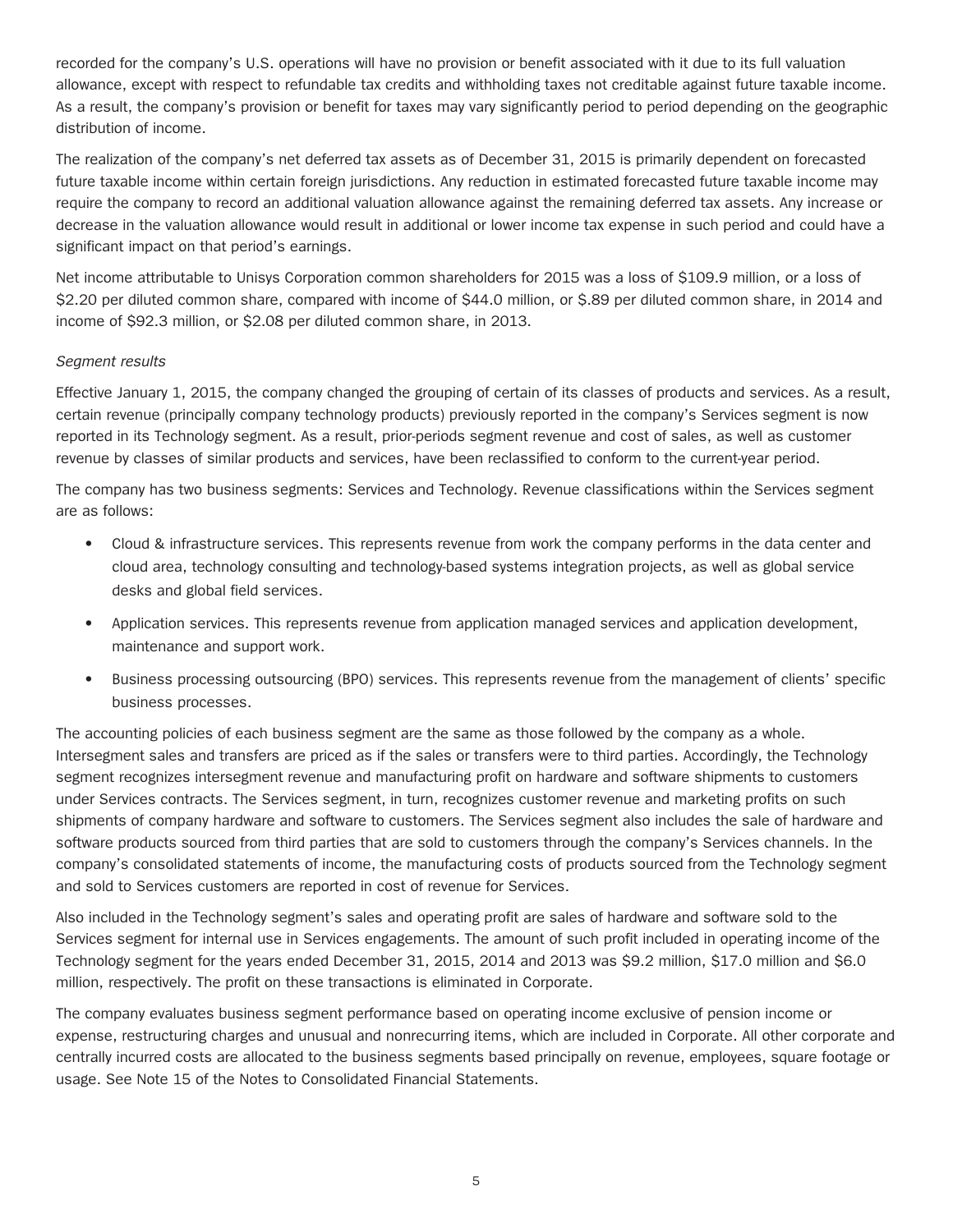recorded for the company's U.S. operations will have no provision or benefit associated with it due to its full valuation allowance, except with respect to refundable tax credits and withholding taxes not creditable against future taxable income. As a result, the company's provision or benefit for taxes may vary significantly period to period depending on the geographic distribution of income.

The realization of the company's net deferred tax assets as of December 31, 2015 is primarily dependent on forecasted future taxable income within certain foreign jurisdictions. Any reduction in estimated forecasted future taxable income may require the company to record an additional valuation allowance against the remaining deferred tax assets. Any increase or decrease in the valuation allowance would result in additional or lower income tax expense in such period and could have a significant impact on that period's earnings.

Net income attributable to Unisys Corporation common shareholders for 2015 was a loss of $109.9 million, or a loss of $2.20 per diluted common share, compared with income of $44.0 million, or $.89 per diluted common share, in 2014 and income of $92.3 million, or $2.08 per diluted common share, in 2013.

*Segment results*

Effective January 1, 2015, the company changed the grouping of certain of its classes of products and services. As a result, certain revenue (principally company technology products) previously reported in the company's Services segment is now reported in its Technology segment. As a result, prior-periods segment revenue and cost of sales, as well as customer revenue by classes of similar products and services, have been reclassified to conform to the current-year period.

The company has two business segments: Services and Technology. Revenue classifications within the Services segment are as follows:

- Cloud & infrastructure services. This represents revenue from work the company performs in the data center and cloud area, technology consulting and technology-based systems integration projects, as well as global service desks and global field services.
- Application services. This represents revenue from application managed services and application development, maintenance and support work.
- Business processing outsourcing (BPO) services. This represents revenue from the management of clients' specific business processes.

The accounting policies of each business segment are the same as those followed by the company as a whole. Intersegment sales and transfers are priced as if the sales or transfers were to third parties. Accordingly, the Technology segment recognizes intersegment revenue and manufacturing profit on hardware and software shipments to customers under Services contracts. The Services segment, in turn, recognizes customer revenue and marketing profits on such shipments of company hardware and software to customers. The Services segment also includes the sale of hardware and software products sourced from third parties that are sold to customers through the company's Services channels. In the company's consolidated statements of income, the manufacturing costs of products sourced from the Technology segment and sold to Services customers are reported in cost of revenue for Services.

Also included in the Technology segment's sales and operating profit are sales of hardware and software sold to the Services segment for internal use in Services engagements. The amount of such profit included in operating income of the Technology segment for the years ended December 31, 2015, 2014 and 2013 was $9.2 million, $17.0 million and $6.0 million, respectively. The profit on these transactions is eliminated in Corporate.

The company evaluates business segment performance based on operating income exclusive of pension income or expense, restructuring charges and unusual and nonrecurring items, which are included in Corporate. All other corporate and centrally incurred costs are allocated to the business segments based principally on revenue, employees, square footage or usage. See Note 15 of the Notes to Consolidated Financial Statements.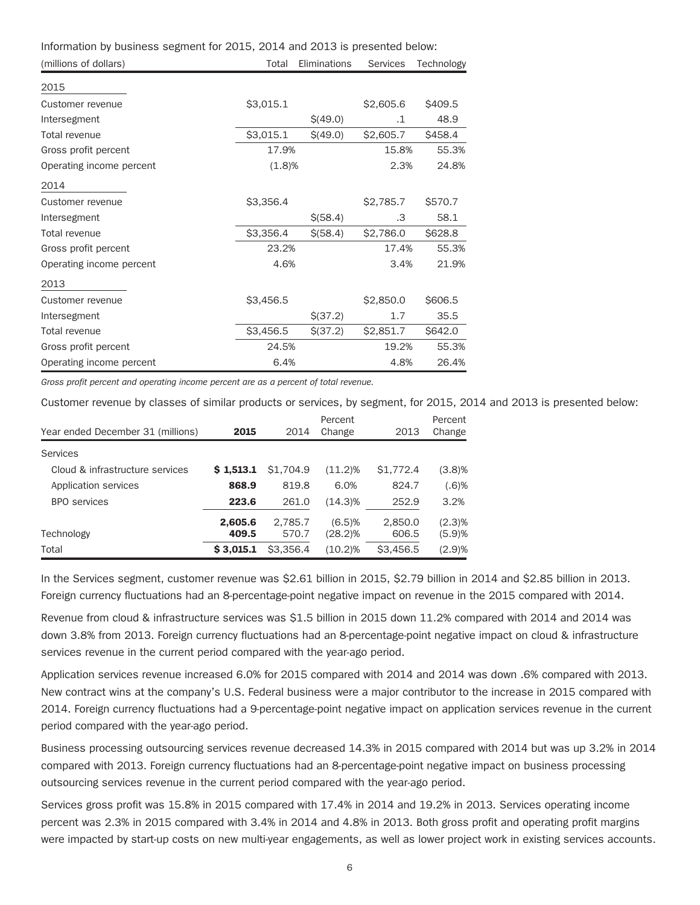Information by business segment for 2015, 2014 and 2013 is presented below:

| (millions of dollars) | Total | Eliminations | Services | Technology |
|---|---|---|---|---|
| **2015** | | | | |
| Customer revenue | $3,015.1 | | $2,605.6 | $409.5 |
| Intersegment | | $(49.0) | .1 | 48.9 |
| Total revenue | $3,015.1 | $(49.0) | $2,605.7 | $458.4 |
| Gross profit percent | 17.9% | | 15.8% | 55.3% |
| Operating income percent | (1.8)% | | 2.3% | 24.8% |
| **2014** | | | | |
| Customer revenue | $3,356.4 | | $2,785.7 | $570.7 |
| Intersegment | | $(58.4) | .3 | 58.1 |
| Total revenue | $3,356.4 | $(58.4) | $2,786.0 | $628.8 |
| Gross profit percent | 23.2% | | 17.4% | 55.3% |
| Operating income percent | 4.6% | | 3.4% | 21.9% |
| **2013** | | | | |
| Customer revenue | $3,456.5 | | $2,850.0 | $606.5 |
| Intersegment | | $(37.2) | 1.7 | 35.5 |
| Total revenue | $3,456.5 | $(37.2) | $2,851.7 | $642.0 |
| Gross profit percent | 24.5% | | 19.2% | 55.3% |
| Operating income percent | 6.4% | | 4.8% | 26.4% |

*Gross profit percent and operating income percent are as a percent of total revenue.*

Customer revenue by classes of similar products or services, by segment, for 2015, 2014 and 2013 is presented below:

| Year ended December 31 (millions) | 2015 | 2014 | Percent Change | 2013 | Percent Change |
|---|---|---|---|---|---|
| Services | | | | | |
| Cloud & infrastructure services | **$ 1,513.1** | $1,704.9 | (11.2)% | $1,772.4 | (3.8)% |
| Application services | **868.9** | 819.8 | 6.0% | 824.7 | (.6)% |
| BPO services | **223.6** | 261.0 | (14.3)% | 252.9 | 3.2% |
| | **2,605.6** | 2,785.7 | (6.5)% | 2,850.0 | (2.3)% |
| Technology | **409.5** | 570.7 | (28.2)% | 606.5 | (5.9)% |
| Total | **$ 3,015.1** | $3,356.4 | (10.2)% | $3,456.5 | (2.9)% |

In the Services segment, customer revenue was $2.61 billion in 2015, $2.79 billion in 2014 and $2.85 billion in 2013. Foreign currency fluctuations had an 8-percentage-point negative impact on revenue in the 2015 compared with 2014.

Revenue from cloud & infrastructure services was $1.5 billion in 2015 down 11.2% compared with 2014 and 2014 was down 3.8% from 2013. Foreign currency fluctuations had an 8-percentage-point negative impact on cloud & infrastructure services revenue in the current period compared with the year-ago period.

Application services revenue increased 6.0% for 2015 compared with 2014 and 2014 was down .6% compared with 2013. New contract wins at the company's U.S. Federal business were a major contributor to the increase in 2015 compared with 2014. Foreign currency fluctuations had a 9-percentage-point negative impact on application services revenue in the current period compared with the year-ago period.

Business processing outsourcing services revenue decreased 14.3% in 2015 compared with 2014 but was up 3.2% in 2014 compared with 2013. Foreign currency fluctuations had an 8-percentage-point negative impact on business processing outsourcing services revenue in the current period compared with the year-ago period.

Services gross profit was 15.8% in 2015 compared with 17.4% in 2014 and 19.2% in 2013. Services operating income percent was 2.3% in 2015 compared with 3.4% in 2014 and 4.8% in 2013. Both gross profit and operating profit margins were impacted by start-up costs on new multi-year engagements, as well as lower project work in existing services accounts.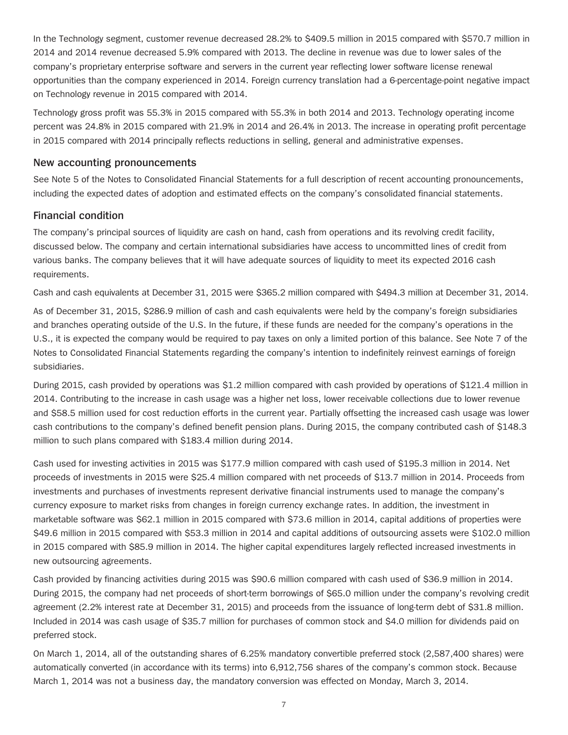In the Technology segment, customer revenue decreased 28.2% to $409.5 million in 2015 compared with $570.7 million in 2014 and 2014 revenue decreased 5.9% compared with 2013. The decline in revenue was due to lower sales of the company's proprietary enterprise software and servers in the current year reflecting lower software license renewal opportunities than the company experienced in 2014. Foreign currency translation had a 6-percentage-point negative impact on Technology revenue in 2015 compared with 2014.

Technology gross profit was 55.3% in 2015 compared with 55.3% in both 2014 and 2013. Technology operating income percent was 24.8% in 2015 compared with 21.9% in 2014 and 26.4% in 2013. The increase in operating profit percentage in 2015 compared with 2014 principally reflects reductions in selling, general and administrative expenses.

## New accounting pronouncements

See Note 5 of the Notes to Consolidated Financial Statements for a full description of recent accounting pronouncements, including the expected dates of adoption and estimated effects on the company's consolidated financial statements.

## Financial condition

The company's principal sources of liquidity are cash on hand, cash from operations and its revolving credit facility, discussed below. The company and certain international subsidiaries have access to uncommitted lines of credit from various banks. The company believes that it will have adequate sources of liquidity to meet its expected 2016 cash requirements.

Cash and cash equivalents at December 31, 2015 were $365.2 million compared with $494.3 million at December 31, 2014.

As of December 31, 2015, $286.9 million of cash and cash equivalents were held by the company's foreign subsidiaries and branches operating outside of the U.S. In the future, if these funds are needed for the company's operations in the U.S., it is expected the company would be required to pay taxes on only a limited portion of this balance. See Note 7 of the Notes to Consolidated Financial Statements regarding the company's intention to indefinitely reinvest earnings of foreign subsidiaries.

During 2015, cash provided by operations was $1.2 million compared with cash provided by operations of $121.4 million in 2014. Contributing to the increase in cash usage was a higher net loss, lower receivable collections due to lower revenue and $58.5 million used for cost reduction efforts in the current year. Partially offsetting the increased cash usage was lower cash contributions to the company's defined benefit pension plans. During 2015, the company contributed cash of $148.3 million to such plans compared with $183.4 million during 2014.

Cash used for investing activities in 2015 was $177.9 million compared with cash used of $195.3 million in 2014. Net proceeds of investments in 2015 were $25.4 million compared with net proceeds of $13.7 million in 2014. Proceeds from investments and purchases of investments represent derivative financial instruments used to manage the company's currency exposure to market risks from changes in foreign currency exchange rates. In addition, the investment in marketable software was $62.1 million in 2015 compared with $73.6 million in 2014, capital additions of properties were $49.6 million in 2015 compared with $53.3 million in 2014 and capital additions of outsourcing assets were $102.0 million in 2015 compared with $85.9 million in 2014. The higher capital expenditures largely reflected increased investments in new outsourcing agreements.

Cash provided by financing activities during 2015 was $90.6 million compared with cash used of $36.9 million in 2014. During 2015, the company had net proceeds of short-term borrowings of $65.0 million under the company's revolving credit agreement (2.2% interest rate at December 31, 2015) and proceeds from the issuance of long-term debt of $31.8 million. Included in 2014 was cash usage of $35.7 million for purchases of common stock and $4.0 million for dividends paid on preferred stock.

On March 1, 2014, all of the outstanding shares of 6.25% mandatory convertible preferred stock (2,587,400 shares) were automatically converted (in accordance with its terms) into 6,912,756 shares of the company's common stock. Because March 1, 2014 was not a business day, the mandatory conversion was effected on Monday, March 3, 2014.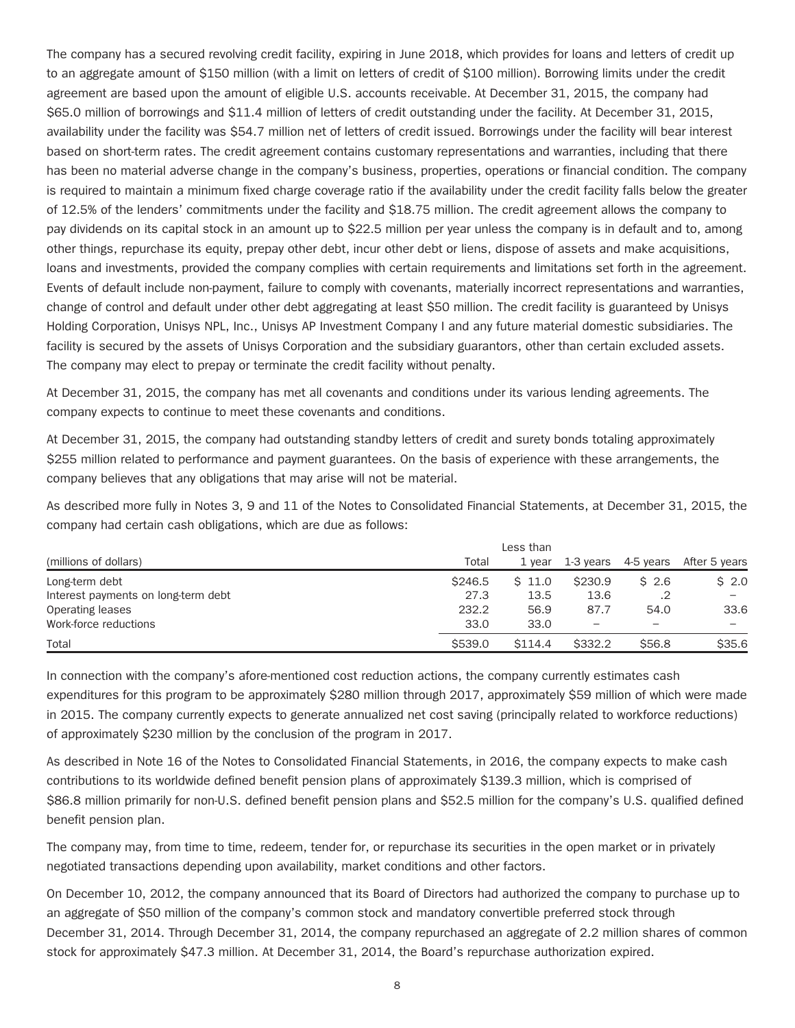The company has a secured revolving credit facility, expiring in June 2018, which provides for loans and letters of credit up to an aggregate amount of $150 million (with a limit on letters of credit of $100 million). Borrowing limits under the credit agreement are based upon the amount of eligible U.S. accounts receivable. At December 31, 2015, the company had $65.0 million of borrowings and $11.4 million of letters of credit outstanding under the facility. At December 31, 2015, availability under the facility was $54.7 million net of letters of credit issued. Borrowings under the facility will bear interest based on short-term rates. The credit agreement contains customary representations and warranties, including that there has been no material adverse change in the company's business, properties, operations or financial condition. The company is required to maintain a minimum fixed charge coverage ratio if the availability under the credit facility falls below the greater of 12.5% of the lenders' commitments under the facility and $18.75 million. The credit agreement allows the company to pay dividends on its capital stock in an amount up to $22.5 million per year unless the company is in default and to, among other things, repurchase its equity, prepay other debt, incur other debt or liens, dispose of assets and make acquisitions, loans and investments, provided the company complies with certain requirements and limitations set forth in the agreement. Events of default include non-payment, failure to comply with covenants, materially incorrect representations and warranties, change of control and default under other debt aggregating at least $50 million. The credit facility is guaranteed by Unisys Holding Corporation, Unisys NPL, Inc., Unisys AP Investment Company I and any future material domestic subsidiaries. The facility is secured by the assets of Unisys Corporation and the subsidiary guarantors, other than certain excluded assets. The company may elect to prepay or terminate the credit facility without penalty.

At December 31, 2015, the company has met all covenants and conditions under its various lending agreements. The company expects to continue to meet these covenants and conditions.

At December 31, 2015, the company had outstanding standby letters of credit and surety bonds totaling approximately $255 million related to performance and payment guarantees. On the basis of experience with these arrangements, the company believes that any obligations that may arise will not be material.

As described more fully in Notes 3, 9 and 11 of the Notes to Consolidated Financial Statements, at December 31, 2015, the company had certain cash obligations, which are due as follows:

| (millions of dollars) | Total | Less than 1 year | 1-3 years | 4-5 years | After 5 years |
|---|---|---|---|---|---|
| Long-term debt | $246.5 | $ 11.0 | $230.9 | $ 2.6 | $ 2.0 |
| Interest payments on long-term debt | 27.3 | 13.5 | 13.6 | .2 | – |
| Operating leases | 232.2 | 56.9 | 87.7 | 54.0 | 33.6 |
| Work-force reductions | 33.0 | 33.0 | – | – | – |
| Total | $539.0 | $114.4 | $332.2 | $56.8 | $35.6 |

In connection with the company's afore-mentioned cost reduction actions, the company currently estimates cash expenditures for this program to be approximately $280 million through 2017, approximately $59 million of which were made in 2015. The company currently expects to generate annualized net cost saving (principally related to workforce reductions) of approximately $230 million by the conclusion of the program in 2017.

As described in Note 16 of the Notes to Consolidated Financial Statements, in 2016, the company expects to make cash contributions to its worldwide defined benefit pension plans of approximately $139.3 million, which is comprised of $86.8 million primarily for non-U.S. defined benefit pension plans and $52.5 million for the company's U.S. qualified defined benefit pension plan.

The company may, from time to time, redeem, tender for, or repurchase its securities in the open market or in privately negotiated transactions depending upon availability, market conditions and other factors.

On December 10, 2012, the company announced that its Board of Directors had authorized the company to purchase up to an aggregate of $50 million of the company's common stock and mandatory convertible preferred stock through December 31, 2014. Through December 31, 2014, the company repurchased an aggregate of 2.2 million shares of common stock for approximately $47.3 million. At December 31, 2014, the Board's repurchase authorization expired.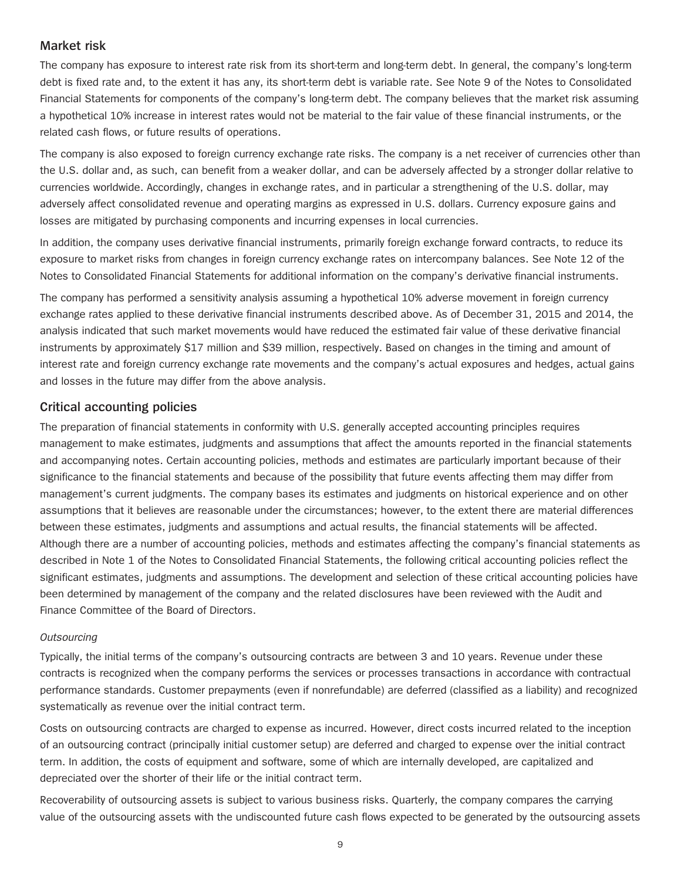## Market risk

The company has exposure to interest rate risk from its short-term and long-term debt. In general, the company's long-term debt is fixed rate and, to the extent it has any, its short-term debt is variable rate. See Note 9 of the Notes to Consolidated Financial Statements for components of the company's long-term debt. The company believes that the market risk assuming a hypothetical 10% increase in interest rates would not be material to the fair value of these financial instruments, or the related cash flows, or future results of operations.

The company is also exposed to foreign currency exchange rate risks. The company is a net receiver of currencies other than the U.S. dollar and, as such, can benefit from a weaker dollar, and can be adversely affected by a stronger dollar relative to currencies worldwide. Accordingly, changes in exchange rates, and in particular a strengthening of the U.S. dollar, may adversely affect consolidated revenue and operating margins as expressed in U.S. dollars. Currency exposure gains and losses are mitigated by purchasing components and incurring expenses in local currencies.

In addition, the company uses derivative financial instruments, primarily foreign exchange forward contracts, to reduce its exposure to market risks from changes in foreign currency exchange rates on intercompany balances. See Note 12 of the Notes to Consolidated Financial Statements for additional information on the company's derivative financial instruments.

The company has performed a sensitivity analysis assuming a hypothetical 10% adverse movement in foreign currency exchange rates applied to these derivative financial instruments described above. As of December 31, 2015 and 2014, the analysis indicated that such market movements would have reduced the estimated fair value of these derivative financial instruments by approximately $17 million and $39 million, respectively. Based on changes in the timing and amount of interest rate and foreign currency exchange rate movements and the company's actual exposures and hedges, actual gains and losses in the future may differ from the above analysis.

## Critical accounting policies

The preparation of financial statements in conformity with U.S. generally accepted accounting principles requires management to make estimates, judgments and assumptions that affect the amounts reported in the financial statements and accompanying notes. Certain accounting policies, methods and estimates are particularly important because of their significance to the financial statements and because of the possibility that future events affecting them may differ from management's current judgments. The company bases its estimates and judgments on historical experience and on other assumptions that it believes are reasonable under the circumstances; however, to the extent there are material differences between these estimates, judgments and assumptions and actual results, the financial statements will be affected. Although there are a number of accounting policies, methods and estimates affecting the company's financial statements as described in Note 1 of the Notes to Consolidated Financial Statements, the following critical accounting policies reflect the significant estimates, judgments and assumptions. The development and selection of these critical accounting policies have been determined by management of the company and the related disclosures have been reviewed with the Audit and Finance Committee of the Board of Directors.

*Outsourcing*

Typically, the initial terms of the company's outsourcing contracts are between 3 and 10 years. Revenue under these contracts is recognized when the company performs the services or processes transactions in accordance with contractual performance standards. Customer prepayments (even if nonrefundable) are deferred (classified as a liability) and recognized systematically as revenue over the initial contract term.

Costs on outsourcing contracts are charged to expense as incurred. However, direct costs incurred related to the inception of an outsourcing contract (principally initial customer setup) are deferred and charged to expense over the initial contract term. In addition, the costs of equipment and software, some of which are internally developed, are capitalized and depreciated over the shorter of their life or the initial contract term.

Recoverability of outsourcing assets is subject to various business risks. Quarterly, the company compares the carrying value of the outsourcing assets with the undiscounted future cash flows expected to be generated by the outsourcing assets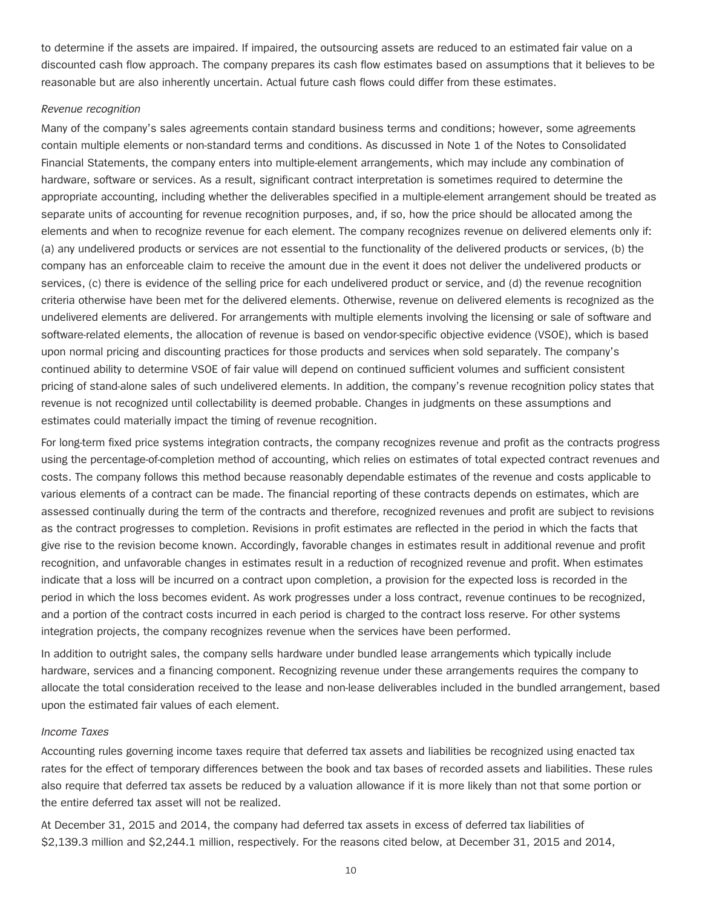to determine if the assets are impaired. If impaired, the outsourcing assets are reduced to an estimated fair value on a discounted cash flow approach. The company prepares its cash flow estimates based on assumptions that it believes to be reasonable but are also inherently uncertain. Actual future cash flows could differ from these estimates.

*Revenue recognition*

Many of the company's sales agreements contain standard business terms and conditions; however, some agreements contain multiple elements or non-standard terms and conditions. As discussed in Note 1 of the Notes to Consolidated Financial Statements, the company enters into multiple-element arrangements, which may include any combination of hardware, software or services. As a result, significant contract interpretation is sometimes required to determine the appropriate accounting, including whether the deliverables specified in a multiple-element arrangement should be treated as separate units of accounting for revenue recognition purposes, and, if so, how the price should be allocated among the elements and when to recognize revenue for each element. The company recognizes revenue on delivered elements only if: (a) any undelivered products or services are not essential to the functionality of the delivered products or services, (b) the company has an enforceable claim to receive the amount due in the event it does not deliver the undelivered products or services, (c) there is evidence of the selling price for each undelivered product or service, and (d) the revenue recognition criteria otherwise have been met for the delivered elements. Otherwise, revenue on delivered elements is recognized as the undelivered elements are delivered. For arrangements with multiple elements involving the licensing or sale of software and software-related elements, the allocation of revenue is based on vendor-specific objective evidence (VSOE), which is based upon normal pricing and discounting practices for those products and services when sold separately. The company's continued ability to determine VSOE of fair value will depend on continued sufficient volumes and sufficient consistent pricing of stand-alone sales of such undelivered elements. In addition, the company's revenue recognition policy states that revenue is not recognized until collectability is deemed probable. Changes in judgments on these assumptions and estimates could materially impact the timing of revenue recognition.

For long-term fixed price systems integration contracts, the company recognizes revenue and profit as the contracts progress using the percentage-of-completion method of accounting, which relies on estimates of total expected contract revenues and costs. The company follows this method because reasonably dependable estimates of the revenue and costs applicable to various elements of a contract can be made. The financial reporting of these contracts depends on estimates, which are assessed continually during the term of the contracts and therefore, recognized revenues and profit are subject to revisions as the contract progresses to completion. Revisions in profit estimates are reflected in the period in which the facts that give rise to the revision become known. Accordingly, favorable changes in estimates result in additional revenue and profit recognition, and unfavorable changes in estimates result in a reduction of recognized revenue and profit. When estimates indicate that a loss will be incurred on a contract upon completion, a provision for the expected loss is recorded in the period in which the loss becomes evident. As work progresses under a loss contract, revenue continues to be recognized, and a portion of the contract costs incurred in each period is charged to the contract loss reserve. For other systems integration projects, the company recognizes revenue when the services have been performed.

In addition to outright sales, the company sells hardware under bundled lease arrangements which typically include hardware, services and a financing component. Recognizing revenue under these arrangements requires the company to allocate the total consideration received to the lease and non-lease deliverables included in the bundled arrangement, based upon the estimated fair values of each element.

*Income Taxes*

Accounting rules governing income taxes require that deferred tax assets and liabilities be recognized using enacted tax rates for the effect of temporary differences between the book and tax bases of recorded assets and liabilities. These rules also require that deferred tax assets be reduced by a valuation allowance if it is more likely than not that some portion or the entire deferred tax asset will not be realized.

At December 31, 2015 and 2014, the company had deferred tax assets in excess of deferred tax liabilities of $2,139.3 million and $2,244.1 million, respectively. For the reasons cited below, at December 31, 2015 and 2014,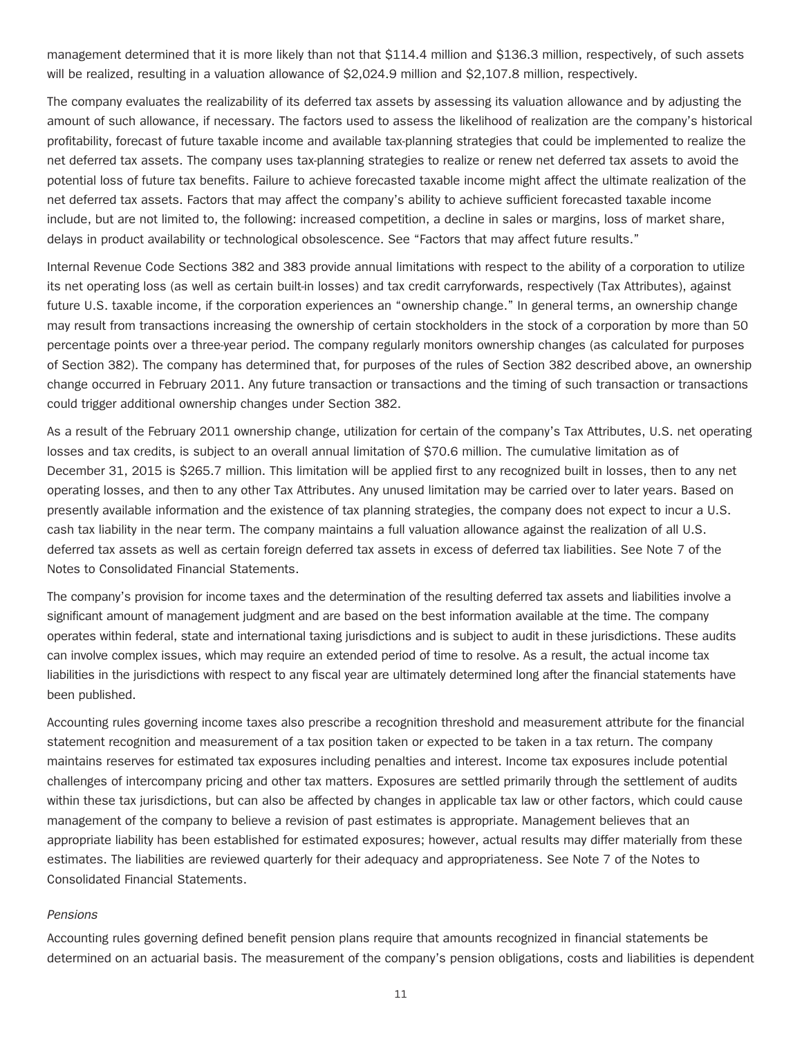management determined that it is more likely than not that $114.4 million and $136.3 million, respectively, of such assets will be realized, resulting in a valuation allowance of $2,024.9 million and $2,107.8 million, respectively.

The company evaluates the realizability of its deferred tax assets by assessing its valuation allowance and by adjusting the amount of such allowance, if necessary. The factors used to assess the likelihood of realization are the company's historical profitability, forecast of future taxable income and available tax-planning strategies that could be implemented to realize the net deferred tax assets. The company uses tax-planning strategies to realize or renew net deferred tax assets to avoid the potential loss of future tax benefits. Failure to achieve forecasted taxable income might affect the ultimate realization of the net deferred tax assets. Factors that may affect the company's ability to achieve sufficient forecasted taxable income include, but are not limited to, the following: increased competition, a decline in sales or margins, loss of market share, delays in product availability or technological obsolescence. See "Factors that may affect future results."

Internal Revenue Code Sections 382 and 383 provide annual limitations with respect to the ability of a corporation to utilize its net operating loss (as well as certain built-in losses) and tax credit carryforwards, respectively (Tax Attributes), against future U.S. taxable income, if the corporation experiences an "ownership change." In general terms, an ownership change may result from transactions increasing the ownership of certain stockholders in the stock of a corporation by more than 50 percentage points over a three-year period. The company regularly monitors ownership changes (as calculated for purposes of Section 382). The company has determined that, for purposes of the rules of Section 382 described above, an ownership change occurred in February 2011. Any future transaction or transactions and the timing of such transaction or transactions could trigger additional ownership changes under Section 382.

As a result of the February 2011 ownership change, utilization for certain of the company's Tax Attributes, U.S. net operating losses and tax credits, is subject to an overall annual limitation of $70.6 million. The cumulative limitation as of December 31, 2015 is $265.7 million. This limitation will be applied first to any recognized built in losses, then to any net operating losses, and then to any other Tax Attributes. Any unused limitation may be carried over to later years. Based on presently available information and the existence of tax planning strategies, the company does not expect to incur a U.S. cash tax liability in the near term. The company maintains a full valuation allowance against the realization of all U.S. deferred tax assets as well as certain foreign deferred tax assets in excess of deferred tax liabilities. See Note 7 of the Notes to Consolidated Financial Statements.

The company's provision for income taxes and the determination of the resulting deferred tax assets and liabilities involve a significant amount of management judgment and are based on the best information available at the time. The company operates within federal, state and international taxing jurisdictions and is subject to audit in these jurisdictions. These audits can involve complex issues, which may require an extended period of time to resolve. As a result, the actual income tax liabilities in the jurisdictions with respect to any fiscal year are ultimately determined long after the financial statements have been published.

Accounting rules governing income taxes also prescribe a recognition threshold and measurement attribute for the financial statement recognition and measurement of a tax position taken or expected to be taken in a tax return. The company maintains reserves for estimated tax exposures including penalties and interest. Income tax exposures include potential challenges of intercompany pricing and other tax matters. Exposures are settled primarily through the settlement of audits within these tax jurisdictions, but can also be affected by changes in applicable tax law or other factors, which could cause management of the company to believe a revision of past estimates is appropriate. Management believes that an appropriate liability has been established for estimated exposures; however, actual results may differ materially from these estimates. The liabilities are reviewed quarterly for their adequacy and appropriateness. See Note 7 of the Notes to Consolidated Financial Statements.

*Pensions*

Accounting rules governing defined benefit pension plans require that amounts recognized in financial statements be determined on an actuarial basis. The measurement of the company's pension obligations, costs and liabilities is dependent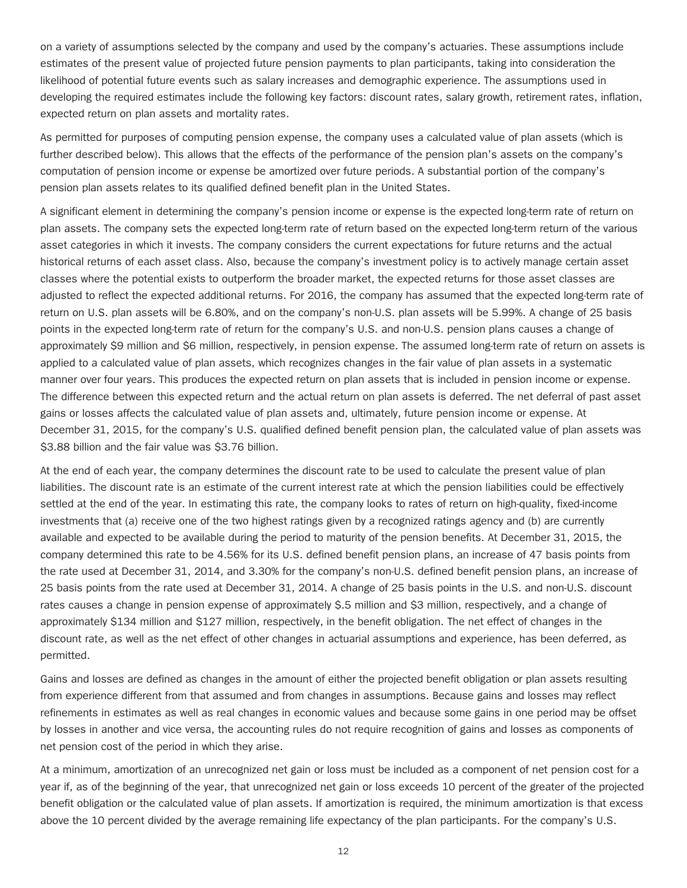on a variety of assumptions selected by the company and used by the company's actuaries. These assumptions include estimates of the present value of projected future pension payments to plan participants, taking into consideration the likelihood of potential future events such as salary increases and demographic experience. The assumptions used in developing the required estimates include the following key factors: discount rates, salary growth, retirement rates, inflation, expected return on plan assets and mortality rates.

As permitted for purposes of computing pension expense, the company uses a calculated value of plan assets (which is further described below). This allows that the effects of the performance of the pension plan's assets on the company's computation of pension income or expense be amortized over future periods. A substantial portion of the company's pension plan assets relates to its qualified defined benefit plan in the United States.

A significant element in determining the company's pension income or expense is the expected long-term rate of return on plan assets. The company sets the expected long-term rate of return based on the expected long-term return of the various asset categories in which it invests. The company considers the current expectations for future returns and the actual historical returns of each asset class. Also, because the company's investment policy is to actively manage certain asset classes where the potential exists to outperform the broader market, the expected returns for those asset classes are adjusted to reflect the expected additional returns. For 2016, the company has assumed that the expected long-term rate of return on U.S. plan assets will be 6.80%, and on the company's non-U.S. plan assets will be 5.99%. A change of 25 basis points in the expected long-term rate of return for the company's U.S. and non-U.S. pension plans causes a change of approximately $9 million and $6 million, respectively, in pension expense. The assumed long-term rate of return on assets is applied to a calculated value of plan assets, which recognizes changes in the fair value of plan assets in a systematic manner over four years. This produces the expected return on plan assets that is included in pension income or expense. The difference between this expected return and the actual return on plan assets is deferred. The net deferral of past asset gains or losses affects the calculated value of plan assets and, ultimately, future pension income or expense. At December 31, 2015, for the company's U.S. qualified defined benefit pension plan, the calculated value of plan assets was $3.88 billion and the fair value was $3.76 billion.

At the end of each year, the company determines the discount rate to be used to calculate the present value of plan liabilities. The discount rate is an estimate of the current interest rate at which the pension liabilities could be effectively settled at the end of the year. In estimating this rate, the company looks to rates of return on high-quality, fixed-income investments that (a) receive one of the two highest ratings given by a recognized ratings agency and (b) are currently available and expected to be available during the period to maturity of the pension benefits. At December 31, 2015, the company determined this rate to be 4.56% for its U.S. defined benefit pension plans, an increase of 47 basis points from the rate used at December 31, 2014, and 3.30% for the company's non-U.S. defined benefit pension plans, an increase of 25 basis points from the rate used at December 31, 2014. A change of 25 basis points in the U.S. and non-U.S. discount rates causes a change in pension expense of approximately $.5 million and $3 million, respectively, and a change of approximately $134 million and $127 million, respectively, in the benefit obligation. The net effect of changes in the discount rate, as well as the net effect of other changes in actuarial assumptions and experience, has been deferred, as permitted.

Gains and losses are defined as changes in the amount of either the projected benefit obligation or plan assets resulting from experience different from that assumed and from changes in assumptions. Because gains and losses may reflect refinements in estimates as well as real changes in economic values and because some gains in one period may be offset by losses in another and vice versa, the accounting rules do not require recognition of gains and losses as components of net pension cost of the period in which they arise.

At a minimum, amortization of an unrecognized net gain or loss must be included as a component of net pension cost for a year if, as of the beginning of the year, that unrecognized net gain or loss exceeds 10 percent of the greater of the projected benefit obligation or the calculated value of plan assets. If amortization is required, the minimum amortization is that excess above the 10 percent divided by the average remaining life expectancy of the plan participants. For the company's U.S.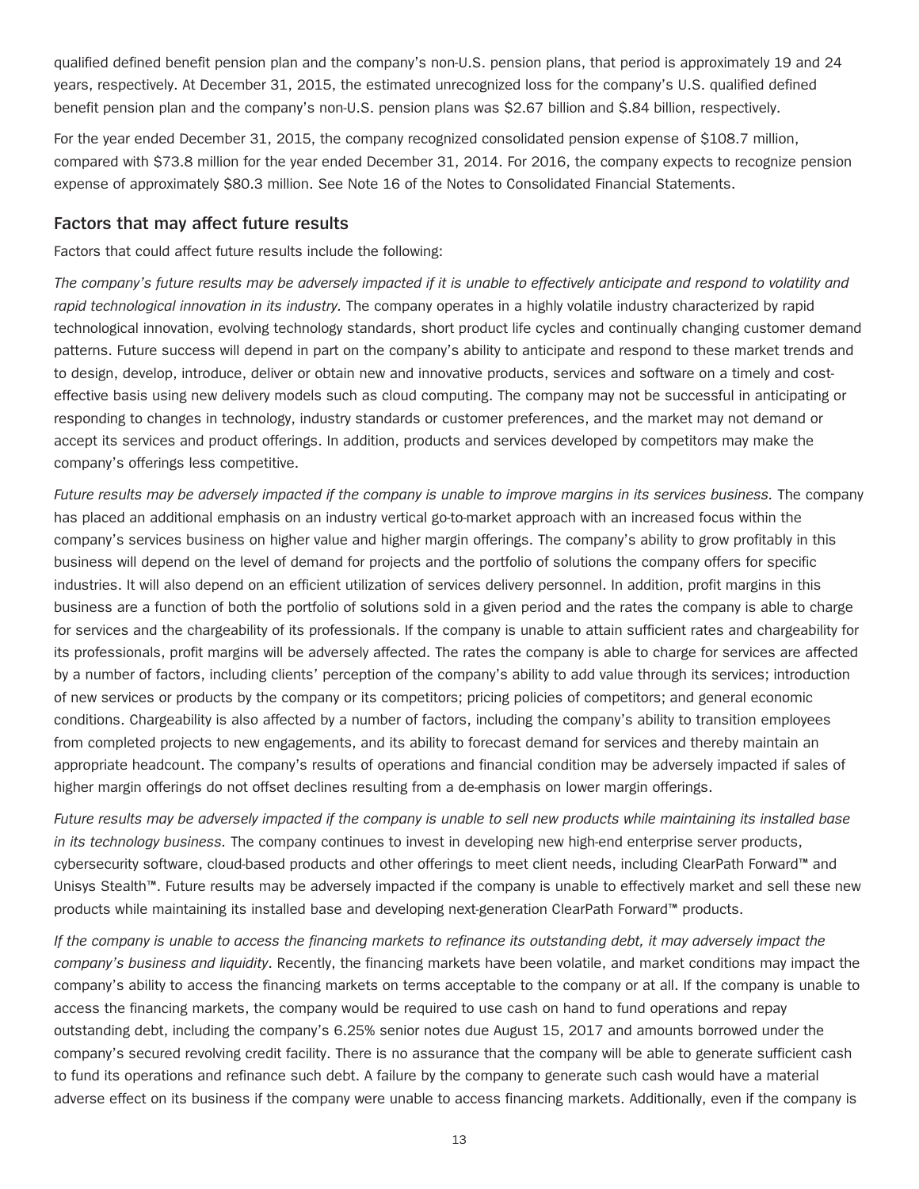qualified defined benefit pension plan and the company's non-U.S. pension plans, that period is approximately 19 and 24 years, respectively. At December 31, 2015, the estimated unrecognized loss for the company's U.S. qualified defined benefit pension plan and the company's non-U.S. pension plans was $2.67 billion and $.84 billion, respectively.

For the year ended December 31, 2015, the company recognized consolidated pension expense of $108.7 million, compared with $73.8 million for the year ended December 31, 2014. For 2016, the company expects to recognize pension expense of approximately $80.3 million. See Note 16 of the Notes to Consolidated Financial Statements.

## Factors that may affect future results

Factors that could affect future results include the following:

*The company's future results may be adversely impacted if it is unable to effectively anticipate and respond to volatility and rapid technological innovation in its industry.* The company operates in a highly volatile industry characterized by rapid technological innovation, evolving technology standards, short product life cycles and continually changing customer demand patterns. Future success will depend in part on the company's ability to anticipate and respond to these market trends and to design, develop, introduce, deliver or obtain new and innovative products, services and software on a timely and cost-effective basis using new delivery models such as cloud computing. The company may not be successful in anticipating or responding to changes in technology, industry standards or customer preferences, and the market may not demand or accept its services and product offerings. In addition, products and services developed by competitors may make the company's offerings less competitive.

*Future results may be adversely impacted if the company is unable to improve margins in its services business.* The company has placed an additional emphasis on an industry vertical go-to-market approach with an increased focus within the company's services business on higher value and higher margin offerings. The company's ability to grow profitably in this business will depend on the level of demand for projects and the portfolio of solutions the company offers for specific industries. It will also depend on an efficient utilization of services delivery personnel. In addition, profit margins in this business are a function of both the portfolio of solutions sold in a given period and the rates the company is able to charge for services and the chargeability of its professionals. If the company is unable to attain sufficient rates and chargeability for its professionals, profit margins will be adversely affected. The rates the company is able to charge for services are affected by a number of factors, including clients' perception of the company's ability to add value through its services; introduction of new services or products by the company or its competitors; pricing policies of competitors; and general economic conditions. Chargeability is also affected by a number of factors, including the company's ability to transition employees from completed projects to new engagements, and its ability to forecast demand for services and thereby maintain an appropriate headcount. The company's results of operations and financial condition may be adversely impacted if sales of higher margin offerings do not offset declines resulting from a de-emphasis on lower margin offerings.

*Future results may be adversely impacted if the company is unable to sell new products while maintaining its installed base in its technology business.* The company continues to invest in developing new high-end enterprise server products, cybersecurity software, cloud-based products and other offerings to meet client needs, including ClearPath Forward™ and Unisys Stealth™. Future results may be adversely impacted if the company is unable to effectively market and sell these new products while maintaining its installed base and developing next-generation ClearPath Forward™ products.

*If the company is unable to access the financing markets to refinance its outstanding debt, it may adversely impact the company's business and liquidity*. Recently, the financing markets have been volatile, and market conditions may impact the company's ability to access the financing markets on terms acceptable to the company or at all. If the company is unable to access the financing markets, the company would be required to use cash on hand to fund operations and repay outstanding debt, including the company's 6.25% senior notes due August 15, 2017 and amounts borrowed under the company's secured revolving credit facility. There is no assurance that the company will be able to generate sufficient cash to fund its operations and refinance such debt. A failure by the company to generate such cash would have a material adverse effect on its business if the company were unable to access financing markets. Additionally, even if the company is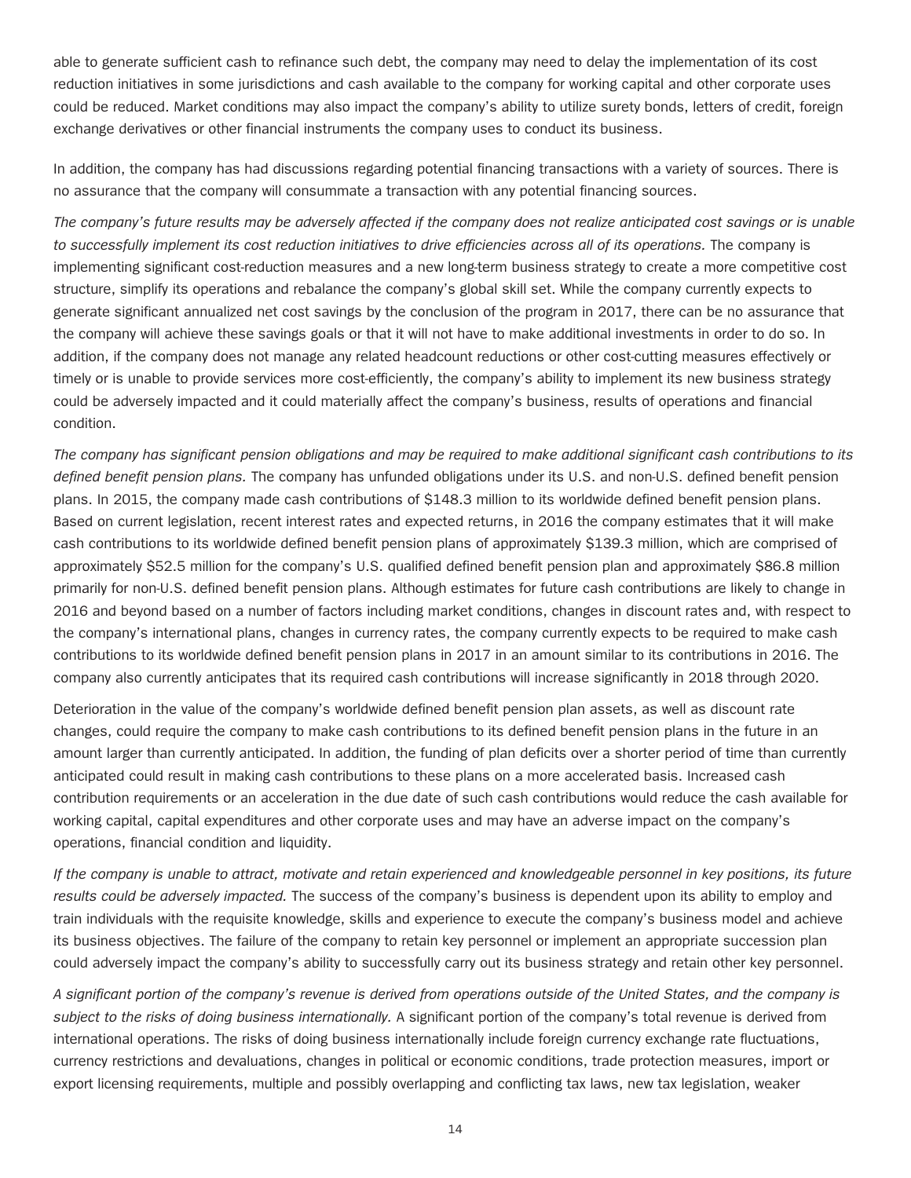able to generate sufficient cash to refinance such debt, the company may need to delay the implementation of its cost reduction initiatives in some jurisdictions and cash available to the company for working capital and other corporate uses could be reduced. Market conditions may also impact the company's ability to utilize surety bonds, letters of credit, foreign exchange derivatives or other financial instruments the company uses to conduct its business.

In addition, the company has had discussions regarding potential financing transactions with a variety of sources. There is no assurance that the company will consummate a transaction with any potential financing sources.

*The company's future results may be adversely affected if the company does not realize anticipated cost savings or is unable to successfully implement its cost reduction initiatives to drive efficiencies across all of its operations.* The company is implementing significant cost-reduction measures and a new long-term business strategy to create a more competitive cost structure, simplify its operations and rebalance the company's global skill set. While the company currently expects to generate significant annualized net cost savings by the conclusion of the program in 2017, there can be no assurance that the company will achieve these savings goals or that it will not have to make additional investments in order to do so. In addition, if the company does not manage any related headcount reductions or other cost-cutting measures effectively or timely or is unable to provide services more cost-efficiently, the company's ability to implement its new business strategy could be adversely impacted and it could materially affect the company's business, results of operations and financial condition.

*The company has significant pension obligations and may be required to make additional significant cash contributions to its defined benefit pension plans.* The company has unfunded obligations under its U.S. and non-U.S. defined benefit pension plans. In 2015, the company made cash contributions of $148.3 million to its worldwide defined benefit pension plans. Based on current legislation, recent interest rates and expected returns, in 2016 the company estimates that it will make cash contributions to its worldwide defined benefit pension plans of approximately $139.3 million, which are comprised of approximately $52.5 million for the company's U.S. qualified defined benefit pension plan and approximately $86.8 million primarily for non-U.S. defined benefit pension plans. Although estimates for future cash contributions are likely to change in 2016 and beyond based on a number of factors including market conditions, changes in discount rates and, with respect to the company's international plans, changes in currency rates, the company currently expects to be required to make cash contributions to its worldwide defined benefit pension plans in 2017 in an amount similar to its contributions in 2016. The company also currently anticipates that its required cash contributions will increase significantly in 2018 through 2020.

Deterioration in the value of the company's worldwide defined benefit pension plan assets, as well as discount rate changes, could require the company to make cash contributions to its defined benefit pension plans in the future in an amount larger than currently anticipated. In addition, the funding of plan deficits over a shorter period of time than currently anticipated could result in making cash contributions to these plans on a more accelerated basis. Increased cash contribution requirements or an acceleration in the due date of such cash contributions would reduce the cash available for working capital, capital expenditures and other corporate uses and may have an adverse impact on the company's operations, financial condition and liquidity.

*If the company is unable to attract, motivate and retain experienced and knowledgeable personnel in key positions, its future results could be adversely impacted.* The success of the company's business is dependent upon its ability to employ and train individuals with the requisite knowledge, skills and experience to execute the company's business model and achieve its business objectives. The failure of the company to retain key personnel or implement an appropriate succession plan could adversely impact the company's ability to successfully carry out its business strategy and retain other key personnel.

*A significant portion of the company's revenue is derived from operations outside of the United States, and the company is subject to the risks of doing business internationally.* A significant portion of the company's total revenue is derived from international operations. The risks of doing business internationally include foreign currency exchange rate fluctuations, currency restrictions and devaluations, changes in political or economic conditions, trade protection measures, import or export licensing requirements, multiple and possibly overlapping and conflicting tax laws, new tax legislation, weaker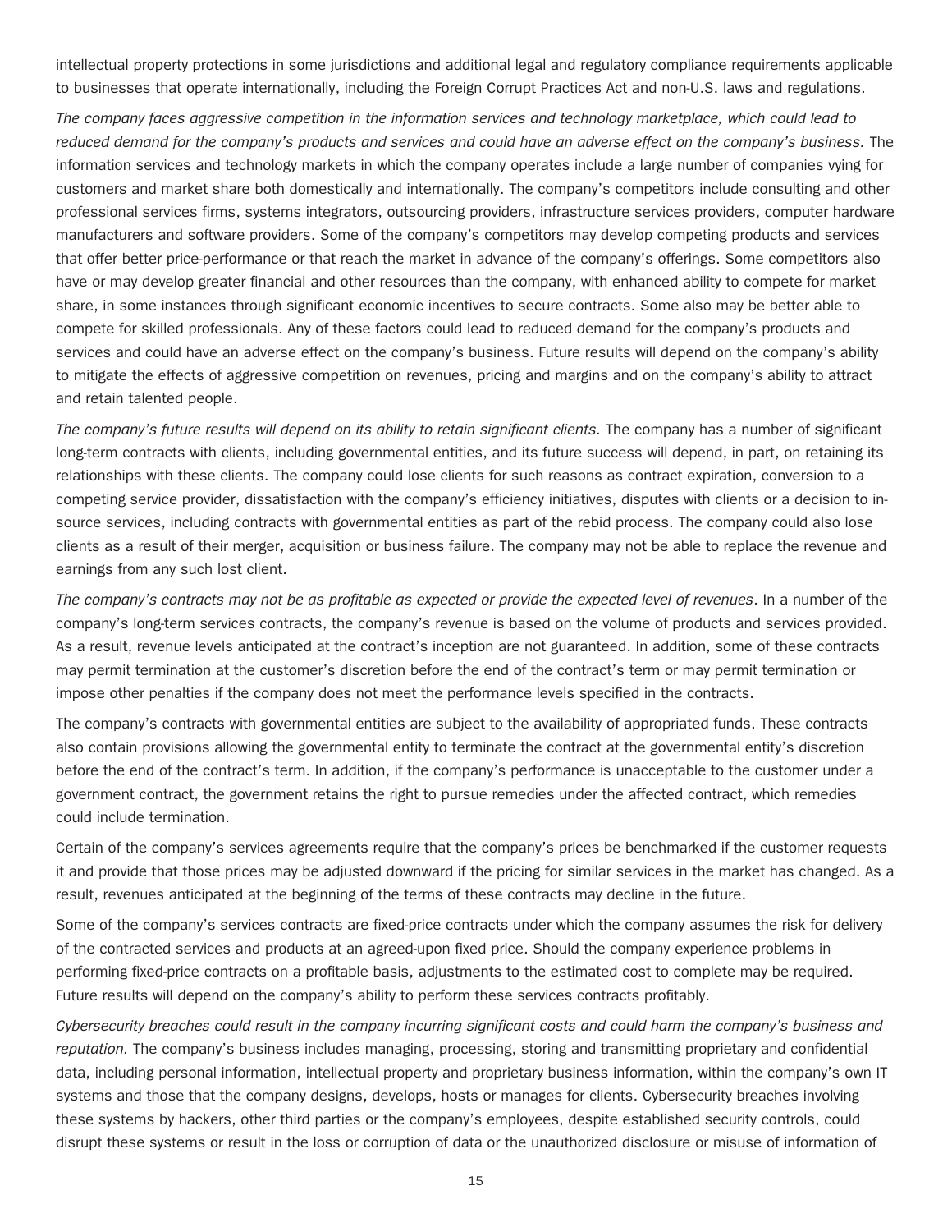intellectual property protections in some jurisdictions and additional legal and regulatory compliance requirements applicable to businesses that operate internationally, including the Foreign Corrupt Practices Act and non-U.S. laws and regulations.

*The company faces aggressive competition in the information services and technology marketplace, which could lead to reduced demand for the company's products and services and could have an adverse effect on the company's business.* The information services and technology markets in which the company operates include a large number of companies vying for customers and market share both domestically and internationally. The company's competitors include consulting and other professional services firms, systems integrators, outsourcing providers, infrastructure services providers, computer hardware manufacturers and software providers. Some of the company's competitors may develop competing products and services that offer better price-performance or that reach the market in advance of the company's offerings. Some competitors also have or may develop greater financial and other resources than the company, with enhanced ability to compete for market share, in some instances through significant economic incentives to secure contracts. Some also may be better able to compete for skilled professionals. Any of these factors could lead to reduced demand for the company's products and services and could have an adverse effect on the company's business. Future results will depend on the company's ability to mitigate the effects of aggressive competition on revenues, pricing and margins and on the company's ability to attract and retain talented people.

*The company's future results will depend on its ability to retain significant clients.* The company has a number of significant long-term contracts with clients, including governmental entities, and its future success will depend, in part, on retaining its relationships with these clients. The company could lose clients for such reasons as contract expiration, conversion to a competing service provider, dissatisfaction with the company's efficiency initiatives, disputes with clients or a decision to in-source services, including contracts with governmental entities as part of the rebid process. The company could also lose clients as a result of their merger, acquisition or business failure. The company may not be able to replace the revenue and earnings from any such lost client.

*The company's contracts may not be as profitable as expected or provide the expected level of revenues*. In a number of the company's long-term services contracts, the company's revenue is based on the volume of products and services provided. As a result, revenue levels anticipated at the contract's inception are not guaranteed. In addition, some of these contracts may permit termination at the customer's discretion before the end of the contract's term or may permit termination or impose other penalties if the company does not meet the performance levels specified in the contracts.

The company's contracts with governmental entities are subject to the availability of appropriated funds. These contracts also contain provisions allowing the governmental entity to terminate the contract at the governmental entity's discretion before the end of the contract's term. In addition, if the company's performance is unacceptable to the customer under a government contract, the government retains the right to pursue remedies under the affected contract, which remedies could include termination.

Certain of the company's services agreements require that the company's prices be benchmarked if the customer requests it and provide that those prices may be adjusted downward if the pricing for similar services in the market has changed. As a result, revenues anticipated at the beginning of the terms of these contracts may decline in the future.

Some of the company's services contracts are fixed-price contracts under which the company assumes the risk for delivery of the contracted services and products at an agreed-upon fixed price. Should the company experience problems in performing fixed-price contracts on a profitable basis, adjustments to the estimated cost to complete may be required. Future results will depend on the company's ability to perform these services contracts profitably.

*Cybersecurity breaches could result in the company incurring significant costs and could harm the company's business and reputation.* The company's business includes managing, processing, storing and transmitting proprietary and confidential data, including personal information, intellectual property and proprietary business information, within the company's own IT systems and those that the company designs, develops, hosts or manages for clients. Cybersecurity breaches involving these systems by hackers, other third parties or the company's employees, despite established security controls, could disrupt these systems or result in the loss or corruption of data or the unauthorized disclosure or misuse of information of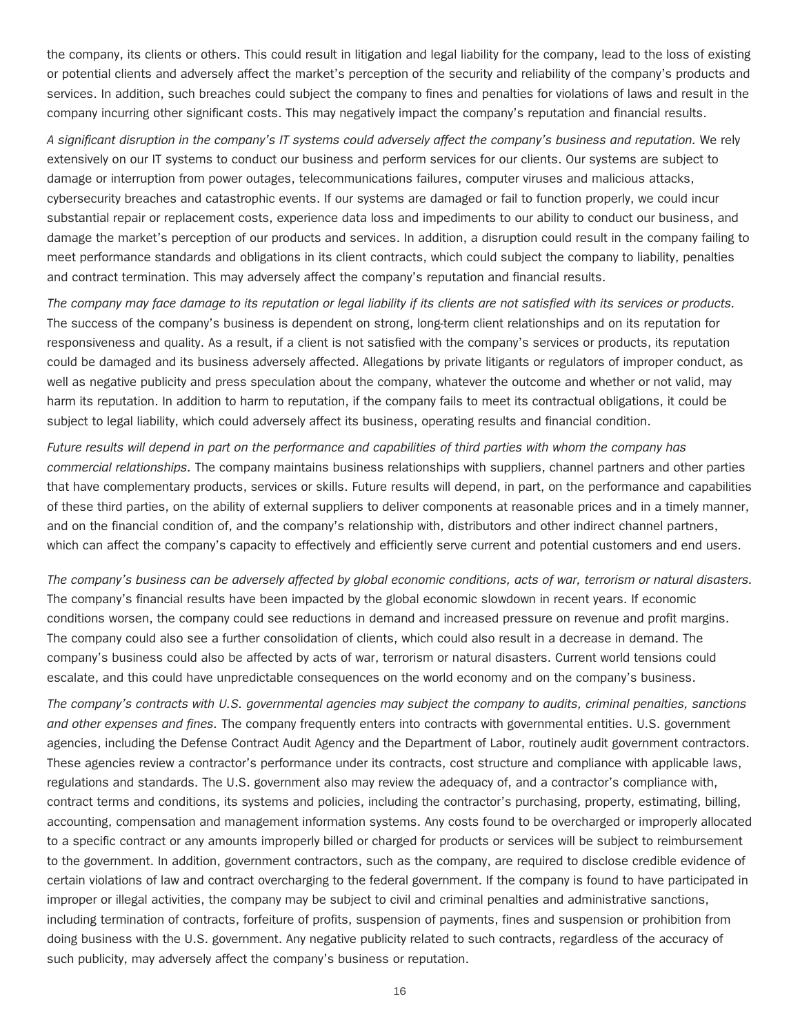the company, its clients or others. This could result in litigation and legal liability for the company, lead to the loss of existing or potential clients and adversely affect the market's perception of the security and reliability of the company's products and services. In addition, such breaches could subject the company to fines and penalties for violations of laws and result in the company incurring other significant costs. This may negatively impact the company's reputation and financial results.

*A significant disruption in the company's IT systems could adversely affect the company's business and reputation.* We rely extensively on our IT systems to conduct our business and perform services for our clients. Our systems are subject to damage or interruption from power outages, telecommunications failures, computer viruses and malicious attacks, cybersecurity breaches and catastrophic events. If our systems are damaged or fail to function properly, we could incur substantial repair or replacement costs, experience data loss and impediments to our ability to conduct our business, and damage the market's perception of our products and services. In addition, a disruption could result in the company failing to meet performance standards and obligations in its client contracts, which could subject the company to liability, penalties and contract termination. This may adversely affect the company's reputation and financial results.

*The company may face damage to its reputation or legal liability if its clients are not satisfied with its services or products.* The success of the company's business is dependent on strong, long-term client relationships and on its reputation for responsiveness and quality. As a result, if a client is not satisfied with the company's services or products, its reputation could be damaged and its business adversely affected. Allegations by private litigants or regulators of improper conduct, as well as negative publicity and press speculation about the company, whatever the outcome and whether or not valid, may harm its reputation. In addition to harm to reputation, if the company fails to meet its contractual obligations, it could be subject to legal liability, which could adversely affect its business, operating results and financial condition.

*Future results will depend in part on the performance and capabilities of third parties with whom the company has commercial relationships.* The company maintains business relationships with suppliers, channel partners and other parties that have complementary products, services or skills. Future results will depend, in part, on the performance and capabilities of these third parties, on the ability of external suppliers to deliver components at reasonable prices and in a timely manner, and on the financial condition of, and the company's relationship with, distributors and other indirect channel partners, which can affect the company's capacity to effectively and efficiently serve current and potential customers and end users.

*The company's business can be adversely affected by global economic conditions, acts of war, terrorism or natural disasters.* The company's financial results have been impacted by the global economic slowdown in recent years. If economic conditions worsen, the company could see reductions in demand and increased pressure on revenue and profit margins. The company could also see a further consolidation of clients, which could also result in a decrease in demand. The company's business could also be affected by acts of war, terrorism or natural disasters. Current world tensions could escalate, and this could have unpredictable consequences on the world economy and on the company's business.

*The company's contracts with U.S. governmental agencies may subject the company to audits, criminal penalties, sanctions and other expenses and fines.* The company frequently enters into contracts with governmental entities. U.S. government agencies, including the Defense Contract Audit Agency and the Department of Labor, routinely audit government contractors. These agencies review a contractor's performance under its contracts, cost structure and compliance with applicable laws, regulations and standards. The U.S. government also may review the adequacy of, and a contractor's compliance with, contract terms and conditions, its systems and policies, including the contractor's purchasing, property, estimating, billing, accounting, compensation and management information systems. Any costs found to be overcharged or improperly allocated to a specific contract or any amounts improperly billed or charged for products or services will be subject to reimbursement to the government. In addition, government contractors, such as the company, are required to disclose credible evidence of certain violations of law and contract overcharging to the federal government. If the company is found to have participated in improper or illegal activities, the company may be subject to civil and criminal penalties and administrative sanctions, including termination of contracts, forfeiture of profits, suspension of payments, fines and suspension or prohibition from doing business with the U.S. government. Any negative publicity related to such contracts, regardless of the accuracy of such publicity, may adversely affect the company's business or reputation.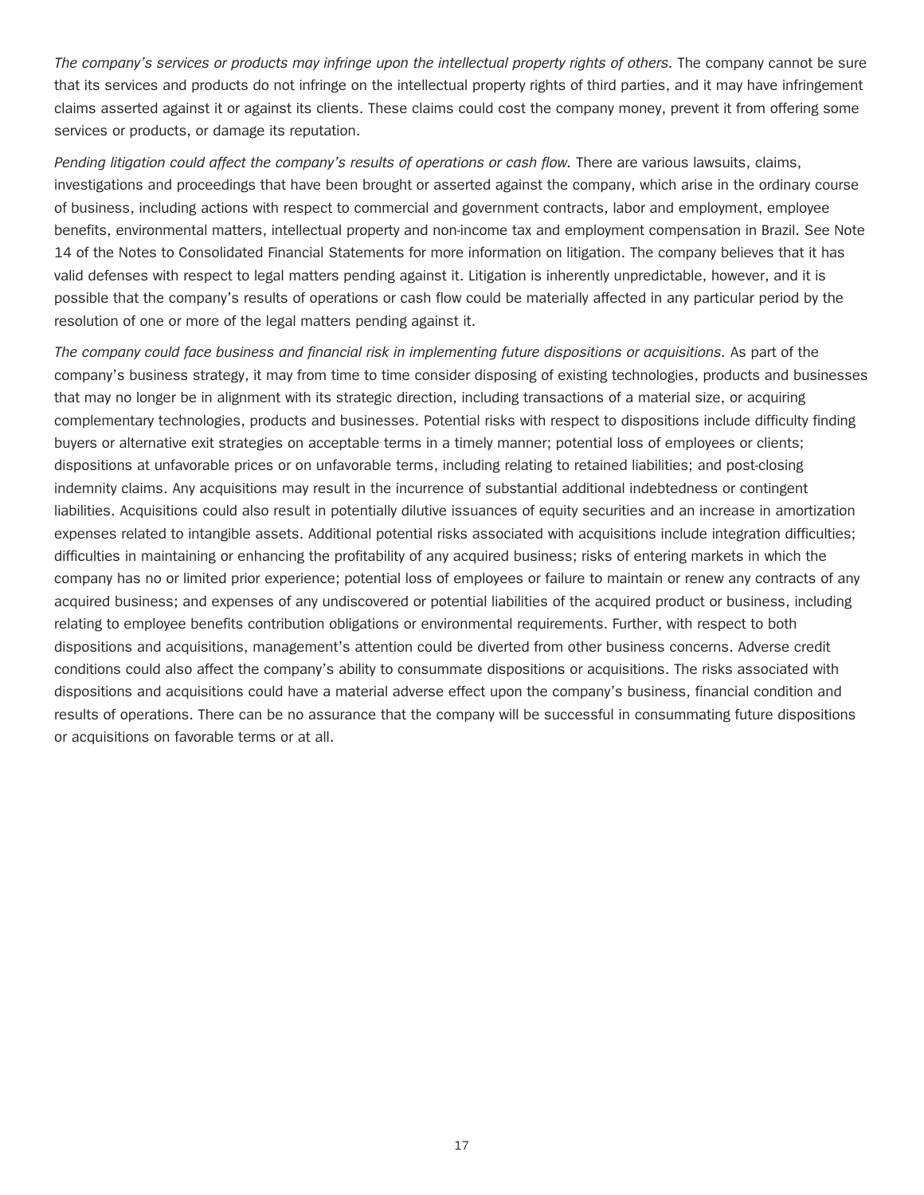*The company's services or products may infringe upon the intellectual property rights of others.* The company cannot be sure that its services and products do not infringe on the intellectual property rights of third parties, and it may have infringement claims asserted against it or against its clients. These claims could cost the company money, prevent it from offering some services or products, or damage its reputation.

*Pending litigation could affect the company's results of operations or cash flow.* There are various lawsuits, claims, investigations and proceedings that have been brought or asserted against the company, which arise in the ordinary course of business, including actions with respect to commercial and government contracts, labor and employment, employee benefits, environmental matters, intellectual property and non-income tax and employment compensation in Brazil. See Note 14 of the Notes to Consolidated Financial Statements for more information on litigation. The company believes that it has valid defenses with respect to legal matters pending against it. Litigation is inherently unpredictable, however, and it is possible that the company's results of operations or cash flow could be materially affected in any particular period by the resolution of one or more of the legal matters pending against it.

*The company could face business and financial risk in implementing future dispositions or acquisitions.* As part of the company's business strategy, it may from time to time consider disposing of existing technologies, products and businesses that may no longer be in alignment with its strategic direction, including transactions of a material size, or acquiring complementary technologies, products and businesses. Potential risks with respect to dispositions include difficulty finding buyers or alternative exit strategies on acceptable terms in a timely manner; potential loss of employees or clients; dispositions at unfavorable prices or on unfavorable terms, including relating to retained liabilities; and post-closing indemnity claims. Any acquisitions may result in the incurrence of substantial additional indebtedness or contingent liabilities. Acquisitions could also result in potentially dilutive issuances of equity securities and an increase in amortization expenses related to intangible assets. Additional potential risks associated with acquisitions include integration difficulties; difficulties in maintaining or enhancing the profitability of any acquired business; risks of entering markets in which the company has no or limited prior experience; potential loss of employees or failure to maintain or renew any contracts of any acquired business; and expenses of any undiscovered or potential liabilities of the acquired product or business, including relating to employee benefits contribution obligations or environmental requirements. Further, with respect to both dispositions and acquisitions, management's attention could be diverted from other business concerns. Adverse credit conditions could also affect the company's ability to consummate dispositions or acquisitions. The risks associated with dispositions and acquisitions could have a material adverse effect upon the company's business, financial condition and results of operations. There can be no assurance that the company will be successful in consummating future dispositions or acquisitions on favorable terms or at all.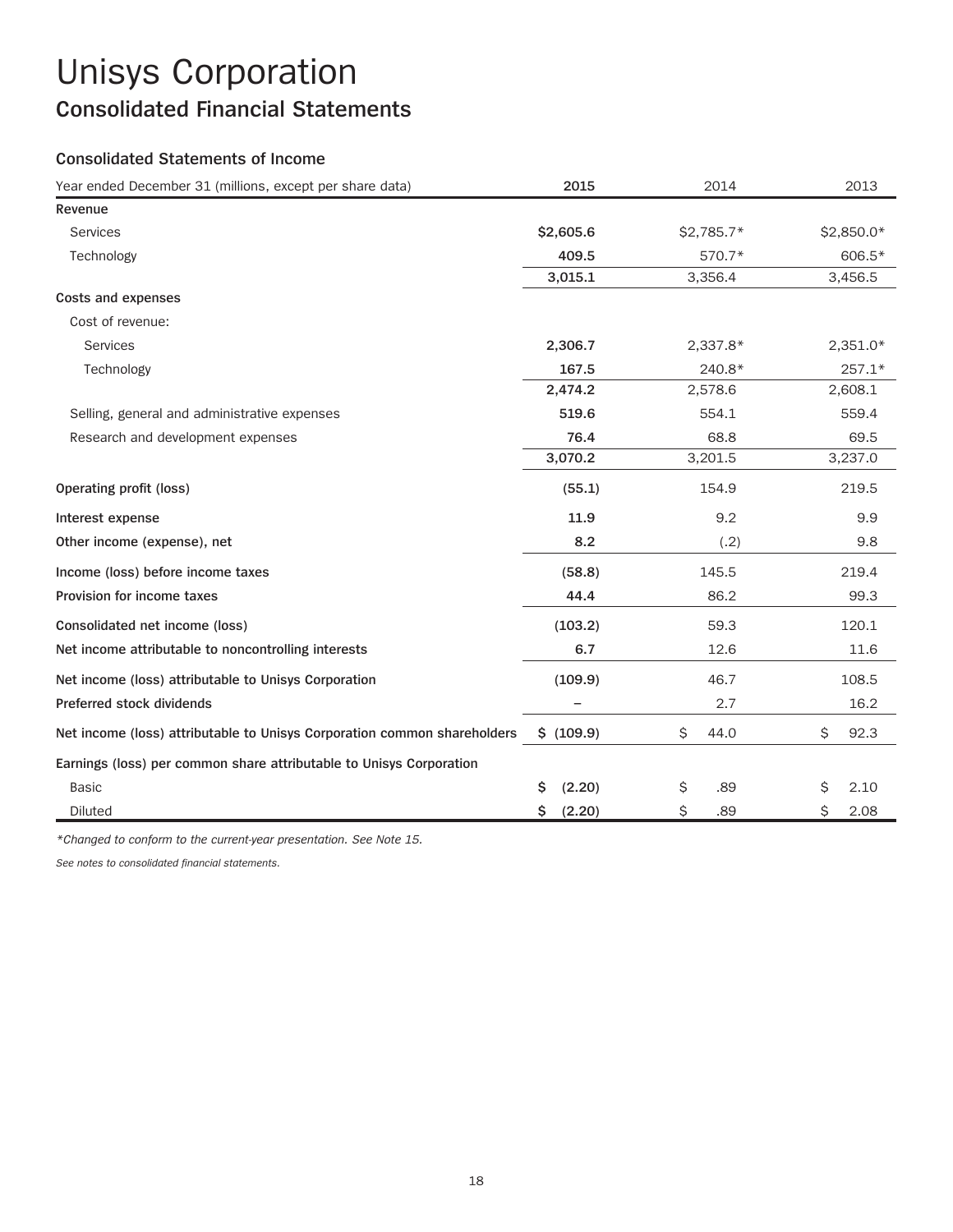# Unisys Corporation

## Consolidated Financial Statements

### Consolidated Statements of Income

| Year ended December 31 (millions, except per share data) | 2015 | 2014 | 2013 |
|---|---|---|---|
| **Revenue** | | | |
| Services | **$2,605.6** | $2,785.7* | $2,850.0* |
| Technology | **409.5** | 570.7* | 606.5* |
| | **3,015.1** | 3,356.4 | 3,456.5 |
| **Costs and expenses** | | | |
| Cost of revenue: | | | |
| Services | **2,306.7** | 2,337.8* | 2,351.0* |
| Technology | **167.5** | 240.8* | 257.1* |
| | **2,474.2** | 2,578.6 | 2,608.1 |
| Selling, general and administrative expenses | **519.6** | 554.1 | 559.4 |
| Research and development expenses | **76.4** | 68.8 | 69.5 |
| | **3,070.2** | 3,201.5 | 3,237.0 |
| **Operating profit (loss)** | **(55.1)** | 154.9 | 219.5 |
| **Interest expense** | **11.9** | 9.2 | 9.9 |
| **Other income (expense), net** | **8.2** | (.2) | 9.8 |
| **Income (loss) before income taxes** | **(58.8)** | 145.5 | 219.4 |
| **Provision for income taxes** | **44.4** | 86.2 | 99.3 |
| **Consolidated net income (loss)** | **(103.2)** | 59.3 | 120.1 |
| **Net income attributable to noncontrolling interests** | **6.7** | 12.6 | 11.6 |
| **Net income (loss) attributable to Unisys Corporation** | **(109.9)** | 46.7 | 108.5 |
| **Preferred stock dividends** | **–** | 2.7 | 16.2 |
| **Net income (loss) attributable to Unisys Corporation common shareholders** | **$ (109.9)** | $ 44.0 | $ 92.3 |
| **Earnings (loss) per common share attributable to Unisys Corporation** | | | |
| Basic | **$ (2.20)** | $ .89 | $ 2.10 |
| Diluted | **$ (2.20)** | $ .89 | $ 2.08 |

*\*Changed to conform to the current-year presentation. See Note 15.*

*See notes to consolidated financial statements.*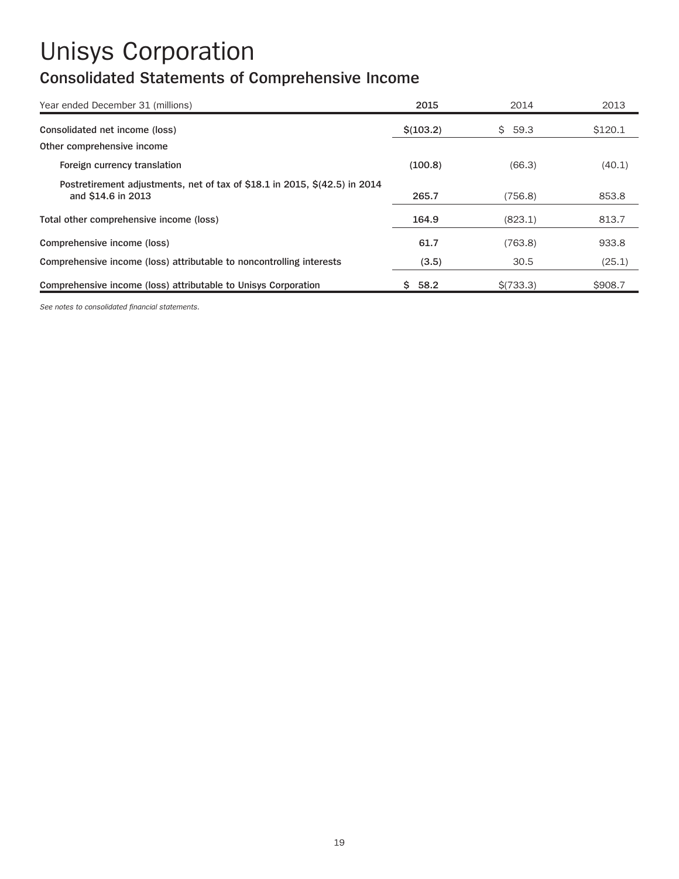# Unisys Corporation

## Consolidated Statements of Comprehensive Income

| Year ended December 31 (millions) | 2015 | 2014 | 2013 |
|---|---|---|---|
| **Consolidated net income (loss)** | **$(103.2)** | $ 59.3 | $120.1 |
| **Other comprehensive income** | | | |
| Foreign currency translation | **(100.8)** | (66.3) | (40.1) |
| Postretirement adjustments, net of tax of $18.1 in 2015, $(42.5) in 2014 and $14.6 in 2013 | **265.7** | (756.8) | 853.8 |
| **Total other comprehensive income (loss)** | **164.9** | (823.1) | 813.7 |
| **Comprehensive income (loss)** | **61.7** | (763.8) | 933.8 |
| **Comprehensive income (loss) attributable to noncontrolling interests** | **(3.5)** | 30.5 | (25.1) |
| **Comprehensive income (loss) attributable to Unisys Corporation** | **$ 58.2** | $(733.3) | $908.7 |

*See notes to consolidated financial statements.*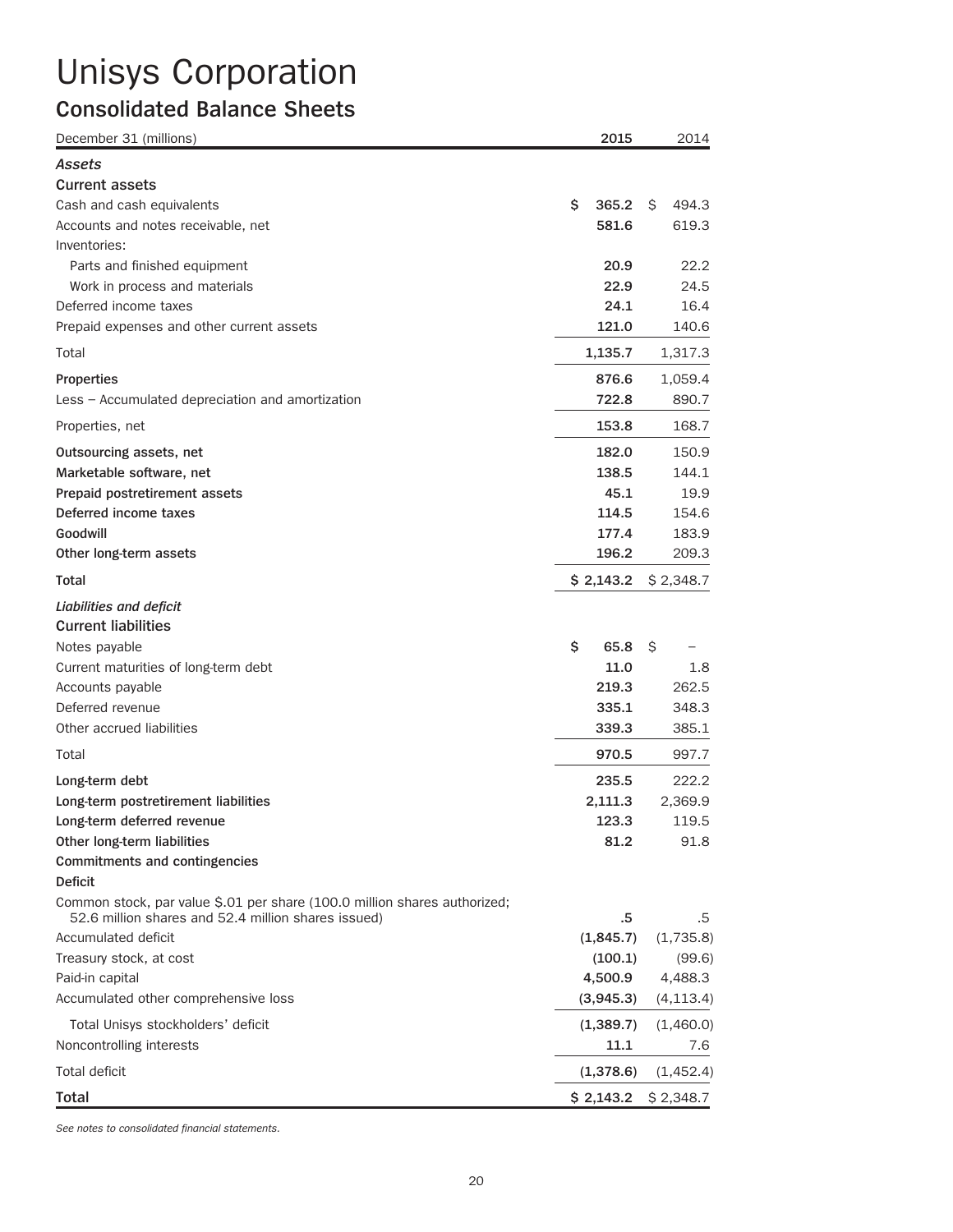# Unisys Corporation

## Consolidated Balance Sheets

| December 31 (millions) | 2015 | 2014 |
| --- | --- | --- |
| ***Assets*** | | |
| **Current assets** | | |
| Cash and cash equivalents | $ 365.2 | $ 494.3 |
| Accounts and notes receivable, net | 581.6 | 619.3 |
| Inventories: | | |
| Parts and finished equipment | 20.9 | 22.2 |
| Work in process and materials | 22.9 | 24.5 |
| Deferred income taxes | 24.1 | 16.4 |
| Prepaid expenses and other current assets | 121.0 | 140.6 |
| Total | 1,135.7 | 1,317.3 |
| **Properties** | 876.6 | 1,059.4 |
| Less – Accumulated depreciation and amortization | 722.8 | 890.7 |
| Properties, net | 153.8 | 168.7 |
| **Outsourcing assets, net** | 182.0 | 150.9 |
| **Marketable software, net** | 138.5 | 144.1 |
| **Prepaid postretirement assets** | 45.1 | 19.9 |
| **Deferred income taxes** | 114.5 | 154.6 |
| **Goodwill** | 177.4 | 183.9 |
| **Other long-term assets** | 196.2 | 209.3 |
| **Total** | $ 2,143.2 | $ 2,348.7 |
| ***Liabilities and deficit*** | | |
| **Current liabilities** | | |
| Notes payable | $ 65.8 | $ – |
| Current maturities of long-term debt | 11.0 | 1.8 |
| Accounts payable | 219.3 | 262.5 |
| Deferred revenue | 335.1 | 348.3 |
| Other accrued liabilities | 339.3 | 385.1 |
| Total | 970.5 | 997.7 |
| **Long-term debt** | 235.5 | 222.2 |
| **Long-term postretirement liabilities** | 2,111.3 | 2,369.9 |
| **Long-term deferred revenue** | 123.3 | 119.5 |
| **Other long-term liabilities** | 81.2 | 91.8 |
| **Commitments and contingencies** | | |
| **Deficit** | | |
| Common stock, par value $.01 per share (100.0 million shares authorized; 52.6 million shares and 52.4 million shares issued) | .5 | .5 |
| Accumulated deficit | (1,845.7) | (1,735.8) |
| Treasury stock, at cost | (100.1) | (99.6) |
| Paid-in capital | 4,500.9 | 4,488.3 |
| Accumulated other comprehensive loss | (3,945.3) | (4,113.4) |
| Total Unisys stockholders' deficit | (1,389.7) | (1,460.0) |
| Noncontrolling interests | 11.1 | 7.6 |
| Total deficit | (1,378.6) | (1,452.4) |
| **Total** | $ 2,143.2 | $ 2,348.7 |

*See notes to consolidated financial statements.*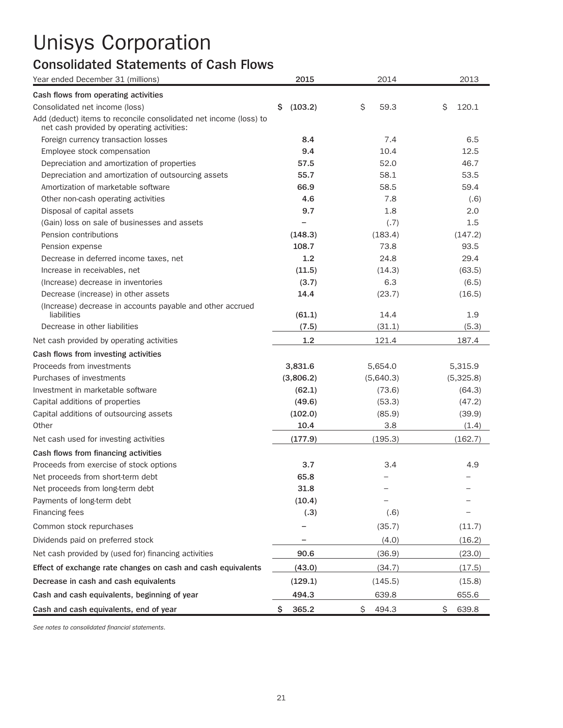# Unisys Corporation

## Consolidated Statements of Cash Flows

| Year ended December 31 (millions) | 2015 | 2014 | 2013 |
|---|---|---|---|
| **Cash flows from operating activities** | | | |
| Consolidated net income (loss) | $ (103.2) | $ 59.3 | $ 120.1 |
| Add (deduct) items to reconcile consolidated net income (loss) to net cash provided by operating activities: | | | |
| Foreign currency transaction losses | 8.4 | 7.4 | 6.5 |
| Employee stock compensation | 9.4 | 10.4 | 12.5 |
| Depreciation and amortization of properties | 57.5 | 52.0 | 46.7 |
| Depreciation and amortization of outsourcing assets | 55.7 | 58.1 | 53.5 |
| Amortization of marketable software | 66.9 | 58.5 | 59.4 |
| Other non-cash operating activities | 4.6 | 7.8 | (.6) |
| Disposal of capital assets | 9.7 | 1.8 | 2.0 |
| (Gain) loss on sale of businesses and assets | – | (.7) | 1.5 |
| Pension contributions | (148.3) | (183.4) | (147.2) |
| Pension expense | 108.7 | 73.8 | 93.5 |
| Decrease in deferred income taxes, net | 1.2 | 24.8 | 29.4 |
| Increase in receivables, net | (11.5) | (14.3) | (63.5) |
| (Increase) decrease in inventories | (3.7) | 6.3 | (6.5) |
| Decrease (increase) in other assets | 14.4 | (23.7) | (16.5) |
| (Increase) decrease in accounts payable and other accrued liabilities | (61.1) | 14.4 | 1.9 |
| Decrease in other liabilities | (7.5) | (31.1) | (5.3) |
| Net cash provided by operating activities | 1.2 | 121.4 | 187.4 |
| **Cash flows from investing activities** | | | |
| Proceeds from investments | 3,831.6 | 5,654.0 | 5,315.9 |
| Purchases of investments | (3,806.2) | (5,640.3) | (5,325.8) |
| Investment in marketable software | (62.1) | (73.6) | (64.3) |
| Capital additions of properties | (49.6) | (53.3) | (47.2) |
| Capital additions of outsourcing assets | (102.0) | (85.9) | (39.9) |
| Other | 10.4 | 3.8 | (1.4) |
| Net cash used for investing activities | (177.9) | (195.3) | (162.7) |
| **Cash flows from financing activities** | | | |
| Proceeds from exercise of stock options | 3.7 | 3.4 | 4.9 |
| Net proceeds from short-term debt | 65.8 | – | – |
| Net proceeds from long-term debt | 31.8 | – | – |
| Payments of long-term debt | (10.4) | – | – |
| Financing fees | (.3) | (.6) | – |
| Common stock repurchases | – | (35.7) | (11.7) |
| Dividends paid on preferred stock | – | (4.0) | (16.2) |
| Net cash provided by (used for) financing activities | 90.6 | (36.9) | (23.0) |
| **Effect of exchange rate changes on cash and cash equivalents** | (43.0) | (34.7) | (17.5) |
| **Decrease in cash and cash equivalents** | (129.1) | (145.5) | (15.8) |
| **Cash and cash equivalents, beginning of year** | 494.3 | 639.8 | 655.6 |
| **Cash and cash equivalents, end of year** | $ 365.2 | $ 494.3 | $ 639.8 |

*See notes to consolidated financial statements.*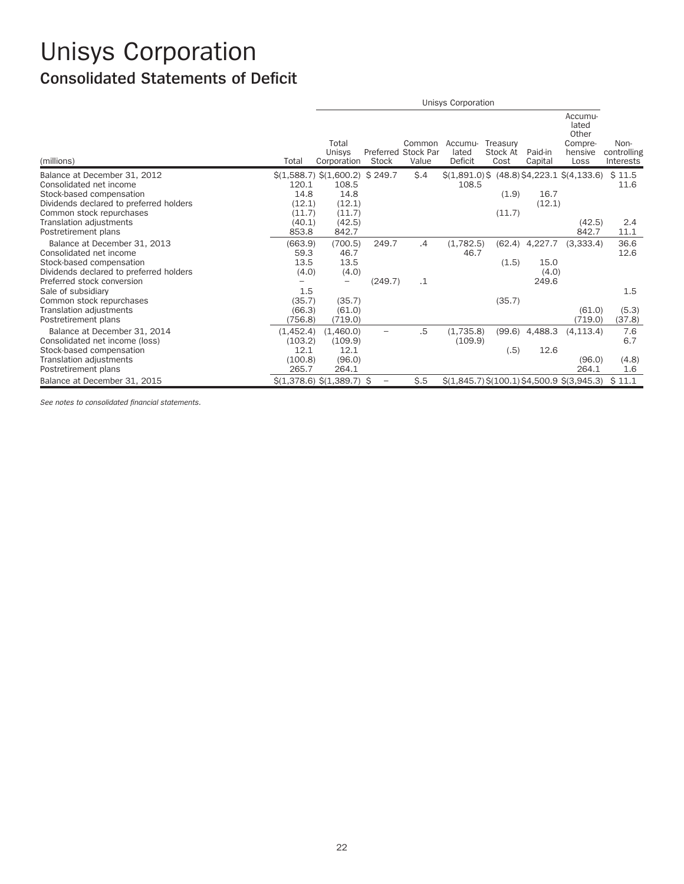# Unisys Corporation

## Consolidated Statements of Deficit

| | | Unisys Corporation | | | | | | | |
|---|---|---|---|---|---|---|---|---|---|
| (millions) | Total | Total Unisys Corporation | Preferred Stock | Common Stock Par Value | Accumulated Deficit | Treasury Stock At Cost | Paid-in Capital | Accumulated Other Comprehensive Loss | Non-controlling Interests |
| Balance at December 31, 2012 | $(1,588.7) | $(1,600.2) | $ 249.7 | $.4 | $(1,891.0) | $ (48.8) | $4,223.1 | $(4,133.6) | $ 11.5 |
| Consolidated net income | 120.1 | 108.5 | | | 108.5 | | | | 11.6 |
| Stock-based compensation | 14.8 | 14.8 | | | | (1.9) | 16.7 | | |
| Dividends declared to preferred holders | (12.1) | (12.1) | | | | | (12.1) | | |
| Common stock repurchases | (11.7) | (11.7) | | | | (11.7) | | | |
| Translation adjustments | (40.1) | (42.5) | | | | | | (42.5) | 2.4 |
| Postretirement plans | 853.8 | 842.7 | | | | | | 842.7 | 11.1 |
| Balance at December 31, 2013 | (663.9) | (700.5) | 249.7 | .4 | (1,782.5) | (62.4) | 4,227.7 | (3,333.4) | 36.6 |
| Consolidated net income | 59.3 | 46.7 | | | 46.7 | | | | 12.6 |
| Stock-based compensation | 13.5 | 13.5 | | | | (1.5) | 15.0 | | |
| Dividends declared to preferred holders | (4.0) | (4.0) | | | | | (4.0) | | |
| Preferred stock conversion | – | – | (249.7) | .1 | | | 249.6 | | |
| Sale of subsidiary | 1.5 | | | | | | | | 1.5 |
| Common stock repurchases | (35.7) | (35.7) | | | | (35.7) | | | |
| Translation adjustments | (66.3) | (61.0) | | | | | | (61.0) | (5.3) |
| Postretirement plans | (756.8) | (719.0) | | | | | | (719.0) | (37.8) |
| Balance at December 31, 2014 | (1,452.4) | (1,460.0) | – | .5 | (1,735.8) | (99.6) | 4,488.3 | (4,113.4) | 7.6 |
| Consolidated net income (loss) | (103.2) | (109.9) | | | (109.9) | | | | 6.7 |
| Stock-based compensation | 12.1 | 12.1 | | | | (.5) | 12.6 | | |
| Translation adjustments | (100.8) | (96.0) | | | | | | (96.0) | (4.8) |
| Postretirement plans | 265.7 | 264.1 | | | | | | 264.1 | 1.6 |
| Balance at December 31, 2015 | $(1,378.6) | $(1,389.7) | $ – | $.5 | $(1,845.7) | $(100.1) | $4,500.9 | $(3,945.3) | $ 11.1 |

*See notes to consolidated financial statements.*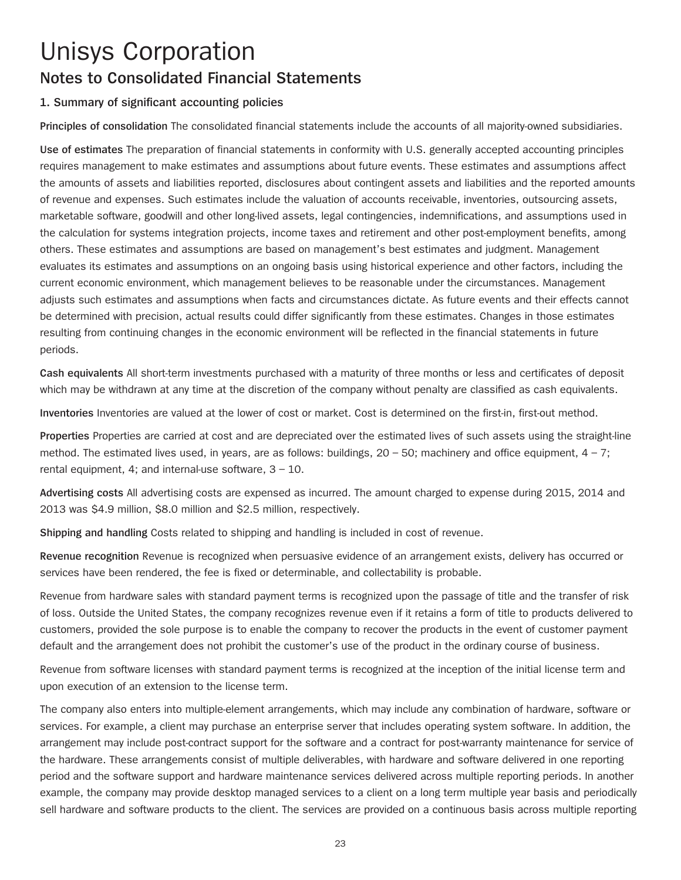# Unisys Corporation

## Notes to Consolidated Financial Statements

### 1. Summary of significant accounting policies

**Principles of consolidation** The consolidated financial statements include the accounts of all majority-owned subsidiaries.

**Use of estimates** The preparation of financial statements in conformity with U.S. generally accepted accounting principles requires management to make estimates and assumptions about future events. These estimates and assumptions affect the amounts of assets and liabilities reported, disclosures about contingent assets and liabilities and the reported amounts of revenue and expenses. Such estimates include the valuation of accounts receivable, inventories, outsourcing assets, marketable software, goodwill and other long-lived assets, legal contingencies, indemnifications, and assumptions used in the calculation for systems integration projects, income taxes and retirement and other post-employment benefits, among others. These estimates and assumptions are based on management's best estimates and judgment. Management evaluates its estimates and assumptions on an ongoing basis using historical experience and other factors, including the current economic environment, which management believes to be reasonable under the circumstances. Management adjusts such estimates and assumptions when facts and circumstances dictate. As future events and their effects cannot be determined with precision, actual results could differ significantly from these estimates. Changes in those estimates resulting from continuing changes in the economic environment will be reflected in the financial statements in future periods.

**Cash equivalents** All short-term investments purchased with a maturity of three months or less and certificates of deposit which may be withdrawn at any time at the discretion of the company without penalty are classified as cash equivalents.

**Inventories** Inventories are valued at the lower of cost or market. Cost is determined on the first-in, first-out method.

**Properties** Properties are carried at cost and are depreciated over the estimated lives of such assets using the straight-line method. The estimated lives used, in years, are as follows: buildings, 20 – 50; machinery and office equipment, 4 – 7; rental equipment, 4; and internal-use software, 3 – 10.

**Advertising costs** All advertising costs are expensed as incurred. The amount charged to expense during 2015, 2014 and 2013 was $4.9 million, $8.0 million and $2.5 million, respectively.

**Shipping and handling** Costs related to shipping and handling is included in cost of revenue.

**Revenue recognition** Revenue is recognized when persuasive evidence of an arrangement exists, delivery has occurred or services have been rendered, the fee is fixed or determinable, and collectability is probable.

Revenue from hardware sales with standard payment terms is recognized upon the passage of title and the transfer of risk of loss. Outside the United States, the company recognizes revenue even if it retains a form of title to products delivered to customers, provided the sole purpose is to enable the company to recover the products in the event of customer payment default and the arrangement does not prohibit the customer's use of the product in the ordinary course of business.

Revenue from software licenses with standard payment terms is recognized at the inception of the initial license term and upon execution of an extension to the license term.

The company also enters into multiple-element arrangements, which may include any combination of hardware, software or services. For example, a client may purchase an enterprise server that includes operating system software. In addition, the arrangement may include post-contract support for the software and a contract for post-warranty maintenance for service of the hardware. These arrangements consist of multiple deliverables, with hardware and software delivered in one reporting period and the software support and hardware maintenance services delivered across multiple reporting periods. In another example, the company may provide desktop managed services to a client on a long term multiple year basis and periodically sell hardware and software products to the client. The services are provided on a continuous basis across multiple reporting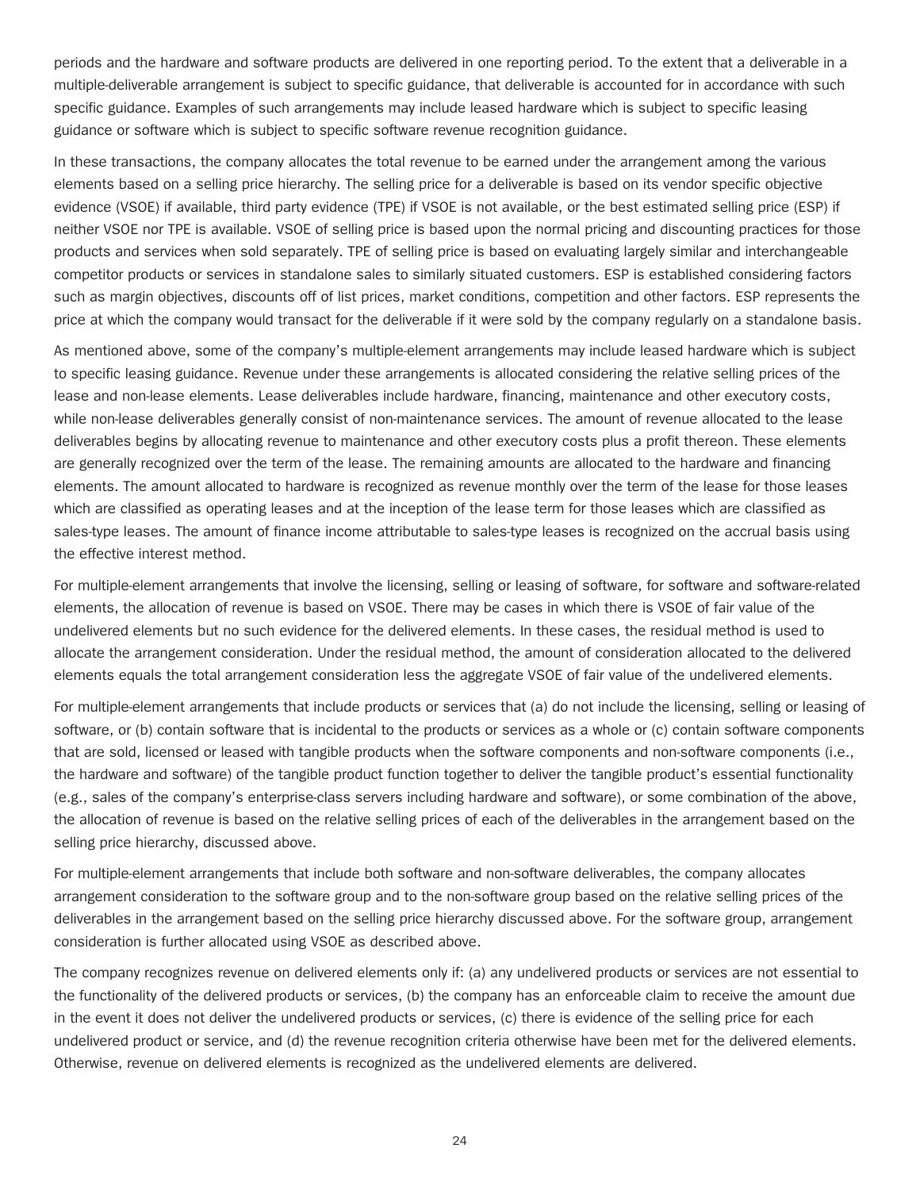periods and the hardware and software products are delivered in one reporting period. To the extent that a deliverable in a multiple-deliverable arrangement is subject to specific guidance, that deliverable is accounted for in accordance with such specific guidance. Examples of such arrangements may include leased hardware which is subject to specific leasing guidance or software which is subject to specific software revenue recognition guidance.

In these transactions, the company allocates the total revenue to be earned under the arrangement among the various elements based on a selling price hierarchy. The selling price for a deliverable is based on its vendor specific objective evidence (VSOE) if available, third party evidence (TPE) if VSOE is not available, or the best estimated selling price (ESP) if neither VSOE nor TPE is available. VSOE of selling price is based upon the normal pricing and discounting practices for those products and services when sold separately. TPE of selling price is based on evaluating largely similar and interchangeable competitor products or services in standalone sales to similarly situated customers. ESP is established considering factors such as margin objectives, discounts off of list prices, market conditions, competition and other factors. ESP represents the price at which the company would transact for the deliverable if it were sold by the company regularly on a standalone basis.

As mentioned above, some of the company's multiple-element arrangements may include leased hardware which is subject to specific leasing guidance. Revenue under these arrangements is allocated considering the relative selling prices of the lease and non-lease elements. Lease deliverables include hardware, financing, maintenance and other executory costs, while non-lease deliverables generally consist of non-maintenance services. The amount of revenue allocated to the lease deliverables begins by allocating revenue to maintenance and other executory costs plus a profit thereon. These elements are generally recognized over the term of the lease. The remaining amounts are allocated to the hardware and financing elements. The amount allocated to hardware is recognized as revenue monthly over the term of the lease for those leases which are classified as operating leases and at the inception of the lease term for those leases which are classified as sales-type leases. The amount of finance income attributable to sales-type leases is recognized on the accrual basis using the effective interest method.

For multiple-element arrangements that involve the licensing, selling or leasing of software, for software and software-related elements, the allocation of revenue is based on VSOE. There may be cases in which there is VSOE of fair value of the undelivered elements but no such evidence for the delivered elements. In these cases, the residual method is used to allocate the arrangement consideration. Under the residual method, the amount of consideration allocated to the delivered elements equals the total arrangement consideration less the aggregate VSOE of fair value of the undelivered elements.

For multiple-element arrangements that include products or services that (a) do not include the licensing, selling or leasing of software, or (b) contain software that is incidental to the products or services as a whole or (c) contain software components that are sold, licensed or leased with tangible products when the software components and non-software components (i.e., the hardware and software) of the tangible product function together to deliver the tangible product's essential functionality (e.g., sales of the company's enterprise-class servers including hardware and software), or some combination of the above, the allocation of revenue is based on the relative selling prices of each of the deliverables in the arrangement based on the selling price hierarchy, discussed above.

For multiple-element arrangements that include both software and non-software deliverables, the company allocates arrangement consideration to the software group and to the non-software group based on the relative selling prices of the deliverables in the arrangement based on the selling price hierarchy discussed above. For the software group, arrangement consideration is further allocated using VSOE as described above.

The company recognizes revenue on delivered elements only if: (a) any undelivered products or services are not essential to the functionality of the delivered products or services, (b) the company has an enforceable claim to receive the amount due in the event it does not deliver the undelivered products or services, (c) there is evidence of the selling price for each undelivered product or service, and (d) the revenue recognition criteria otherwise have been met for the delivered elements. Otherwise, revenue on delivered elements is recognized as the undelivered elements are delivered.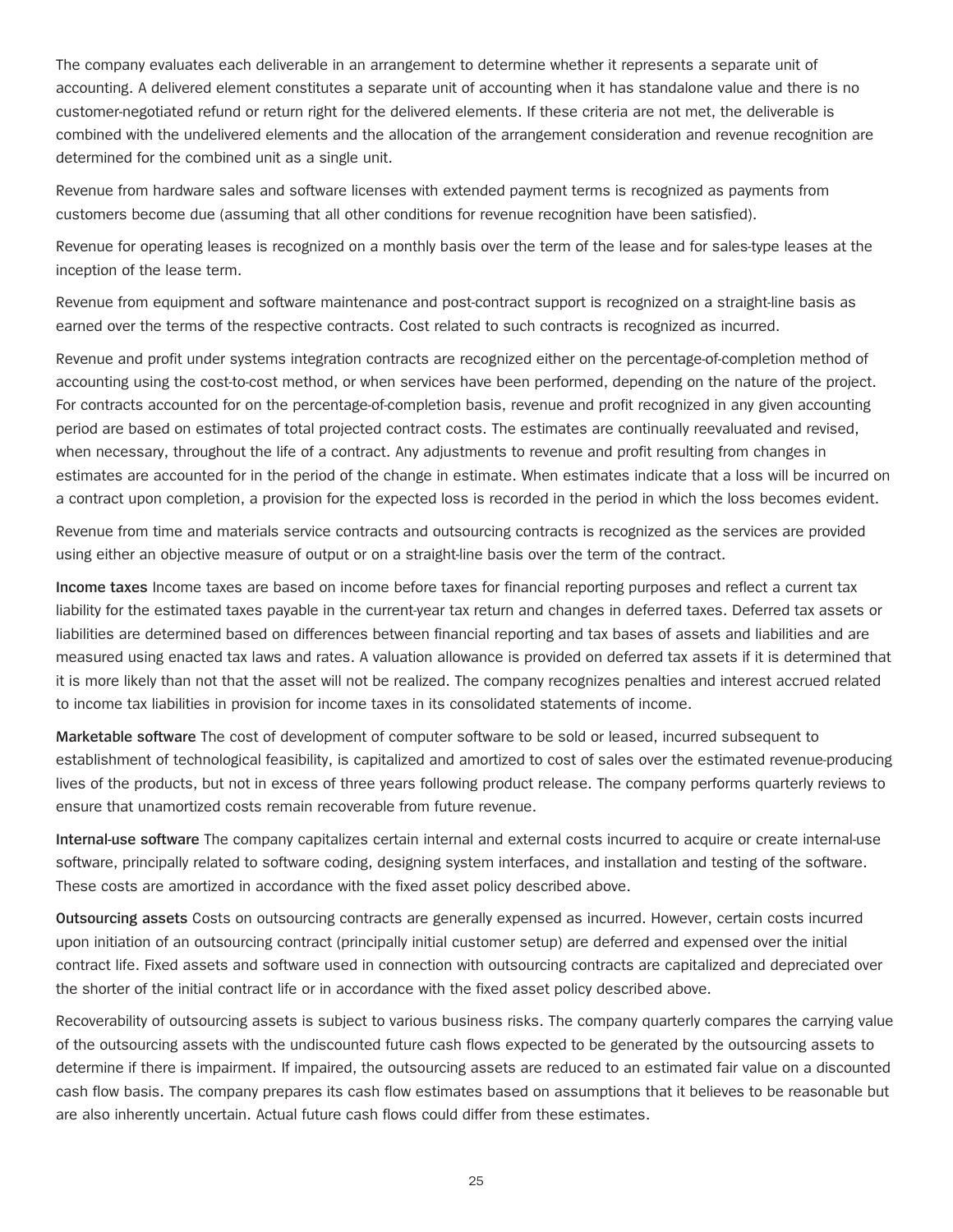The company evaluates each deliverable in an arrangement to determine whether it represents a separate unit of accounting. A delivered element constitutes a separate unit of accounting when it has standalone value and there is no customer-negotiated refund or return right for the delivered elements. If these criteria are not met, the deliverable is combined with the undelivered elements and the allocation of the arrangement consideration and revenue recognition are determined for the combined unit as a single unit.

Revenue from hardware sales and software licenses with extended payment terms is recognized as payments from customers become due (assuming that all other conditions for revenue recognition have been satisfied).

Revenue for operating leases is recognized on a monthly basis over the term of the lease and for sales-type leases at the inception of the lease term.

Revenue from equipment and software maintenance and post-contract support is recognized on a straight-line basis as earned over the terms of the respective contracts. Cost related to such contracts is recognized as incurred.

Revenue and profit under systems integration contracts are recognized either on the percentage-of-completion method of accounting using the cost-to-cost method, or when services have been performed, depending on the nature of the project. For contracts accounted for on the percentage-of-completion basis, revenue and profit recognized in any given accounting period are based on estimates of total projected contract costs. The estimates are continually reevaluated and revised, when necessary, throughout the life of a contract. Any adjustments to revenue and profit resulting from changes in estimates are accounted for in the period of the change in estimate. When estimates indicate that a loss will be incurred on a contract upon completion, a provision for the expected loss is recorded in the period in which the loss becomes evident.

Revenue from time and materials service contracts and outsourcing contracts is recognized as the services are provided using either an objective measure of output or on a straight-line basis over the term of the contract.

**Income taxes** Income taxes are based on income before taxes for financial reporting purposes and reflect a current tax liability for the estimated taxes payable in the current-year tax return and changes in deferred taxes. Deferred tax assets or liabilities are determined based on differences between financial reporting and tax bases of assets and liabilities and are measured using enacted tax laws and rates. A valuation allowance is provided on deferred tax assets if it is determined that it is more likely than not that the asset will not be realized. The company recognizes penalties and interest accrued related to income tax liabilities in provision for income taxes in its consolidated statements of income.

**Marketable software** The cost of development of computer software to be sold or leased, incurred subsequent to establishment of technological feasibility, is capitalized and amortized to cost of sales over the estimated revenue-producing lives of the products, but not in excess of three years following product release. The company performs quarterly reviews to ensure that unamortized costs remain recoverable from future revenue.

**Internal-use software** The company capitalizes certain internal and external costs incurred to acquire or create internal-use software, principally related to software coding, designing system interfaces, and installation and testing of the software. These costs are amortized in accordance with the fixed asset policy described above.

**Outsourcing assets** Costs on outsourcing contracts are generally expensed as incurred. However, certain costs incurred upon initiation of an outsourcing contract (principally initial customer setup) are deferred and expensed over the initial contract life. Fixed assets and software used in connection with outsourcing contracts are capitalized and depreciated over the shorter of the initial contract life or in accordance with the fixed asset policy described above.

Recoverability of outsourcing assets is subject to various business risks. The company quarterly compares the carrying value of the outsourcing assets with the undiscounted future cash flows expected to be generated by the outsourcing assets to determine if there is impairment. If impaired, the outsourcing assets are reduced to an estimated fair value on a discounted cash flow basis. The company prepares its cash flow estimates based on assumptions that it believes to be reasonable but are also inherently uncertain. Actual future cash flows could differ from these estimates.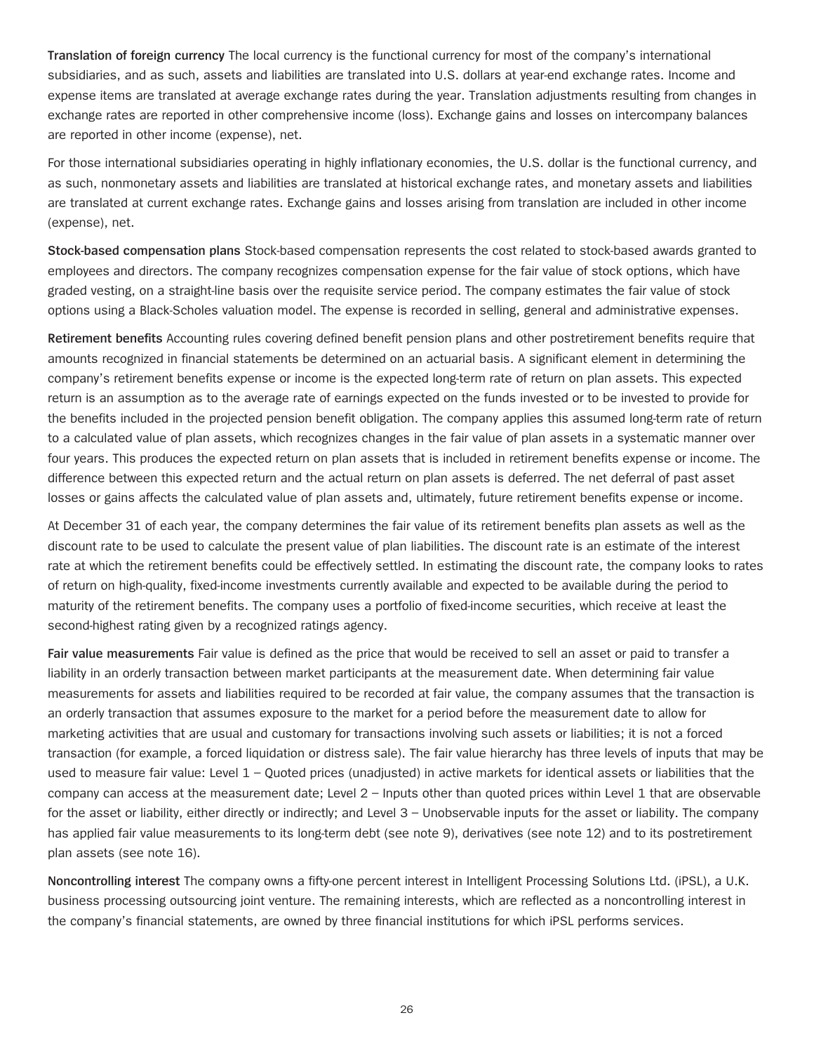**Translation of foreign currency** The local currency is the functional currency for most of the company's international subsidiaries, and as such, assets and liabilities are translated into U.S. dollars at year-end exchange rates. Income and expense items are translated at average exchange rates during the year. Translation adjustments resulting from changes in exchange rates are reported in other comprehensive income (loss). Exchange gains and losses on intercompany balances are reported in other income (expense), net.

For those international subsidiaries operating in highly inflationary economies, the U.S. dollar is the functional currency, and as such, nonmonetary assets and liabilities are translated at historical exchange rates, and monetary assets and liabilities are translated at current exchange rates. Exchange gains and losses arising from translation are included in other income (expense), net.

**Stock-based compensation plans** Stock-based compensation represents the cost related to stock-based awards granted to employees and directors. The company recognizes compensation expense for the fair value of stock options, which have graded vesting, on a straight-line basis over the requisite service period. The company estimates the fair value of stock options using a Black-Scholes valuation model. The expense is recorded in selling, general and administrative expenses.

**Retirement benefits** Accounting rules covering defined benefit pension plans and other postretirement benefits require that amounts recognized in financial statements be determined on an actuarial basis. A significant element in determining the company's retirement benefits expense or income is the expected long-term rate of return on plan assets. This expected return is an assumption as to the average rate of earnings expected on the funds invested or to be invested to provide for the benefits included in the projected pension benefit obligation. The company applies this assumed long-term rate of return to a calculated value of plan assets, which recognizes changes in the fair value of plan assets in a systematic manner over four years. This produces the expected return on plan assets that is included in retirement benefits expense or income. The difference between this expected return and the actual return on plan assets is deferred. The net deferral of past asset losses or gains affects the calculated value of plan assets and, ultimately, future retirement benefits expense or income.

At December 31 of each year, the company determines the fair value of its retirement benefits plan assets as well as the discount rate to be used to calculate the present value of plan liabilities. The discount rate is an estimate of the interest rate at which the retirement benefits could be effectively settled. In estimating the discount rate, the company looks to rates of return on high-quality, fixed-income investments currently available and expected to be available during the period to maturity of the retirement benefits. The company uses a portfolio of fixed-income securities, which receive at least the second-highest rating given by a recognized ratings agency.

**Fair value measurements** Fair value is defined as the price that would be received to sell an asset or paid to transfer a liability in an orderly transaction between market participants at the measurement date. When determining fair value measurements for assets and liabilities required to be recorded at fair value, the company assumes that the transaction is an orderly transaction that assumes exposure to the market for a period before the measurement date to allow for marketing activities that are usual and customary for transactions involving such assets or liabilities; it is not a forced transaction (for example, a forced liquidation or distress sale). The fair value hierarchy has three levels of inputs that may be used to measure fair value: Level 1 – Quoted prices (unadjusted) in active markets for identical assets or liabilities that the company can access at the measurement date; Level 2 – Inputs other than quoted prices within Level 1 that are observable for the asset or liability, either directly or indirectly; and Level 3 – Unobservable inputs for the asset or liability. The company has applied fair value measurements to its long-term debt (see note 9), derivatives (see note 12) and to its postretirement plan assets (see note 16).

**Noncontrolling interest** The company owns a fifty-one percent interest in Intelligent Processing Solutions Ltd. (iPSL), a U.K. business processing outsourcing joint venture. The remaining interests, which are reflected as a noncontrolling interest in the company's financial statements, are owned by three financial institutions for which iPSL performs services.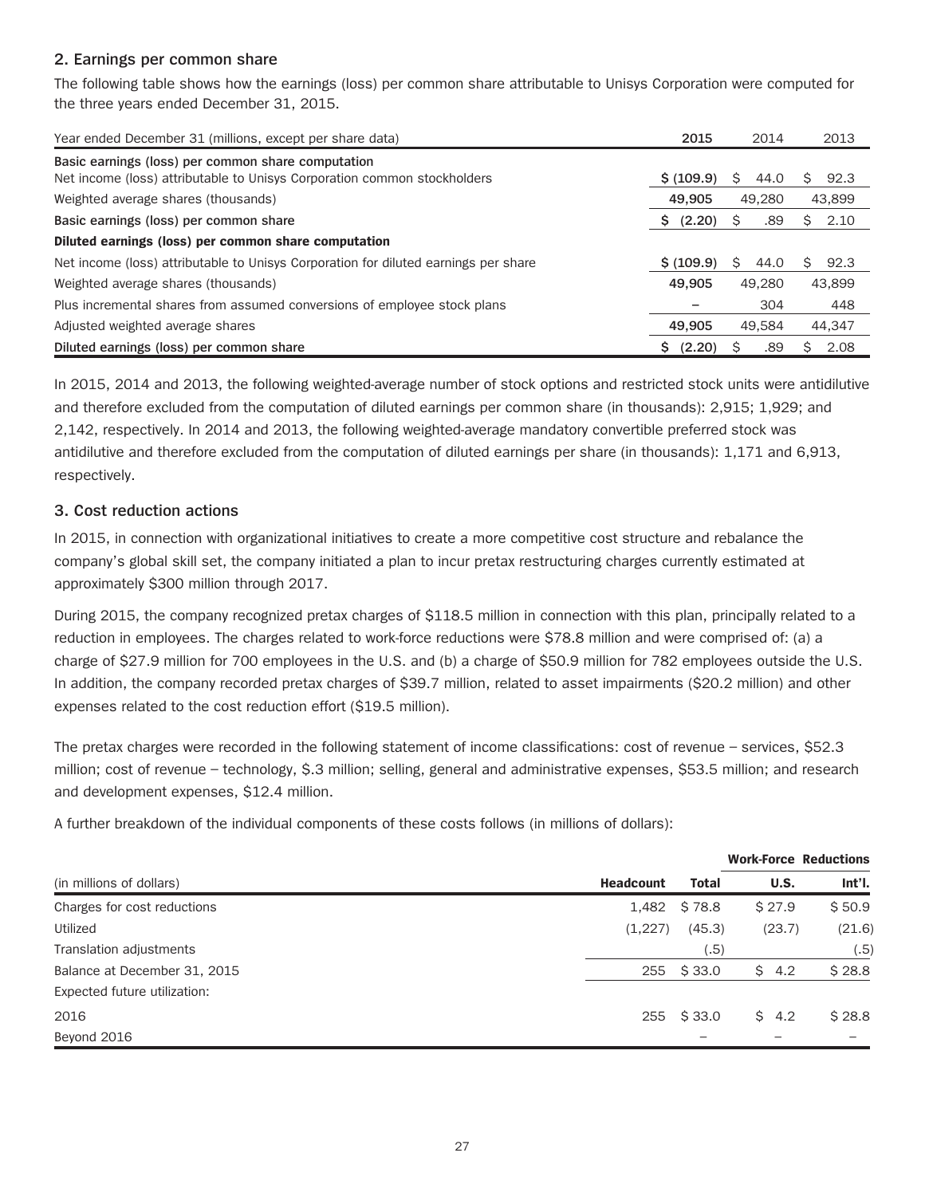## 2. Earnings per common share

The following table shows how the earnings (loss) per common share attributable to Unisys Corporation were computed for the three years ended December 31, 2015.

| Year ended December 31 (millions, except per share data) | 2015 | 2014 | 2013 |
|---|---|---|---|
| **Basic earnings (loss) per common share computation** | | | |
| Net income (loss) attributable to Unisys Corporation common stockholders | $ (109.9) | $ 44.0 | $ 92.3 |
| Weighted average shares (thousands) | 49,905 | 49,280 | 43,899 |
| **Basic earnings (loss) per common share** | $ (2.20) | $ .89 | $ 2.10 |
| **Diluted earnings (loss) per common share computation** | | | |
| Net income (loss) attributable to Unisys Corporation for diluted earnings per share | $ (109.9) | $ 44.0 | $ 92.3 |
| Weighted average shares (thousands) | 49,905 | 49,280 | 43,899 |
| Plus incremental shares from assumed conversions of employee stock plans | – | 304 | 448 |
| Adjusted weighted average shares | 49,905 | 49,584 | 44,347 |
| **Diluted earnings (loss) per common share** | $ (2.20) | $ .89 | $ 2.08 |

In 2015, 2014 and 2013, the following weighted-average number of stock options and restricted stock units were antidilutive and therefore excluded from the computation of diluted earnings per common share (in thousands): 2,915; 1,929; and 2,142, respectively. In 2014 and 2013, the following weighted-average mandatory convertible preferred stock was antidilutive and therefore excluded from the computation of diluted earnings per share (in thousands): 1,171 and 6,913, respectively.

## 3. Cost reduction actions

In 2015, in connection with organizational initiatives to create a more competitive cost structure and rebalance the company's global skill set, the company initiated a plan to incur pretax restructuring charges currently estimated at approximately $300 million through 2017.

During 2015, the company recognized pretax charges of $118.5 million in connection with this plan, principally related to a reduction in employees. The charges related to work-force reductions were $78.8 million and were comprised of: (a) a charge of $27.9 million for 700 employees in the U.S. and (b) a charge of $50.9 million for 782 employees outside the U.S. In addition, the company recorded pretax charges of $39.7 million, related to asset impairments ($20.2 million) and other expenses related to the cost reduction effort ($19.5 million).

The pretax charges were recorded in the following statement of income classifications: cost of revenue – services, $52.3 million; cost of revenue – technology, $.3 million; selling, general and administrative expenses, $53.5 million; and research and development expenses, $12.4 million.

A further breakdown of the individual components of these costs follows (in millions of dollars):

| | | | Work-Force Reductions | |
|---|---|---|---|---|
| (in millions of dollars) | Headcount | Total | U.S. | Int'l. |
| Charges for cost reductions | 1,482 | $ 78.8 | $ 27.9 | $ 50.9 |
| Utilized | (1,227) | (45.3) | (23.7) | (21.6) |
| Translation adjustments | | (.5) | | (.5) |
| Balance at December 31, 2015 | 255 | $ 33.0 | $ 4.2 | $ 28.8 |
| Expected future utilization: | | | | |
| 2016 | 255 | $ 33.0 | $ 4.2 | $ 28.8 |
| Beyond 2016 | | – | – | – |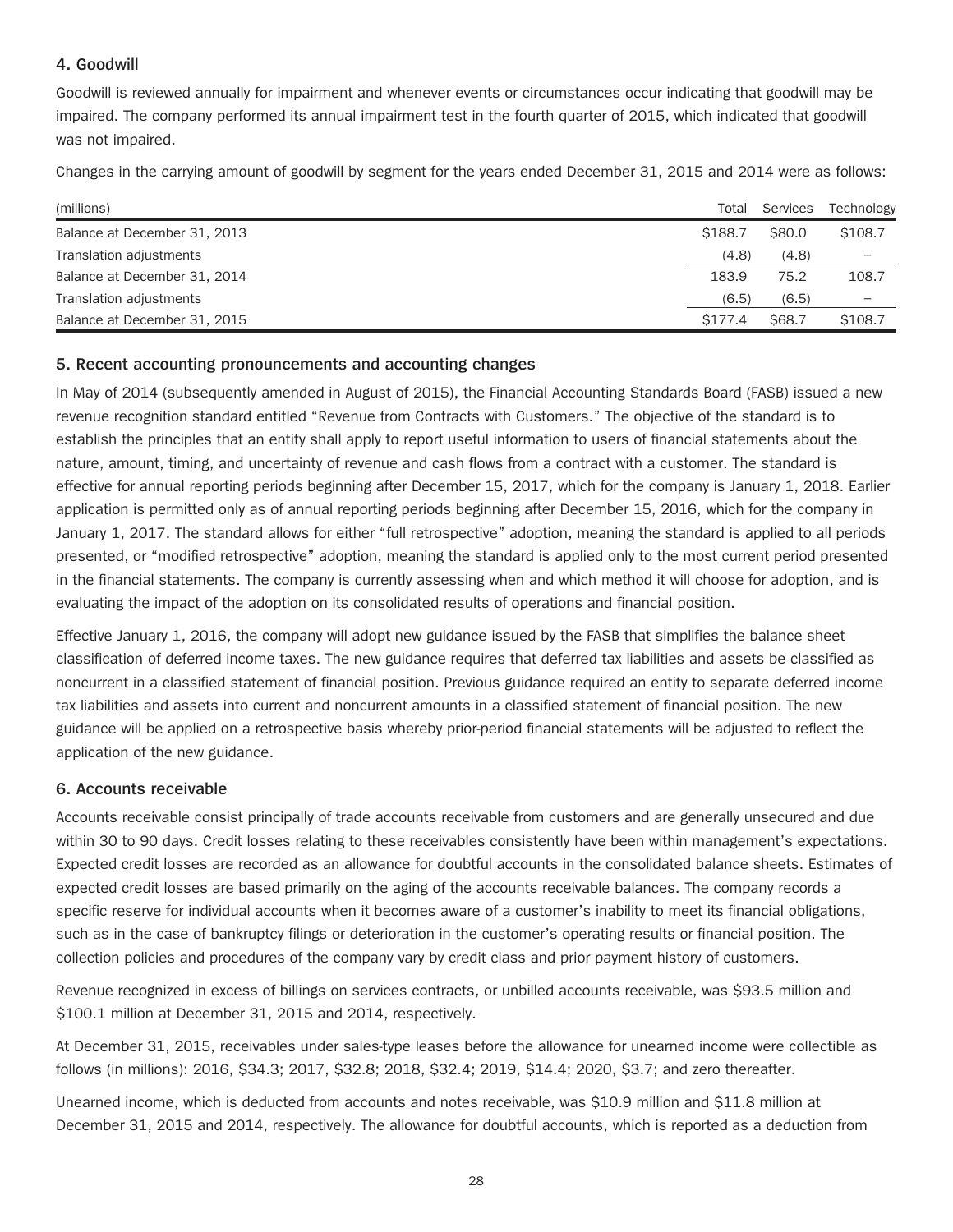### 4. Goodwill

Goodwill is reviewed annually for impairment and whenever events or circumstances occur indicating that goodwill may be impaired. The company performed its annual impairment test in the fourth quarter of 2015, which indicated that goodwill was not impaired.

Changes in the carrying amount of goodwill by segment for the years ended December 31, 2015 and 2014 were as follows:

| (millions) | Total | Services | Technology |
|---|---|---|---|
| Balance at December 31, 2013 | $188.7 | $80.0 | $108.7 |
| Translation adjustments | (4.8) | (4.8) | – |
| Balance at December 31, 2014 | 183.9 | 75.2 | 108.7 |
| Translation adjustments | (6.5) | (6.5) | – |
| Balance at December 31, 2015 | $177.4 | $68.7 | $108.7 |

### 5. Recent accounting pronouncements and accounting changes

In May of 2014 (subsequently amended in August of 2015), the Financial Accounting Standards Board (FASB) issued a new revenue recognition standard entitled "Revenue from Contracts with Customers." The objective of the standard is to establish the principles that an entity shall apply to report useful information to users of financial statements about the nature, amount, timing, and uncertainty of revenue and cash flows from a contract with a customer. The standard is effective for annual reporting periods beginning after December 15, 2017, which for the company is January 1, 2018. Earlier application is permitted only as of annual reporting periods beginning after December 15, 2016, which for the company in January 1, 2017. The standard allows for either "full retrospective" adoption, meaning the standard is applied to all periods presented, or "modified retrospective" adoption, meaning the standard is applied only to the most current period presented in the financial statements. The company is currently assessing when and which method it will choose for adoption, and is evaluating the impact of the adoption on its consolidated results of operations and financial position.

Effective January 1, 2016, the company will adopt new guidance issued by the FASB that simplifies the balance sheet classification of deferred income taxes. The new guidance requires that deferred tax liabilities and assets be classified as noncurrent in a classified statement of financial position. Previous guidance required an entity to separate deferred income tax liabilities and assets into current and noncurrent amounts in a classified statement of financial position. The new guidance will be applied on a retrospective basis whereby prior-period financial statements will be adjusted to reflect the application of the new guidance.

### 6. Accounts receivable

Accounts receivable consist principally of trade accounts receivable from customers and are generally unsecured and due within 30 to 90 days. Credit losses relating to these receivables consistently have been within management's expectations. Expected credit losses are recorded as an allowance for doubtful accounts in the consolidated balance sheets. Estimates of expected credit losses are based primarily on the aging of the accounts receivable balances. The company records a specific reserve for individual accounts when it becomes aware of a customer's inability to meet its financial obligations, such as in the case of bankruptcy filings or deterioration in the customer's operating results or financial position. The collection policies and procedures of the company vary by credit class and prior payment history of customers.

Revenue recognized in excess of billings on services contracts, or unbilled accounts receivable, was $93.5 million and $100.1 million at December 31, 2015 and 2014, respectively.

At December 31, 2015, receivables under sales-type leases before the allowance for unearned income were collectible as follows (in millions): 2016, $34.3; 2017, $32.8; 2018, $32.4; 2019, $14.4; 2020, $3.7; and zero thereafter.

Unearned income, which is deducted from accounts and notes receivable, was $10.9 million and $11.8 million at December 31, 2015 and 2014, respectively. The allowance for doubtful accounts, which is reported as a deduction from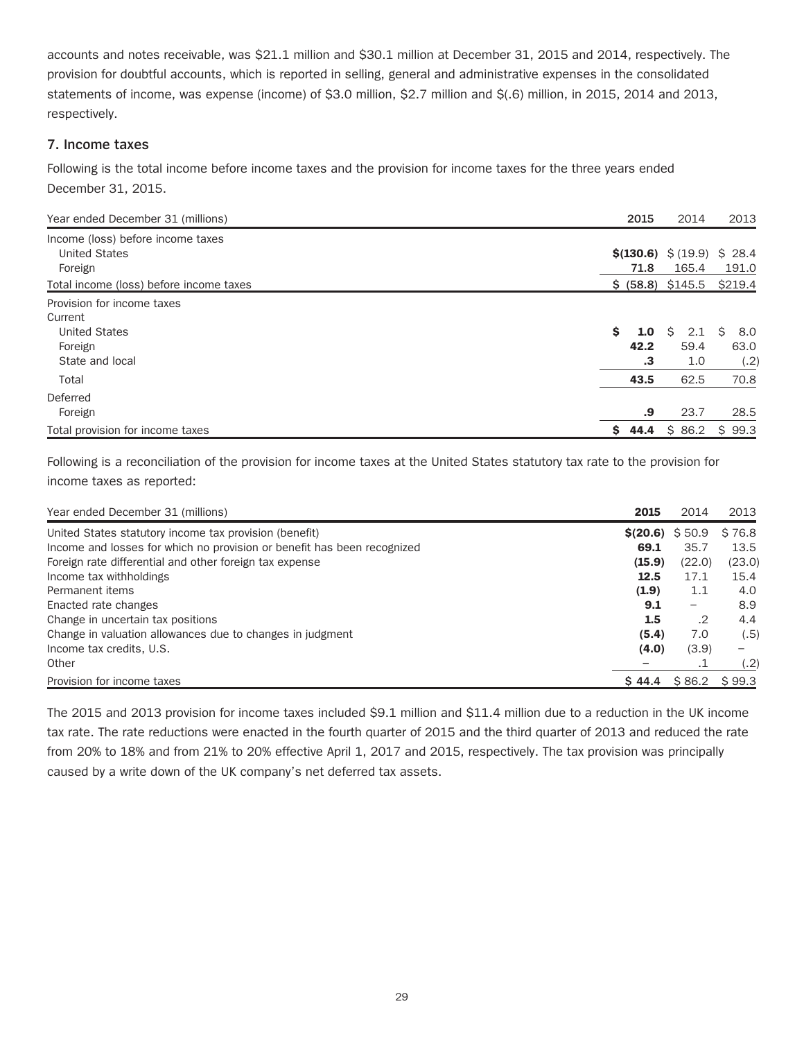accounts and notes receivable, was $21.1 million and $30.1 million at December 31, 2015 and 2014, respectively. The provision for doubtful accounts, which is reported in selling, general and administrative expenses in the consolidated statements of income, was expense (income) of $3.0 million, $2.7 million and $(.6) million, in 2015, 2014 and 2013, respectively.

## 7. Income taxes

Following is the total income before income taxes and the provision for income taxes for the three years ended December 31, 2015.

| Year ended December 31 (millions) | **2015** | 2014 | 2013 |
|---|---|---|---|
| Income (loss) before income taxes | | | |
| United States | **$(130.6)** | $ (19.9) | $ 28.4 |
| Foreign | **71.8** | 165.4 | 191.0 |
| Total income (loss) before income taxes | **$ (58.8)** | $145.5 | $219.4 |
| Provision for income taxes | | | |
| Current | | | |
| United States | **$ 1.0** | $ 2.1 | $ 8.0 |
| Foreign | **42.2** | 59.4 | 63.0 |
| State and local | **.3** | 1.0 | (.2) |
| Total | **43.5** | 62.5 | 70.8 |
| Deferred | | | |
| Foreign | **.9** | 23.7 | 28.5 |
| Total provision for income taxes | **$ 44.4** | $ 86.2 | $ 99.3 |

Following is a reconciliation of the provision for income taxes at the United States statutory tax rate to the provision for income taxes as reported:

| Year ended December 31 (millions) | **2015** | 2014 | 2013 |
|---|---|---|---|
| United States statutory income tax provision (benefit) | **$(20.6)** | $ 50.9 | $ 76.8 |
| Income and losses for which no provision or benefit has been recognized | **69.1** | 35.7 | 13.5 |
| Foreign rate differential and other foreign tax expense | **(15.9)** | (22.0) | (23.0) |
| Income tax withholdings | **12.5** | 17.1 | 15.4 |
| Permanent items | **(1.9)** | 1.1 | 4.0 |
| Enacted rate changes | **9.1** | – | 8.9 |
| Change in uncertain tax positions | **1.5** | .2 | 4.4 |
| Change in valuation allowances due to changes in judgment | **(5.4)** | 7.0 | (.5) |
| Income tax credits, U.S. | **(4.0)** | (3.9) | – |
| Other | **–** | .1 | (.2) |
| Provision for income taxes | **$ 44.4** | $ 86.2 | $ 99.3 |

The 2015 and 2013 provision for income taxes included $9.1 million and $11.4 million due to a reduction in the UK income tax rate. The rate reductions were enacted in the fourth quarter of 2015 and the third quarter of 2013 and reduced the rate from 20% to 18% and from 21% to 20% effective April 1, 2017 and 2015, respectively. The tax provision was principally caused by a write down of the UK company's net deferred tax assets.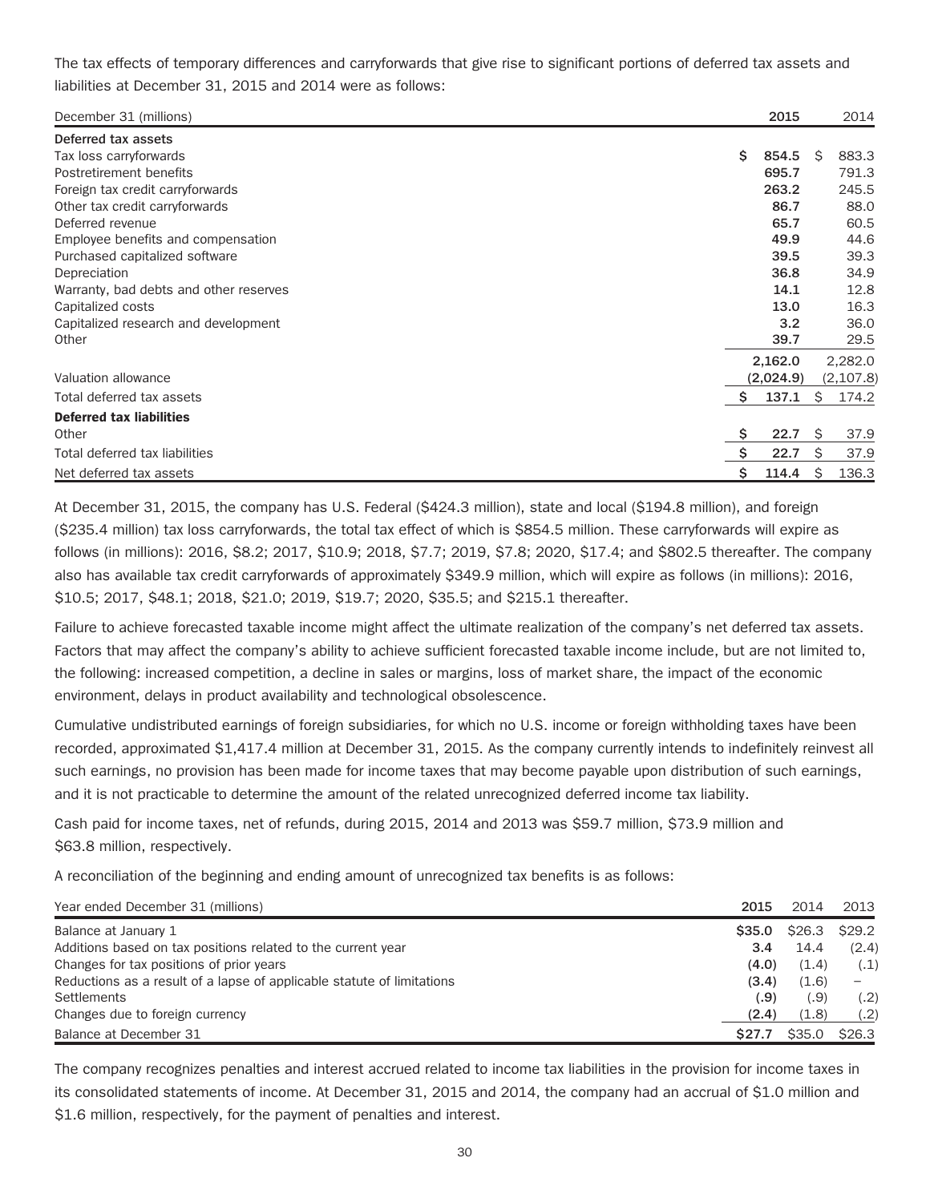The tax effects of temporary differences and carryforwards that give rise to significant portions of deferred tax assets and liabilities at December 31, 2015 and 2014 were as follows:

| December 31 (millions) | 2015 | 2014 |
|---|---|---|
| **Deferred tax assets** | | |
| Tax loss carryforwards | $ 854.5 | $ 883.3 |
| Postretirement benefits | 695.7 | 791.3 |
| Foreign tax credit carryforwards | 263.2 | 245.5 |
| Other tax credit carryforwards | 86.7 | 88.0 |
| Deferred revenue | 65.7 | 60.5 |
| Employee benefits and compensation | 49.9 | 44.6 |
| Purchased capitalized software | 39.5 | 39.3 |
| Depreciation | 36.8 | 34.9 |
| Warranty, bad debts and other reserves | 14.1 | 12.8 |
| Capitalized costs | 13.0 | 16.3 |
| Capitalized research and development | 3.2 | 36.0 |
| Other | 39.7 | 29.5 |
| | 2,162.0 | 2,282.0 |
| Valuation allowance | (2,024.9) | (2,107.8) |
| Total deferred tax assets | $ 137.1 | $ 174.2 |
| **Deferred tax liabilities** | | |
| Other | $ 22.7 | $ 37.9 |
| Total deferred tax liabilities | $ 22.7 | $ 37.9 |
| Net deferred tax assets | $ 114.4 | $ 136.3 |

At December 31, 2015, the company has U.S. Federal ($424.3 million), state and local ($194.8 million), and foreign ($235.4 million) tax loss carryforwards, the total tax effect of which is $854.5 million. These carryforwards will expire as follows (in millions): 2016, $8.2; 2017, $10.9; 2018, $7.7; 2019, $7.8; 2020, $17.4; and $802.5 thereafter. The company also has available tax credit carryforwards of approximately $349.9 million, which will expire as follows (in millions): 2016, $10.5; 2017, $48.1; 2018, $21.0; 2019, $19.7; 2020, $35.5; and $215.1 thereafter.

Failure to achieve forecasted taxable income might affect the ultimate realization of the company's net deferred tax assets. Factors that may affect the company's ability to achieve sufficient forecasted taxable income include, but are not limited to, the following: increased competition, a decline in sales or margins, loss of market share, the impact of the economic environment, delays in product availability and technological obsolescence.

Cumulative undistributed earnings of foreign subsidiaries, for which no U.S. income or foreign withholding taxes have been recorded, approximated $1,417.4 million at December 31, 2015. As the company currently intends to indefinitely reinvest all such earnings, no provision has been made for income taxes that may become payable upon distribution of such earnings, and it is not practicable to determine the amount of the related unrecognized deferred income tax liability.

Cash paid for income taxes, net of refunds, during 2015, 2014 and 2013 was $59.7 million, $73.9 million and $63.8 million, respectively.

A reconciliation of the beginning and ending amount of unrecognized tax benefits is as follows:

| Year ended December 31 (millions) | 2015 | 2014 | 2013 |
|---|---|---|---|
| Balance at January 1 | $35.0 | $26.3 | $29.2 |
| Additions based on tax positions related to the current year | 3.4 | 14.4 | (2.4) |
| Changes for tax positions of prior years | (4.0) | (1.4) | (.1) |
| Reductions as a result of a lapse of applicable statute of limitations | (3.4) | (1.6) | – |
| Settlements | (.9) | (.9) | (.2) |
| Changes due to foreign currency | (2.4) | (1.8) | (.2) |
| Balance at December 31 | $27.7 | $35.0 | $26.3 |

The company recognizes penalties and interest accrued related to income tax liabilities in the provision for income taxes in its consolidated statements of income. At December 31, 2015 and 2014, the company had an accrual of $1.0 million and $1.6 million, respectively, for the payment of penalties and interest.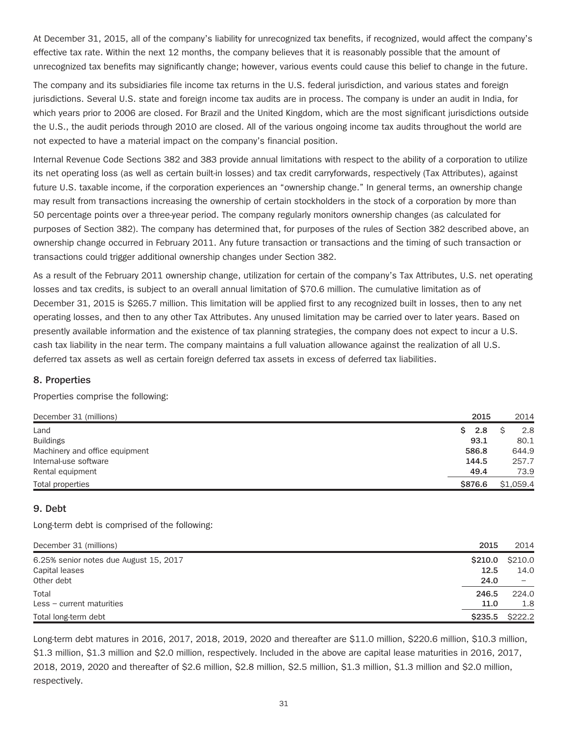At December 31, 2015, all of the company's liability for unrecognized tax benefits, if recognized, would affect the company's effective tax rate. Within the next 12 months, the company believes that it is reasonably possible that the amount of unrecognized tax benefits may significantly change; however, various events could cause this belief to change in the future.

The company and its subsidiaries file income tax returns in the U.S. federal jurisdiction, and various states and foreign jurisdictions. Several U.S. state and foreign income tax audits are in process. The company is under an audit in India, for which years prior to 2006 are closed. For Brazil and the United Kingdom, which are the most significant jurisdictions outside the U.S., the audit periods through 2010 are closed. All of the various ongoing income tax audits throughout the world are not expected to have a material impact on the company's financial position.

Internal Revenue Code Sections 382 and 383 provide annual limitations with respect to the ability of a corporation to utilize its net operating loss (as well as certain built-in losses) and tax credit carryforwards, respectively (Tax Attributes), against future U.S. taxable income, if the corporation experiences an "ownership change." In general terms, an ownership change may result from transactions increasing the ownership of certain stockholders in the stock of a corporation by more than 50 percentage points over a three-year period. The company regularly monitors ownership changes (as calculated for purposes of Section 382). The company has determined that, for purposes of the rules of Section 382 described above, an ownership change occurred in February 2011. Any future transaction or transactions and the timing of such transaction or transactions could trigger additional ownership changes under Section 382.

As a result of the February 2011 ownership change, utilization for certain of the company's Tax Attributes, U.S. net operating losses and tax credits, is subject to an overall annual limitation of $70.6 million. The cumulative limitation as of December 31, 2015 is $265.7 million. This limitation will be applied first to any recognized built in losses, then to any net operating losses, and then to any other Tax Attributes. Any unused limitation may be carried over to later years. Based on presently available information and the existence of tax planning strategies, the company does not expect to incur a U.S. cash tax liability in the near term. The company maintains a full valuation allowance against the realization of all U.S. deferred tax assets as well as certain foreign deferred tax assets in excess of deferred tax liabilities.

## 8. Properties

Properties comprise the following:

| December 31 (millions) | 2015 | 2014 |
|---|---|---|
| Land | **$ 2.8** | $ 2.8 |
| Buildings | **93.1** | 80.1 |
| Machinery and office equipment | **586.8** | 644.9 |
| Internal-use software | **144.5** | 257.7 |
| Rental equipment | **49.4** | 73.9 |
| Total properties | **$876.6** | $1,059.4 |

## 9. Debt

Long-term debt is comprised of the following:

| December 31 (millions) | 2015 | 2014 |
|---|---|---|
| 6.25% senior notes due August 15, 2017 | **$210.0** | $210.0 |
| Capital leases | **12.5** | 14.0 |
| Other debt | **24.0** | – |
| Total | **246.5** | 224.0 |
| Less – current maturities | **11.0** | 1.8 |
| Total long-term debt | **$235.5** | $222.2 |

Long-term debt matures in 2016, 2017, 2018, 2019, 2020 and thereafter are $11.0 million, $220.6 million, $10.3 million, $1.3 million, $1.3 million and $2.0 million, respectively. Included in the above are capital lease maturities in 2016, 2017, 2018, 2019, 2020 and thereafter of $2.6 million, $2.8 million, $2.5 million, $1.3 million, $1.3 million and $2.0 million, respectively.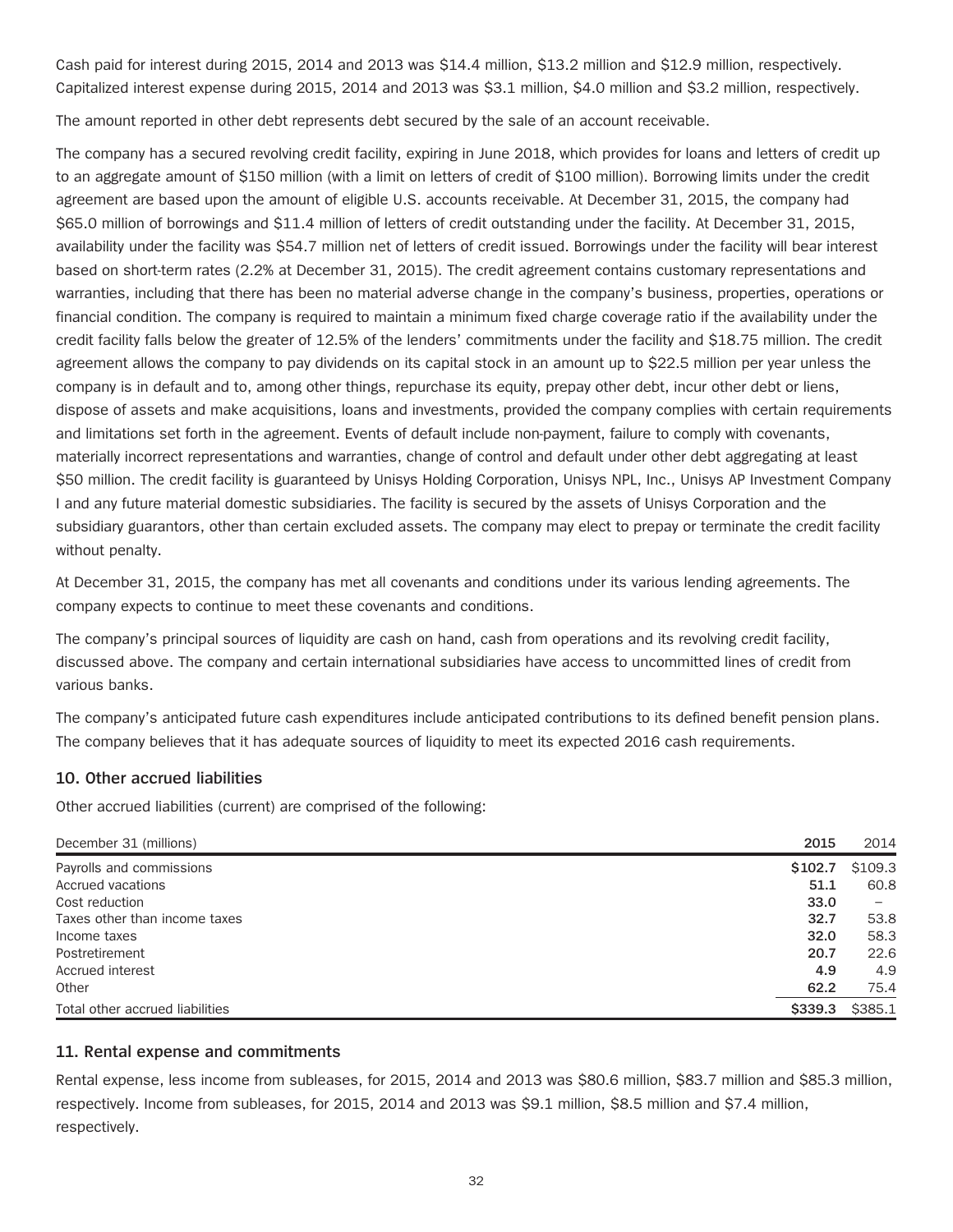Cash paid for interest during 2015, 2014 and 2013 was $14.4 million, $13.2 million and $12.9 million, respectively. Capitalized interest expense during 2015, 2014 and 2013 was $3.1 million, $4.0 million and $3.2 million, respectively.

The amount reported in other debt represents debt secured by the sale of an account receivable.

The company has a secured revolving credit facility, expiring in June 2018, which provides for loans and letters of credit up to an aggregate amount of $150 million (with a limit on letters of credit of $100 million). Borrowing limits under the credit agreement are based upon the amount of eligible U.S. accounts receivable. At December 31, 2015, the company had $65.0 million of borrowings and $11.4 million of letters of credit outstanding under the facility. At December 31, 2015, availability under the facility was $54.7 million net of letters of credit issued. Borrowings under the facility will bear interest based on short-term rates (2.2% at December 31, 2015). The credit agreement contains customary representations and warranties, including that there has been no material adverse change in the company's business, properties, operations or financial condition. The company is required to maintain a minimum fixed charge coverage ratio if the availability under the credit facility falls below the greater of 12.5% of the lenders' commitments under the facility and $18.75 million. The credit agreement allows the company to pay dividends on its capital stock in an amount up to $22.5 million per year unless the company is in default and to, among other things, repurchase its equity, prepay other debt, incur other debt or liens, dispose of assets and make acquisitions, loans and investments, provided the company complies with certain requirements and limitations set forth in the agreement. Events of default include non-payment, failure to comply with covenants, materially incorrect representations and warranties, change of control and default under other debt aggregating at least $50 million. The credit facility is guaranteed by Unisys Holding Corporation, Unisys NPL, Inc., Unisys AP Investment Company I and any future material domestic subsidiaries. The facility is secured by the assets of Unisys Corporation and the subsidiary guarantors, other than certain excluded assets. The company may elect to prepay or terminate the credit facility without penalty.

At December 31, 2015, the company has met all covenants and conditions under its various lending agreements. The company expects to continue to meet these covenants and conditions.

The company's principal sources of liquidity are cash on hand, cash from operations and its revolving credit facility, discussed above. The company and certain international subsidiaries have access to uncommitted lines of credit from various banks.

The company's anticipated future cash expenditures include anticipated contributions to its defined benefit pension plans. The company believes that it has adequate sources of liquidity to meet its expected 2016 cash requirements.

## 10. Other accrued liabilities

Other accrued liabilities (current) are comprised of the following:

| December 31 (millions) | 2015 | 2014 |
|---|---|---|
| Payrolls and commissions | $102.7 | $109.3 |
| Accrued vacations | 51.1 | 60.8 |
| Cost reduction | 33.0 | – |
| Taxes other than income taxes | 32.7 | 53.8 |
| Income taxes | 32.0 | 58.3 |
| Postretirement | 20.7 | 22.6 |
| Accrued interest | 4.9 | 4.9 |
| Other | 62.2 | 75.4 |
| Total other accrued liabilities | $339.3 | $385.1 |

## 11. Rental expense and commitments

Rental expense, less income from subleases, for 2015, 2014 and 2013 was $80.6 million, $83.7 million and $85.3 million, respectively. Income from subleases, for 2015, 2014 and 2013 was $9.1 million, $8.5 million and $7.4 million, respectively.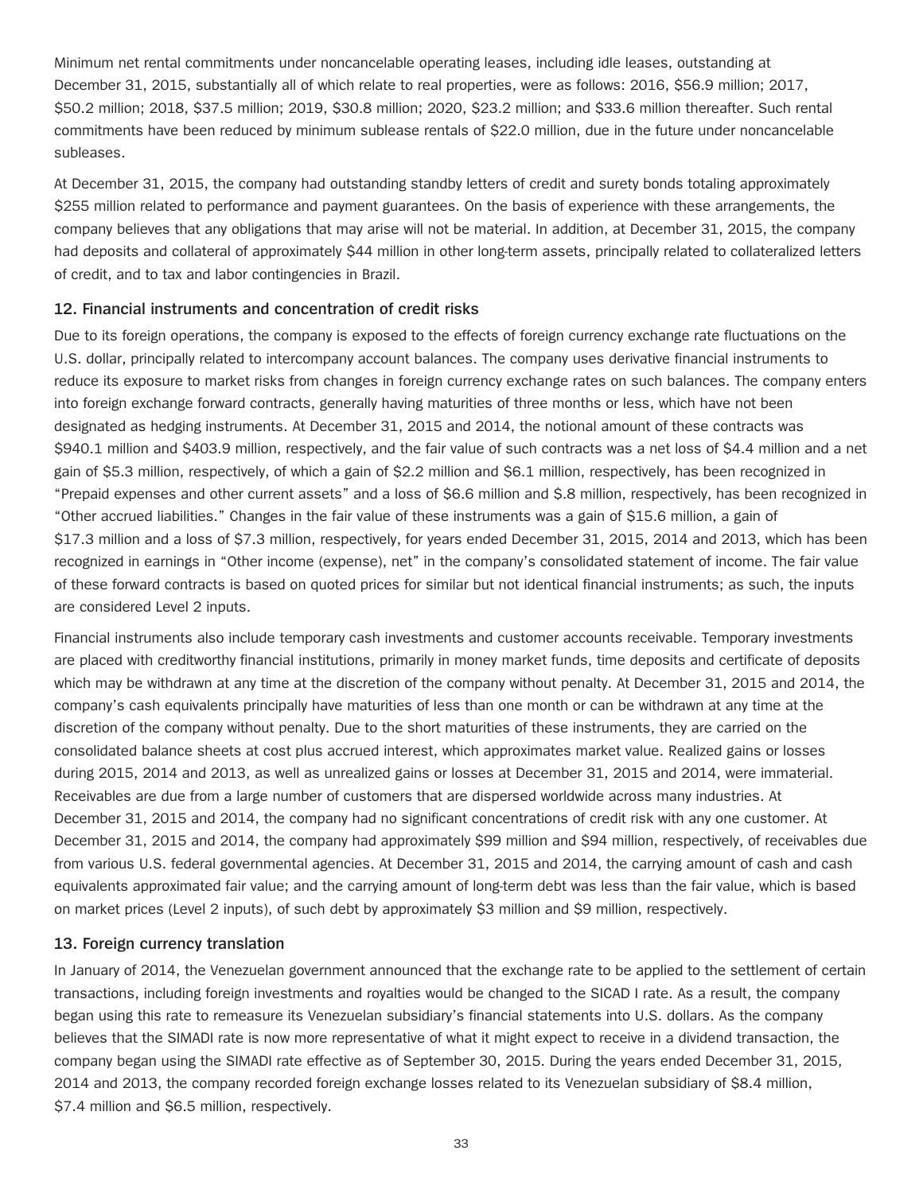Minimum net rental commitments under noncancelable operating leases, including idle leases, outstanding at December 31, 2015, substantially all of which relate to real properties, were as follows: 2016, $56.9 million; 2017, $50.2 million; 2018, $37.5 million; 2019, $30.8 million; 2020, $23.2 million; and $33.6 million thereafter. Such rental commitments have been reduced by minimum sublease rentals of $22.0 million, due in the future under noncancelable subleases.

At December 31, 2015, the company had outstanding standby letters of credit and surety bonds totaling approximately $255 million related to performance and payment guarantees. On the basis of experience with these arrangements, the company believes that any obligations that may arise will not be material. In addition, at December 31, 2015, the company had deposits and collateral of approximately $44 million in other long-term assets, principally related to collateralized letters of credit, and to tax and labor contingencies in Brazil.

## 12. Financial instruments and concentration of credit risks

Due to its foreign operations, the company is exposed to the effects of foreign currency exchange rate fluctuations on the U.S. dollar, principally related to intercompany account balances. The company uses derivative financial instruments to reduce its exposure to market risks from changes in foreign currency exchange rates on such balances. The company enters into foreign exchange forward contracts, generally having maturities of three months or less, which have not been designated as hedging instruments. At December 31, 2015 and 2014, the notional amount of these contracts was $940.1 million and $403.9 million, respectively, and the fair value of such contracts was a net loss of $4.4 million and a net gain of $5.3 million, respectively, of which a gain of $2.2 million and $6.1 million, respectively, has been recognized in "Prepaid expenses and other current assets" and a loss of $6.6 million and $.8 million, respectively, has been recognized in "Other accrued liabilities." Changes in the fair value of these instruments was a gain of $15.6 million, a gain of $17.3 million and a loss of $7.3 million, respectively, for years ended December 31, 2015, 2014 and 2013, which has been recognized in earnings in "Other income (expense), net" in the company's consolidated statement of income. The fair value of these forward contracts is based on quoted prices for similar but not identical financial instruments; as such, the inputs are considered Level 2 inputs.

Financial instruments also include temporary cash investments and customer accounts receivable. Temporary investments are placed with creditworthy financial institutions, primarily in money market funds, time deposits and certificate of deposits which may be withdrawn at any time at the discretion of the company without penalty. At December 31, 2015 and 2014, the company's cash equivalents principally have maturities of less than one month or can be withdrawn at any time at the discretion of the company without penalty. Due to the short maturities of these instruments, they are carried on the consolidated balance sheets at cost plus accrued interest, which approximates market value. Realized gains or losses during 2015, 2014 and 2013, as well as unrealized gains or losses at December 31, 2015 and 2014, were immaterial. Receivables are due from a large number of customers that are dispersed worldwide across many industries. At December 31, 2015 and 2014, the company had no significant concentrations of credit risk with any one customer. At December 31, 2015 and 2014, the company had approximately $99 million and $94 million, respectively, of receivables due from various U.S. federal governmental agencies. At December 31, 2015 and 2014, the carrying amount of cash and cash equivalents approximated fair value; and the carrying amount of long-term debt was less than the fair value, which is based on market prices (Level 2 inputs), of such debt by approximately $3 million and $9 million, respectively.

## 13. Foreign currency translation

In January of 2014, the Venezuelan government announced that the exchange rate to be applied to the settlement of certain transactions, including foreign investments and royalties would be changed to the SICAD I rate. As a result, the company began using this rate to remeasure its Venezuelan subsidiary's financial statements into U.S. dollars. As the company believes that the SIMADI rate is now more representative of what it might expect to receive in a dividend transaction, the company began using the SIMADI rate effective as of September 30, 2015. During the years ended December 31, 2015, 2014 and 2013, the company recorded foreign exchange losses related to its Venezuelan subsidiary of $8.4 million, $7.4 million and $6.5 million, respectively.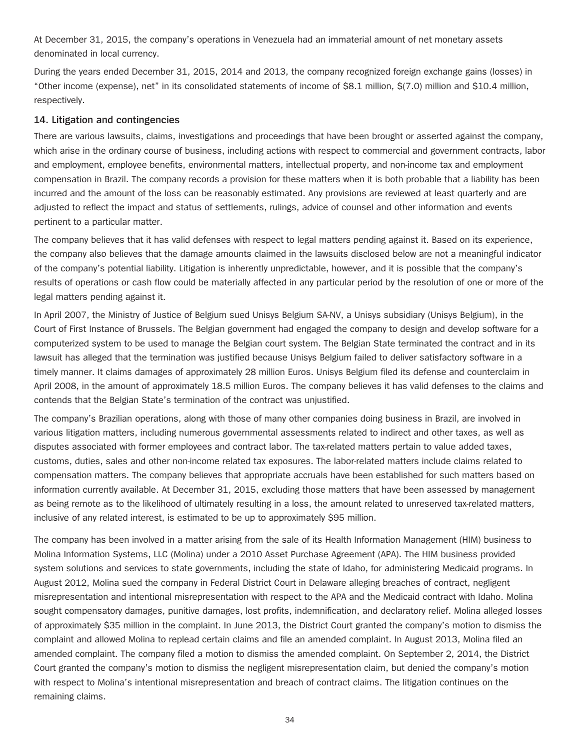At December 31, 2015, the company's operations in Venezuela had an immaterial amount of net monetary assets denominated in local currency.

During the years ended December 31, 2015, 2014 and 2013, the company recognized foreign exchange gains (losses) in "Other income (expense), net" in its consolidated statements of income of $8.1 million, $(7.0) million and $10.4 million, respectively.

### 14. Litigation and contingencies

There are various lawsuits, claims, investigations and proceedings that have been brought or asserted against the company, which arise in the ordinary course of business, including actions with respect to commercial and government contracts, labor and employment, employee benefits, environmental matters, intellectual property, and non-income tax and employment compensation in Brazil. The company records a provision for these matters when it is both probable that a liability has been incurred and the amount of the loss can be reasonably estimated. Any provisions are reviewed at least quarterly and are adjusted to reflect the impact and status of settlements, rulings, advice of counsel and other information and events pertinent to a particular matter.

The company believes that it has valid defenses with respect to legal matters pending against it. Based on its experience, the company also believes that the damage amounts claimed in the lawsuits disclosed below are not a meaningful indicator of the company's potential liability. Litigation is inherently unpredictable, however, and it is possible that the company's results of operations or cash flow could be materially affected in any particular period by the resolution of one or more of the legal matters pending against it.

In April 2007, the Ministry of Justice of Belgium sued Unisys Belgium SA-NV, a Unisys subsidiary (Unisys Belgium), in the Court of First Instance of Brussels. The Belgian government had engaged the company to design and develop software for a computerized system to be used to manage the Belgian court system. The Belgian State terminated the contract and in its lawsuit has alleged that the termination was justified because Unisys Belgium failed to deliver satisfactory software in a timely manner. It claims damages of approximately 28 million Euros. Unisys Belgium filed its defense and counterclaim in April 2008, in the amount of approximately 18.5 million Euros. The company believes it has valid defenses to the claims and contends that the Belgian State's termination of the contract was unjustified.

The company's Brazilian operations, along with those of many other companies doing business in Brazil, are involved in various litigation matters, including numerous governmental assessments related to indirect and other taxes, as well as disputes associated with former employees and contract labor. The tax-related matters pertain to value added taxes, customs, duties, sales and other non-income related tax exposures. The labor-related matters include claims related to compensation matters. The company believes that appropriate accruals have been established for such matters based on information currently available. At December 31, 2015, excluding those matters that have been assessed by management as being remote as to the likelihood of ultimately resulting in a loss, the amount related to unreserved tax-related matters, inclusive of any related interest, is estimated to be up to approximately $95 million.

The company has been involved in a matter arising from the sale of its Health Information Management (HIM) business to Molina Information Systems, LLC (Molina) under a 2010 Asset Purchase Agreement (APA). The HIM business provided system solutions and services to state governments, including the state of Idaho, for administering Medicaid programs. In August 2012, Molina sued the company in Federal District Court in Delaware alleging breaches of contract, negligent misrepresentation and intentional misrepresentation with respect to the APA and the Medicaid contract with Idaho. Molina sought compensatory damages, punitive damages, lost profits, indemnification, and declaratory relief. Molina alleged losses of approximately $35 million in the complaint. In June 2013, the District Court granted the company's motion to dismiss the complaint and allowed Molina to replead certain claims and file an amended complaint. In August 2013, Molina filed an amended complaint. The company filed a motion to dismiss the amended complaint. On September 2, 2014, the District Court granted the company's motion to dismiss the negligent misrepresentation claim, but denied the company's motion with respect to Molina's intentional misrepresentation and breach of contract claims. The litigation continues on the remaining claims.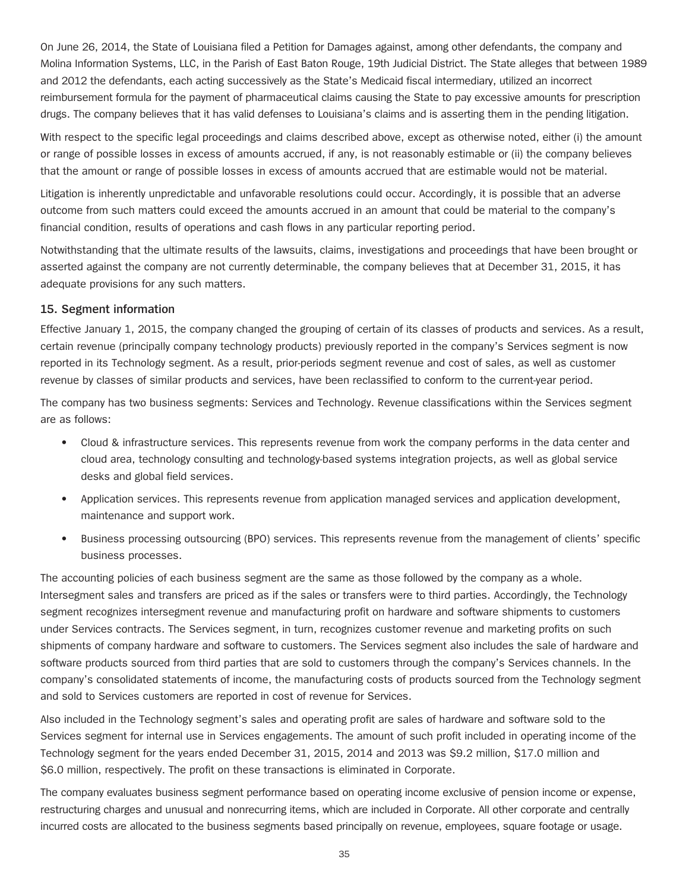On June 26, 2014, the State of Louisiana filed a Petition for Damages against, among other defendants, the company and Molina Information Systems, LLC, in the Parish of East Baton Rouge, 19th Judicial District. The State alleges that between 1989 and 2012 the defendants, each acting successively as the State's Medicaid fiscal intermediary, utilized an incorrect reimbursement formula for the payment of pharmaceutical claims causing the State to pay excessive amounts for prescription drugs. The company believes that it has valid defenses to Louisiana's claims and is asserting them in the pending litigation.

With respect to the specific legal proceedings and claims described above, except as otherwise noted, either (i) the amount or range of possible losses in excess of amounts accrued, if any, is not reasonably estimable or (ii) the company believes that the amount or range of possible losses in excess of amounts accrued that are estimable would not be material.

Litigation is inherently unpredictable and unfavorable resolutions could occur. Accordingly, it is possible that an adverse outcome from such matters could exceed the amounts accrued in an amount that could be material to the company's financial condition, results of operations and cash flows in any particular reporting period.

Notwithstanding that the ultimate results of the lawsuits, claims, investigations and proceedings that have been brought or asserted against the company are not currently determinable, the company believes that at December 31, 2015, it has adequate provisions for any such matters.

## 15. Segment information

Effective January 1, 2015, the company changed the grouping of certain of its classes of products and services. As a result, certain revenue (principally company technology products) previously reported in the company's Services segment is now reported in its Technology segment. As a result, prior-periods segment revenue and cost of sales, as well as customer revenue by classes of similar products and services, have been reclassified to conform to the current-year period.

The company has two business segments: Services and Technology. Revenue classifications within the Services segment are as follows:

- Cloud & infrastructure services. This represents revenue from work the company performs in the data center and cloud area, technology consulting and technology-based systems integration projects, as well as global service desks and global field services.
- Application services. This represents revenue from application managed services and application development, maintenance and support work.
- Business processing outsourcing (BPO) services. This represents revenue from the management of clients' specific business processes.

The accounting policies of each business segment are the same as those followed by the company as a whole. Intersegment sales and transfers are priced as if the sales or transfers were to third parties. Accordingly, the Technology segment recognizes intersegment revenue and manufacturing profit on hardware and software shipments to customers under Services contracts. The Services segment, in turn, recognizes customer revenue and marketing profits on such shipments of company hardware and software to customers. The Services segment also includes the sale of hardware and software products sourced from third parties that are sold to customers through the company's Services channels. In the company's consolidated statements of income, the manufacturing costs of products sourced from the Technology segment and sold to Services customers are reported in cost of revenue for Services.

Also included in the Technology segment's sales and operating profit are sales of hardware and software sold to the Services segment for internal use in Services engagements. The amount of such profit included in operating income of the Technology segment for the years ended December 31, 2015, 2014 and 2013 was $9.2 million, $17.0 million and $6.0 million, respectively. The profit on these transactions is eliminated in Corporate.

The company evaluates business segment performance based on operating income exclusive of pension income or expense, restructuring charges and unusual and nonrecurring items, which are included in Corporate. All other corporate and centrally incurred costs are allocated to the business segments based principally on revenue, employees, square footage or usage.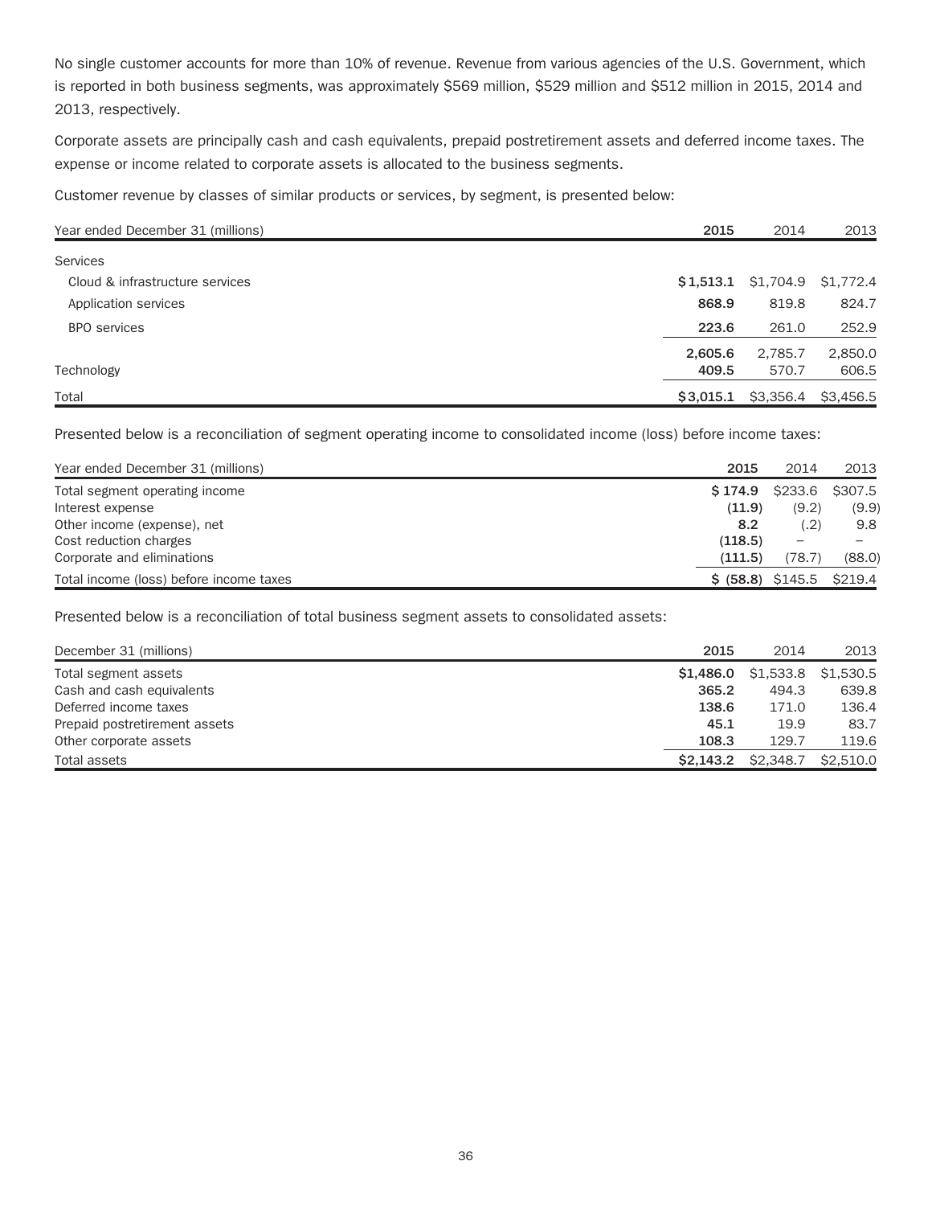No single customer accounts for more than 10% of revenue. Revenue from various agencies of the U.S. Government, which is reported in both business segments, was approximately $569 million, $529 million and $512 million in 2015, 2014 and 2013, respectively.

Corporate assets are principally cash and cash equivalents, prepaid postretirement assets and deferred income taxes. The expense or income related to corporate assets is allocated to the business segments.

Customer revenue by classes of similar products or services, by segment, is presented below:

| Year ended December 31 (millions) | **2015** | 2014 | 2013 |
|---|---|---|---|
| Services | | | |
| Cloud & infrastructure services | **$1,513.1** | $1,704.9 | $1,772.4 |
| Application services | **868.9** | 819.8 | 824.7 |
| BPO services | **223.6** | 261.0 | 252.9 |
| | **2,605.6** | 2,785.7 | 2,850.0 |
| Technology | **409.5** | 570.7 | 606.5 |
| Total | **$3,015.1** | $3,356.4 | $3,456.5 |

Presented below is a reconciliation of segment operating income to consolidated income (loss) before income taxes:

| Year ended December 31 (millions) | **2015** | 2014 | 2013 |
|---|---|---|---|
| Total segment operating income | **$ 174.9** | $233.6 | $307.5 |
| Interest expense | **(11.9)** | (9.2) | (9.9) |
| Other income (expense), net | **8.2** | (.2) | 9.8 |
| Cost reduction charges | **(118.5)** | – | – |
| Corporate and eliminations | **(111.5)** | (78.7) | (88.0) |
| Total income (loss) before income taxes | **$ (58.8)** | $145.5 | $219.4 |

Presented below is a reconciliation of total business segment assets to consolidated assets:

| December 31 (millions) | **2015** | 2014 | 2013 |
|---|---|---|---|
| Total segment assets | **$1,486.0** | $1,533.8 | $1,530.5 |
| Cash and cash equivalents | **365.2** | 494.3 | 639.8 |
| Deferred income taxes | **138.6** | 171.0 | 136.4 |
| Prepaid postretirement assets | **45.1** | 19.9 | 83.7 |
| Other corporate assets | **108.3** | 129.7 | 119.6 |
| Total assets | **$2,143.2** | $2,348.7 | $2,510.0 |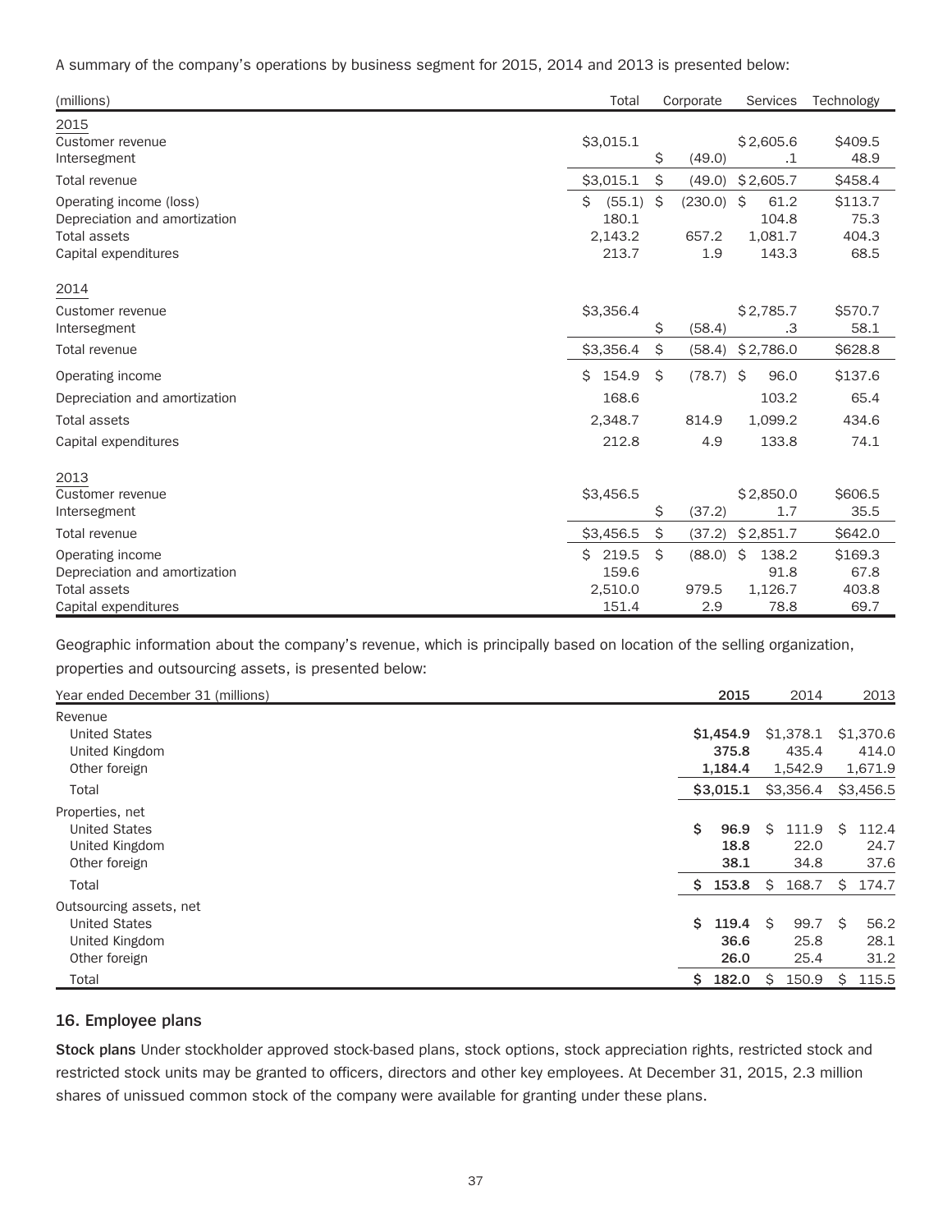A summary of the company's operations by business segment for 2015, 2014 and 2013 is presented below:

| (millions) | Total | Corporate | Services | Technology |
|---|---|---|---|---|
| **2015** | | | | |
| Customer revenue | $3,015.1 | | $2,605.6 | $409.5 |
| Intersegment | | $ (49.0) | .1 | 48.9 |
| Total revenue | $3,015.1 | $ (49.0) | $2,605.7 | $458.4 |
| Operating income (loss) | $ (55.1) | $ (230.0) | $ 61.2 | $113.7 |
| Depreciation and amortization | 180.1 | | 104.8 | 75.3 |
| Total assets | 2,143.2 | 657.2 | 1,081.7 | 404.3 |
| Capital expenditures | 213.7 | 1.9 | 143.3 | 68.5 |
| **2014** | | | | |
| Customer revenue | $3,356.4 | | $2,785.7 | $570.7 |
| Intersegment | | $ (58.4) | .3 | 58.1 |
| Total revenue | $3,356.4 | $ (58.4) | $2,786.0 | $628.8 |
| Operating income | $ 154.9 | $ (78.7) | $ 96.0 | $137.6 |
| Depreciation and amortization | 168.6 | | 103.2 | 65.4 |
| Total assets | 2,348.7 | 814.9 | 1,099.2 | 434.6 |
| Capital expenditures | 212.8 | 4.9 | 133.8 | 74.1 |
| **2013** | | | | |
| Customer revenue | $3,456.5 | | $2,850.0 | $606.5 |
| Intersegment | | $ (37.2) | 1.7 | 35.5 |
| Total revenue | $3,456.5 | $ (37.2) | $2,851.7 | $642.0 |
| Operating income | $ 219.5 | $ (88.0) | $ 138.2 | $169.3 |
| Depreciation and amortization | 159.6 | | 91.8 | 67.8 |
| Total assets | 2,510.0 | 979.5 | 1,126.7 | 403.8 |
| Capital expenditures | 151.4 | 2.9 | 78.8 | 69.7 |

Geographic information about the company's revenue, which is principally based on location of the selling organization, properties and outsourcing assets, is presented below:

| Year ended December 31 (millions) | 2015 | 2014 | 2013 |
|---|---|---|---|
| Revenue | | | |
| United States | **$1,454.9** | $1,378.1 | $1,370.6 |
| United Kingdom | **375.8** | 435.4 | 414.0 |
| Other foreign | **1,184.4** | 1,542.9 | 1,671.9 |
| Total | **$3,015.1** | $3,356.4 | $3,456.5 |
| Properties, net | | | |
| United States | **$ 96.9** | $ 111.9 | $ 112.4 |
| United Kingdom | **18.8** | 22.0 | 24.7 |
| Other foreign | **38.1** | 34.8 | 37.6 |
| Total | **$ 153.8** | $ 168.7 | $ 174.7 |
| Outsourcing assets, net | | | |
| United States | **$ 119.4** | $ 99.7 | $ 56.2 |
| United Kingdom | **36.6** | 25.8 | 28.1 |
| Other foreign | **26.0** | 25.4 | 31.2 |
| Total | **$ 182.0** | $ 150.9 | $ 115.5 |

## 16. Employee plans

**Stock plans** Under stockholder approved stock-based plans, stock options, stock appreciation rights, restricted stock and restricted stock units may be granted to officers, directors and other key employees. At December 31, 2015, 2.3 million shares of unissued common stock of the company were available for granting under these plans.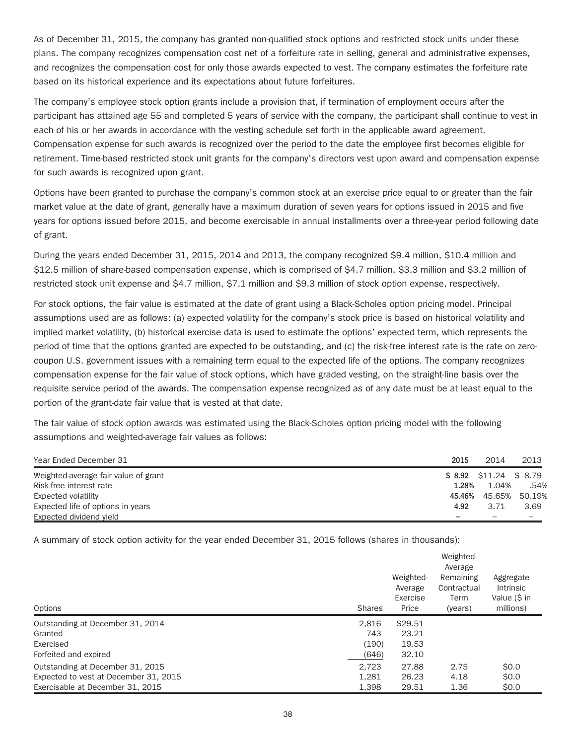As of December 31, 2015, the company has granted non-qualified stock options and restricted stock units under these plans. The company recognizes compensation cost net of a forfeiture rate in selling, general and administrative expenses, and recognizes the compensation cost for only those awards expected to vest. The company estimates the forfeiture rate based on its historical experience and its expectations about future forfeitures.

The company's employee stock option grants include a provision that, if termination of employment occurs after the participant has attained age 55 and completed 5 years of service with the company, the participant shall continue to vest in each of his or her awards in accordance with the vesting schedule set forth in the applicable award agreement. Compensation expense for such awards is recognized over the period to the date the employee first becomes eligible for retirement. Time-based restricted stock unit grants for the company's directors vest upon award and compensation expense for such awards is recognized upon grant.

Options have been granted to purchase the company's common stock at an exercise price equal to or greater than the fair market value at the date of grant, generally have a maximum duration of seven years for options issued in 2015 and five years for options issued before 2015, and become exercisable in annual installments over a three-year period following date of grant.

During the years ended December 31, 2015, 2014 and 2013, the company recognized $9.4 million, $10.4 million and $12.5 million of share-based compensation expense, which is comprised of $4.7 million, $3.3 million and $3.2 million of restricted stock unit expense and $4.7 million, $7.1 million and $9.3 million of stock option expense, respectively.

For stock options, the fair value is estimated at the date of grant using a Black-Scholes option pricing model. Principal assumptions used are as follows: (a) expected volatility for the company's stock price is based on historical volatility and implied market volatility, (b) historical exercise data is used to estimate the options' expected term, which represents the period of time that the options granted are expected to be outstanding, and (c) the risk-free interest rate is the rate on zero-coupon U.S. government issues with a remaining term equal to the expected life of the options. The company recognizes compensation expense for the fair value of stock options, which have graded vesting, on the straight-line basis over the requisite service period of the awards. The compensation expense recognized as of any date must be at least equal to the portion of the grant-date fair value that is vested at that date.

The fair value of stock option awards was estimated using the Black-Scholes option pricing model with the following assumptions and weighted-average fair values as follows:

| Year Ended December 31 | **2015** | 2014 | 2013 |
|---|---|---|---|
| Weighted-average fair value of grant | **$ 8.92** | $11.24 | $ 8.79 |
| Risk-free interest rate | **1.28%** | 1.04% | .54% |
| Expected volatility | **45.46%** | 45.65% | 50.19% |
| Expected life of options in years | **4.92** | 3.71 | 3.69 |
| Expected dividend yield | **–** | – | – |

A summary of stock option activity for the year ended December 31, 2015 follows (shares in thousands):

| Options | Shares | Weighted-Average Exercise Price | Weighted-Average Remaining Contractual Term (years) | Aggregate Intrinsic Value ($ in millions) |
|---|---|---|---|---|
| Outstanding at December 31, 2014 | 2,816 | $29.51 | | |
| Granted | 743 | 23.21 | | |
| Exercised | (190) | 19.53 | | |
| Forfeited and expired | (646) | 32.10 | | |
| Outstanding at December 31, 2015 | 2,723 | 27.88 | 2.75 | $0.0 |
| Expected to vest at December 31, 2015 | 1,281 | 26.23 | 4.18 | $0.0 |
| Exercisable at December 31, 2015 | 1,398 | 29.51 | 1.36 | $0.0 |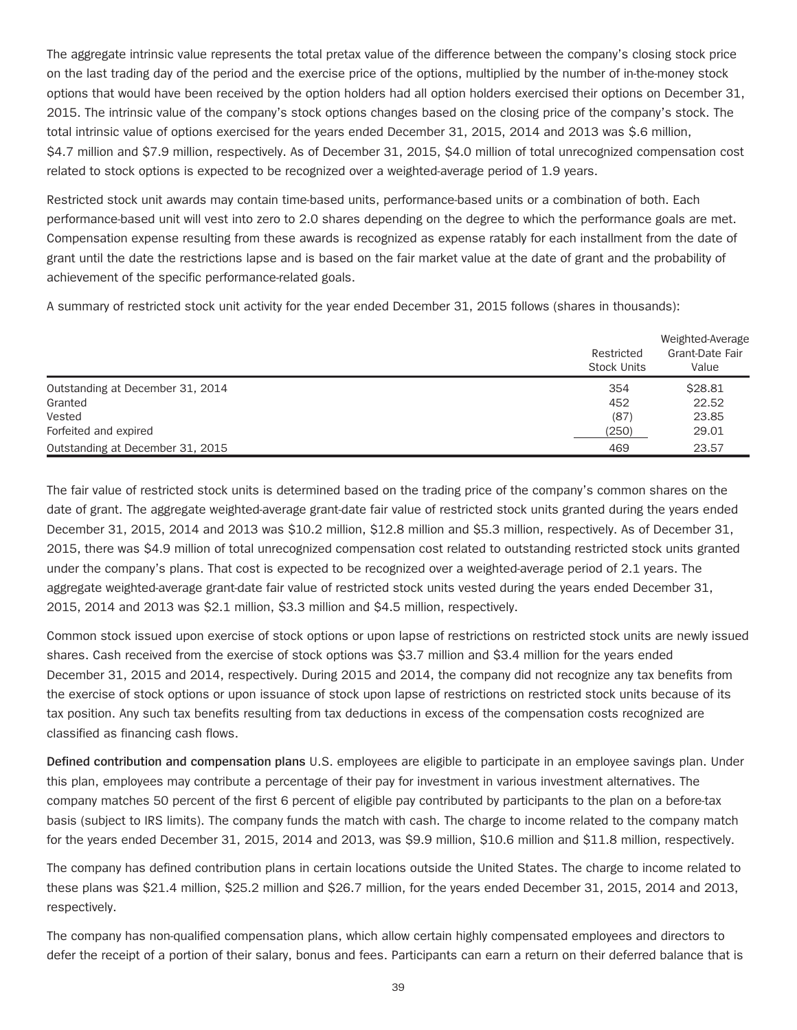The aggregate intrinsic value represents the total pretax value of the difference between the company's closing stock price on the last trading day of the period and the exercise price of the options, multiplied by the number of in-the-money stock options that would have been received by the option holders had all option holders exercised their options on December 31, 2015. The intrinsic value of the company's stock options changes based on the closing price of the company's stock. The total intrinsic value of options exercised for the years ended December 31, 2015, 2014 and 2013 was $.6 million, $4.7 million and $7.9 million, respectively. As of December 31, 2015, $4.0 million of total unrecognized compensation cost related to stock options is expected to be recognized over a weighted-average period of 1.9 years.

Restricted stock unit awards may contain time-based units, performance-based units or a combination of both. Each performance-based unit will vest into zero to 2.0 shares depending on the degree to which the performance goals are met. Compensation expense resulting from these awards is recognized as expense ratably for each installment from the date of grant until the date the restrictions lapse and is based on the fair market value at the date of grant and the probability of achievement of the specific performance-related goals.

A summary of restricted stock unit activity for the year ended December 31, 2015 follows (shares in thousands):

| | Restricted Stock Units | Weighted-Average Grant-Date Fair Value |
|---|---|---|
| Outstanding at December 31, 2014 | 354 | $28.81 |
| Granted | 452 | 22.52 |
| Vested | (87) | 23.85 |
| Forfeited and expired | (250) | 29.01 |
| Outstanding at December 31, 2015 | 469 | 23.57 |

The fair value of restricted stock units is determined based on the trading price of the company's common shares on the date of grant. The aggregate weighted-average grant-date fair value of restricted stock units granted during the years ended December 31, 2015, 2014 and 2013 was $10.2 million, $12.8 million and $5.3 million, respectively. As of December 31, 2015, there was $4.9 million of total unrecognized compensation cost related to outstanding restricted stock units granted under the company's plans. That cost is expected to be recognized over a weighted-average period of 2.1 years. The aggregate weighted-average grant-date fair value of restricted stock units vested during the years ended December 31, 2015, 2014 and 2013 was $2.1 million, $3.3 million and $4.5 million, respectively.

Common stock issued upon exercise of stock options or upon lapse of restrictions on restricted stock units are newly issued shares. Cash received from the exercise of stock options was $3.7 million and $3.4 million for the years ended December 31, 2015 and 2014, respectively. During 2015 and 2014, the company did not recognize any tax benefits from the exercise of stock options or upon issuance of stock upon lapse of restrictions on restricted stock units because of its tax position. Any such tax benefits resulting from tax deductions in excess of the compensation costs recognized are classified as financing cash flows.

**Defined contribution and compensation plans** U.S. employees are eligible to participate in an employee savings plan. Under this plan, employees may contribute a percentage of their pay for investment in various investment alternatives. The company matches 50 percent of the first 6 percent of eligible pay contributed by participants to the plan on a before-tax basis (subject to IRS limits). The company funds the match with cash. The charge to income related to the company match for the years ended December 31, 2015, 2014 and 2013, was $9.9 million, $10.6 million and $11.8 million, respectively.

The company has defined contribution plans in certain locations outside the United States. The charge to income related to these plans was $21.4 million, $25.2 million and $26.7 million, for the years ended December 31, 2015, 2014 and 2013, respectively.

The company has non-qualified compensation plans, which allow certain highly compensated employees and directors to defer the receipt of a portion of their salary, bonus and fees. Participants can earn a return on their deferred balance that is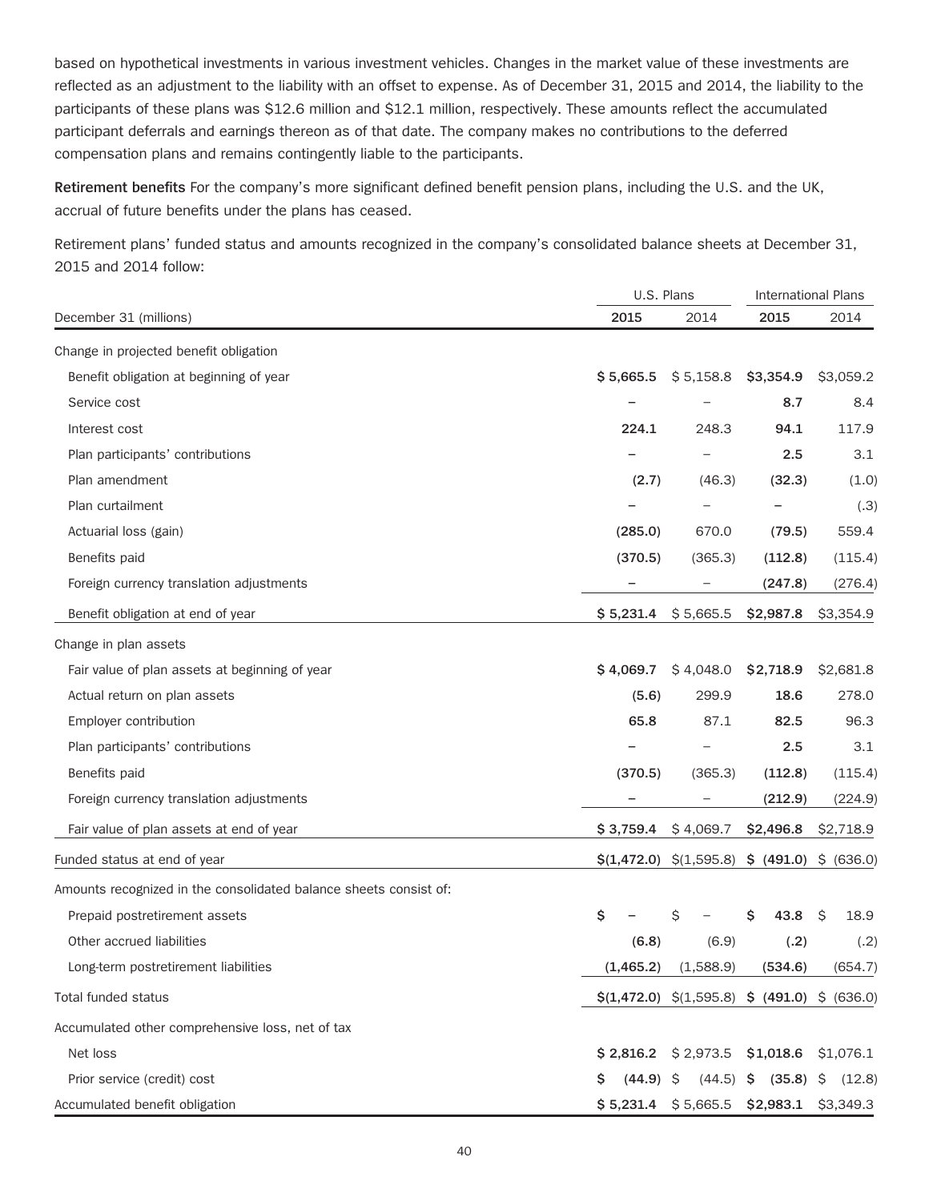based on hypothetical investments in various investment vehicles. Changes in the market value of these investments are reflected as an adjustment to the liability with an offset to expense. As of December 31, 2015 and 2014, the liability to the participants of these plans was $12.6 million and $12.1 million, respectively. These amounts reflect the accumulated participant deferrals and earnings thereon as of that date. The company makes no contributions to the deferred compensation plans and remains contingently liable to the participants.

**Retirement benefits** For the company's more significant defined benefit pension plans, including the U.S. and the UK, accrual of future benefits under the plans has ceased.

Retirement plans' funded status and amounts recognized in the company's consolidated balance sheets at December 31, 2015 and 2014 follow:

| | U.S. Plans | | International Plans | |
|---|---|---|---|---|
| December 31 (millions) | **2015** | 2014 | **2015** | 2014 |
| Change in projected benefit obligation | | | | |
| Benefit obligation at beginning of year | **$ 5,665.5** | $ 5,158.8 | **$3,354.9** | $3,059.2 |
| Service cost | **–** | – | **8.7** | 8.4 |
| Interest cost | **224.1** | 248.3 | **94.1** | 117.9 |
| Plan participants' contributions | **–** | – | **2.5** | 3.1 |
| Plan amendment | **(2.7)** | (46.3) | **(32.3)** | (1.0) |
| Plan curtailment | **–** | – | **–** | (.3) |
| Actuarial loss (gain) | **(285.0)** | 670.0 | **(79.5)** | 559.4 |
| Benefits paid | **(370.5)** | (365.3) | **(112.8)** | (115.4) |
| Foreign currency translation adjustments | **–** | – | **(247.8)** | (276.4) |
| Benefit obligation at end of year | **$ 5,231.4** | $ 5,665.5 | **$2,987.8** | $3,354.9 |
| Change in plan assets | | | | |
| Fair value of plan assets at beginning of year | **$ 4,069.7** | $ 4,048.0 | **$2,718.9** | $2,681.8 |
| Actual return on plan assets | **(5.6)** | 299.9 | **18.6** | 278.0 |
| Employer contribution | **65.8** | 87.1 | **82.5** | 96.3 |
| Plan participants' contributions | **–** | – | **2.5** | 3.1 |
| Benefits paid | **(370.5)** | (365.3) | **(112.8)** | (115.4) |
| Foreign currency translation adjustments | **–** | – | **(212.9)** | (224.9) |
| Fair value of plan assets at end of year | **$ 3,759.4** | $ 4,069.7 | **$2,496.8** | $2,718.9 |
| Funded status at end of year | **$(1,472.0)** | $(1,595.8) | **$ (491.0)** | $ (636.0) |
| Amounts recognized in the consolidated balance sheets consist of: | | | | |
| Prepaid postretirement assets | **$ –** | $ – | **$ 43.8** | $ 18.9 |
| Other accrued liabilities | **(6.8)** | (6.9) | **(.2)** | (.2) |
| Long-term postretirement liabilities | **(1,465.2)** | (1,588.9) | **(534.6)** | (654.7) |
| Total funded status | **$(1,472.0)** | $(1,595.8) | **$ (491.0)** | $ (636.0) |
| Accumulated other comprehensive loss, net of tax | | | | |
| Net loss | **$ 2,816.2** | $ 2,973.5 | **$1,018.6** | $1,076.1 |
| Prior service (credit) cost | **$ (44.9)** | $ (44.5) | **$ (35.8)** | $ (12.8) |
| Accumulated benefit obligation | **$ 5,231.4** | $ 5,665.5 | **$2,983.1** | $3,349.3 |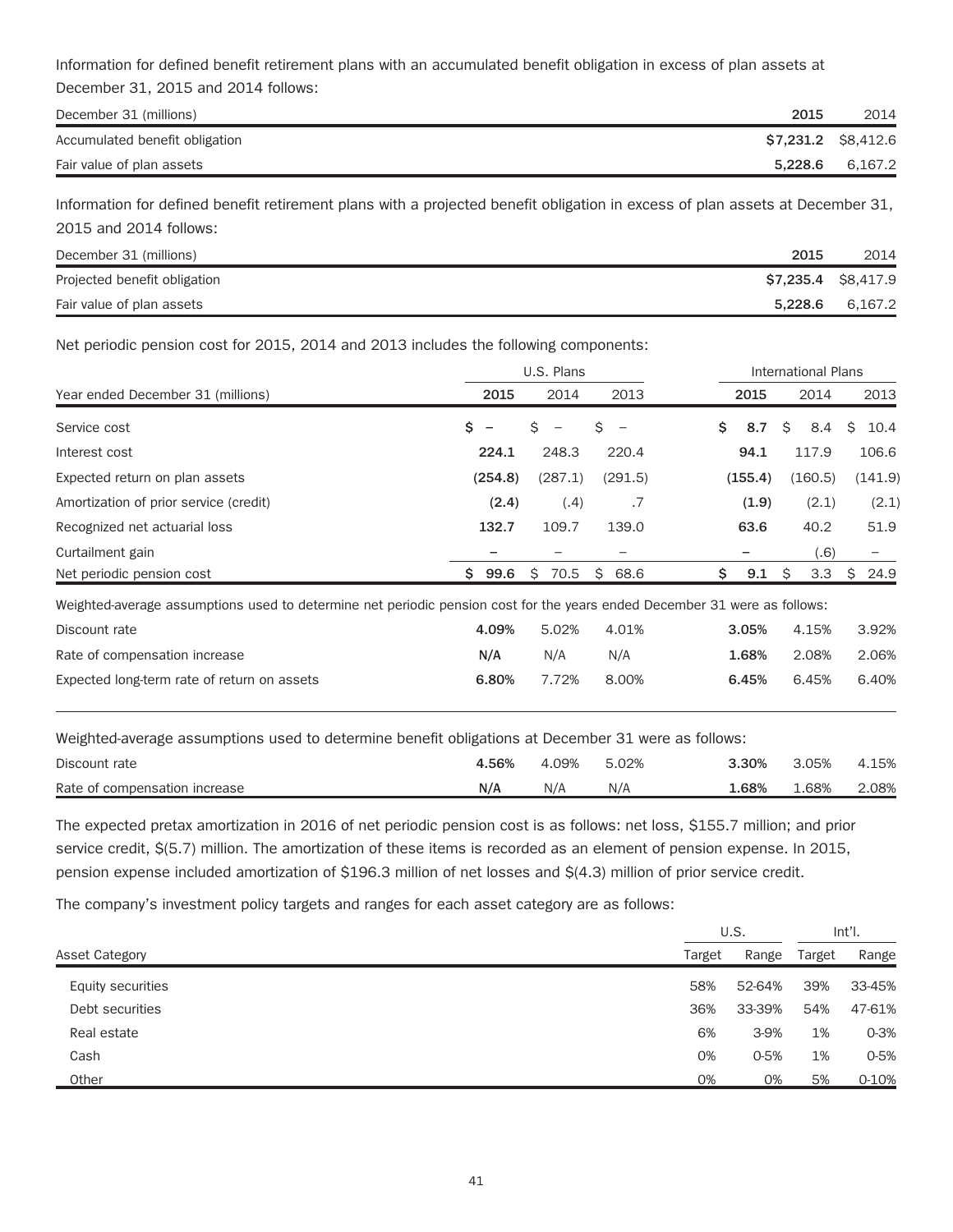Information for defined benefit retirement plans with an accumulated benefit obligation in excess of plan assets at December 31, 2015 and 2014 follows:

| December 31 (millions) | 2015 | 2014 |
|---|---|---|
| Accumulated benefit obligation | **$7,231.2** | $8,412.6 |
| Fair value of plan assets | **5,228.6** | 6,167.2 |

Information for defined benefit retirement plans with a projected benefit obligation in excess of plan assets at December 31, 2015 and 2014 follows:

| December 31 (millions) | 2015 | 2014 |
|---|---|---|
| Projected benefit obligation | **$7,235.4** | $8,417.9 |
| Fair value of plan assets | **5,228.6** | 6,167.2 |

Net periodic pension cost for 2015, 2014 and 2013 includes the following components:

| | U.S. Plans | | | International Plans | | |
|---|---|---|---|---|---|---|
| Year ended December 31 (millions) | 2015 | 2014 | 2013 | 2015 | 2014 | 2013 |
| Service cost | **$ –** | $ – | $ – | **$ 8.7** | $ 8.4 | $ 10.4 |
| Interest cost | **224.1** | 248.3 | 220.4 | **94.1** | 117.9 | 106.6 |
| Expected return on plan assets | **(254.8)** | (287.1) | (291.5) | **(155.4)** | (160.5) | (141.9) |
| Amortization of prior service (credit) | **(2.4)** | (.4) | .7 | **(1.9)** | (2.1) | (2.1) |
| Recognized net actuarial loss | **132.7** | 109.7 | 139.0 | **63.6** | 40.2 | 51.9 |
| Curtailment gain | **–** | – | – | **–** | (.6) | – |
| Net periodic pension cost | **$ 99.6** | $ 70.5 | $ 68.6 | **$ 9.1** | $ 3.3 | $ 24.9 |
| Weighted-average assumptions used to determine net periodic pension cost for the years ended December 31 were as follows: | | | | | | |
| Discount rate | **4.09%** | 5.02% | 4.01% | **3.05%** | 4.15% | 3.92% |
| Rate of compensation increase | **N/A** | N/A | N/A | **1.68%** | 2.08% | 2.06% |
| Expected long-term rate of return on assets | **6.80%** | 7.72% | 8.00% | **6.45%** | 6.45% | 6.40% |

| Weighted-average assumptions used to determine benefit obligations at December 31 were as follows: | | | | | | |
|---|---|---|---|---|---|---|
| Discount rate | **4.56%** | 4.09% | 5.02% | **3.30%** | 3.05% | 4.15% |
| Rate of compensation increase | **N/A** | N/A | N/A | **1.68%** | 1.68% | 2.08% |

The expected pretax amortization in 2016 of net periodic pension cost is as follows: net loss, $155.7 million; and prior service credit, $(5.7) million. The amortization of these items is recorded as an element of pension expense. In 2015, pension expense included amortization of $196.3 million of net losses and $(4.3) million of prior service credit.

The company's investment policy targets and ranges for each asset category are as follows:

| | U.S. | | Int'l. | |
|---|---|---|---|---|
| Asset Category | Target | Range | Target | Range |
| Equity securities | 58% | 52-64% | 39% | 33-45% |
| Debt securities | 36% | 33-39% | 54% | 47-61% |
| Real estate | 6% | 3-9% | 1% | 0-3% |
| Cash | 0% | 0-5% | 1% | 0-5% |
| Other | 0% | 0% | 5% | 0-10% |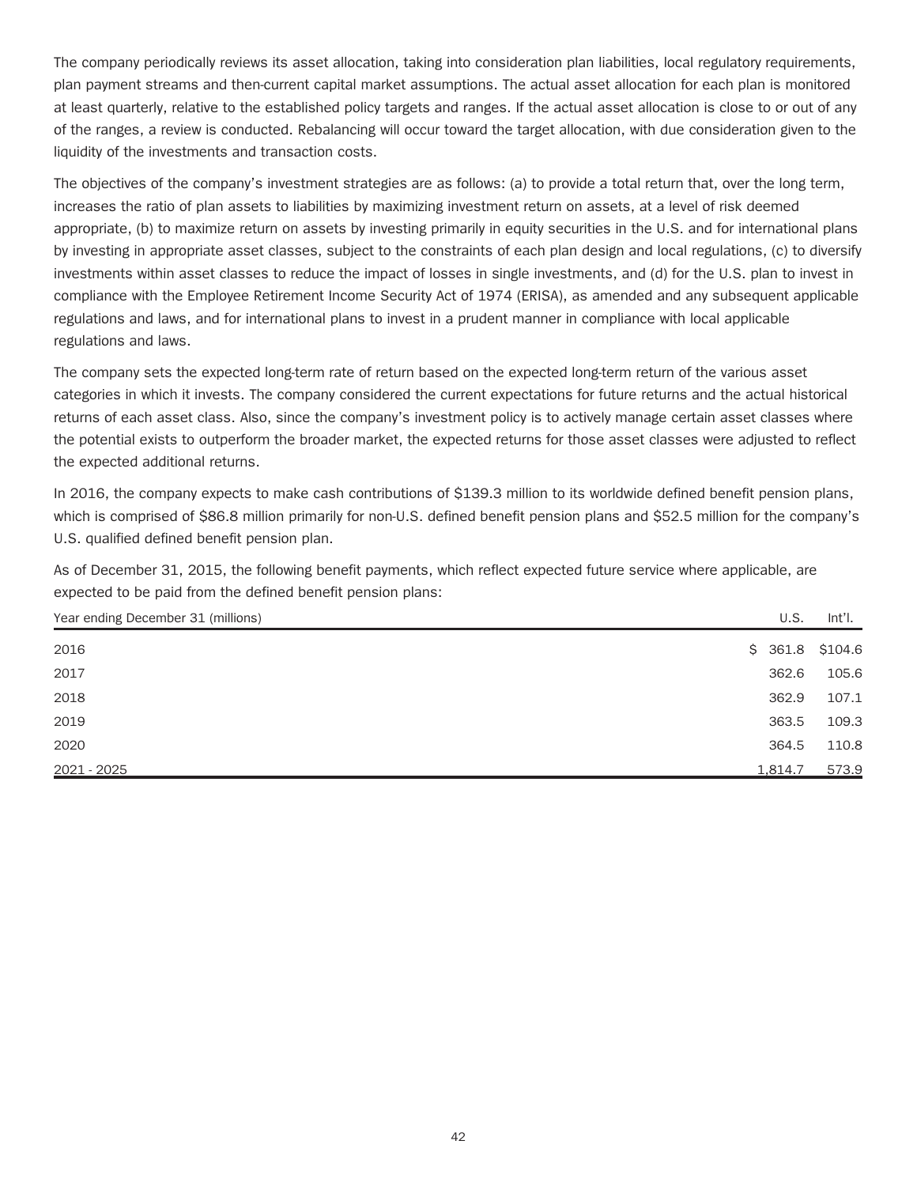The company periodically reviews its asset allocation, taking into consideration plan liabilities, local regulatory requirements, plan payment streams and then-current capital market assumptions. The actual asset allocation for each plan is monitored at least quarterly, relative to the established policy targets and ranges. If the actual asset allocation is close to or out of any of the ranges, a review is conducted. Rebalancing will occur toward the target allocation, with due consideration given to the liquidity of the investments and transaction costs.

The objectives of the company's investment strategies are as follows: (a) to provide a total return that, over the long term, increases the ratio of plan assets to liabilities by maximizing investment return on assets, at a level of risk deemed appropriate, (b) to maximize return on assets by investing primarily in equity securities in the U.S. and for international plans by investing in appropriate asset classes, subject to the constraints of each plan design and local regulations, (c) to diversify investments within asset classes to reduce the impact of losses in single investments, and (d) for the U.S. plan to invest in compliance with the Employee Retirement Income Security Act of 1974 (ERISA), as amended and any subsequent applicable regulations and laws, and for international plans to invest in a prudent manner in compliance with local applicable regulations and laws.

The company sets the expected long-term rate of return based on the expected long-term return of the various asset categories in which it invests. The company considered the current expectations for future returns and the actual historical returns of each asset class. Also, since the company's investment policy is to actively manage certain asset classes where the potential exists to outperform the broader market, the expected returns for those asset classes were adjusted to reflect the expected additional returns.

In 2016, the company expects to make cash contributions of $139.3 million to its worldwide defined benefit pension plans, which is comprised of $86.8 million primarily for non-U.S. defined benefit pension plans and $52.5 million for the company's U.S. qualified defined benefit pension plan.

As of December 31, 2015, the following benefit payments, which reflect expected future service where applicable, are expected to be paid from the defined benefit pension plans:

| Year ending December 31 (millions) | U.S. | Int'l. |
|---|---|---|
| 2016 | $ 361.8 | $104.6 |
| 2017 | 362.6 | 105.6 |
| 2018 | 362.9 | 107.1 |
| 2019 | 363.5 | 109.3 |
| 2020 | 364.5 | 110.8 |
| 2021 - 2025 | 1,814.7 | 573.9 |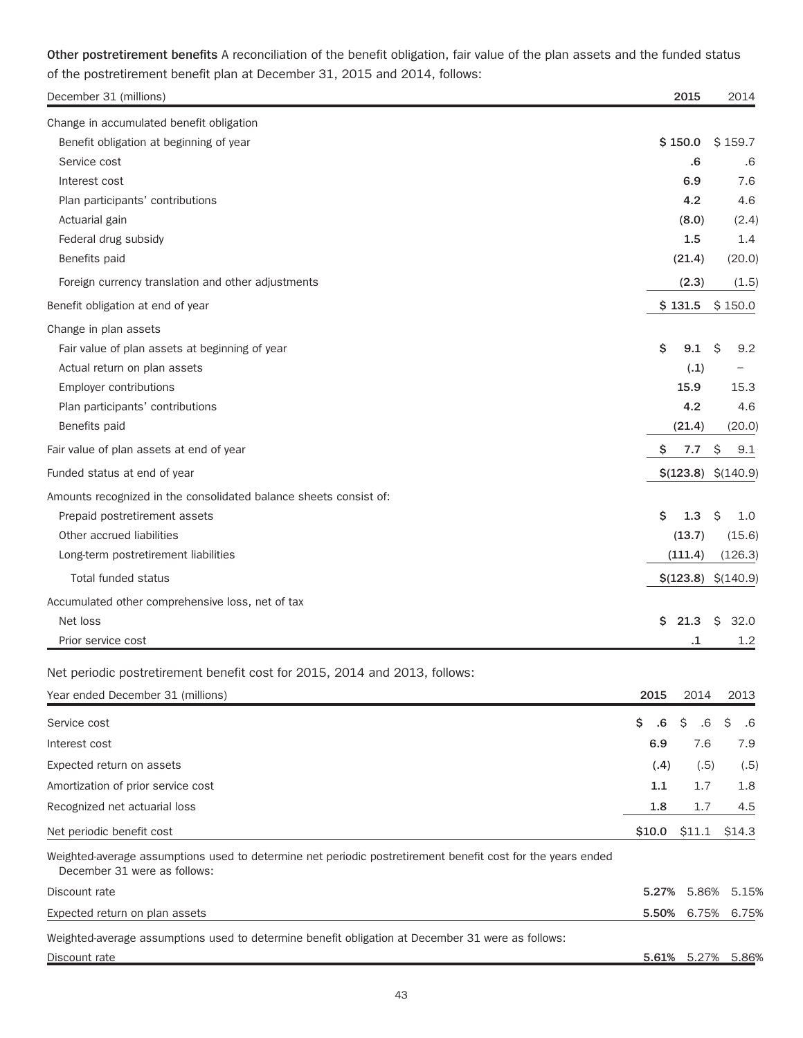**Other postretirement benefits** A reconciliation of the benefit obligation, fair value of the plan assets and the funded status of the postretirement benefit plan at December 31, 2015 and 2014, follows:

| December 31 (millions) | 2015 | 2014 |
|---|---|---|
| Change in accumulated benefit obligation | | |
| Benefit obligation at beginning of year | **$ 150.0** | $ 159.7 |
| Service cost | **.6** | .6 |
| Interest cost | **6.9** | 7.6 |
| Plan participants' contributions | **4.2** | 4.6 |
| Actuarial gain | **(8.0)** | (2.4) |
| Federal drug subsidy | **1.5** | 1.4 |
| Benefits paid | **(21.4)** | (20.0) |
| Foreign currency translation and other adjustments | **(2.3)** | (1.5) |
| Benefit obligation at end of year | **$ 131.5** | $ 150.0 |
| Change in plan assets | | |
| Fair value of plan assets at beginning of year | **$ 9.1** | $ 9.2 |
| Actual return on plan assets | **(.1)** | – |
| Employer contributions | **15.9** | 15.3 |
| Plan participants' contributions | **4.2** | 4.6 |
| Benefits paid | **(21.4)** | (20.0) |
| Fair value of plan assets at end of year | **$ 7.7** | $ 9.1 |
| Funded status at end of year | **$(123.8)** | $(140.9) |
| Amounts recognized in the consolidated balance sheets consist of: | | |
| Prepaid postretirement assets | **$ 1.3** | $ 1.0 |
| Other accrued liabilities | **(13.7)** | (15.6) |
| Long-term postretirement liabilities | **(111.4)** | (126.3) |
| Total funded status | **$(123.8)** | $(140.9) |
| Accumulated other comprehensive loss, net of tax | | |
| Net loss | **$ 21.3** | $ 32.0 |
| Prior service cost | **.1** | 1.2 |

Net periodic postretirement benefit cost for 2015, 2014 and 2013, follows:

| Year ended December 31 (millions) | 2015 | 2014 | 2013 |
|---|---|---|---|
| Service cost | **$ .6** | $ .6 | $ .6 |
| Interest cost | **6.9** | 7.6 | 7.9 |
| Expected return on assets | **(.4)** | (.5) | (.5) |
| Amortization of prior service cost | **1.1** | 1.7 | 1.8 |
| Recognized net actuarial loss | **1.8** | 1.7 | 4.5 |
| Net periodic benefit cost | **$10.0** | $11.1 | $14.3 |
| Weighted-average assumptions used to determine net periodic postretirement benefit cost for the years ended December 31 were as follows: | | | |
| Discount rate | **5.27%** | 5.86% | 5.15% |
| Expected return on plan assets | **5.50%** | 6.75% | 6.75% |
| Weighted-average assumptions used to determine benefit obligation at December 31 were as follows: | | | |
| Discount rate | **5.61%** | 5.27% | 5.86% |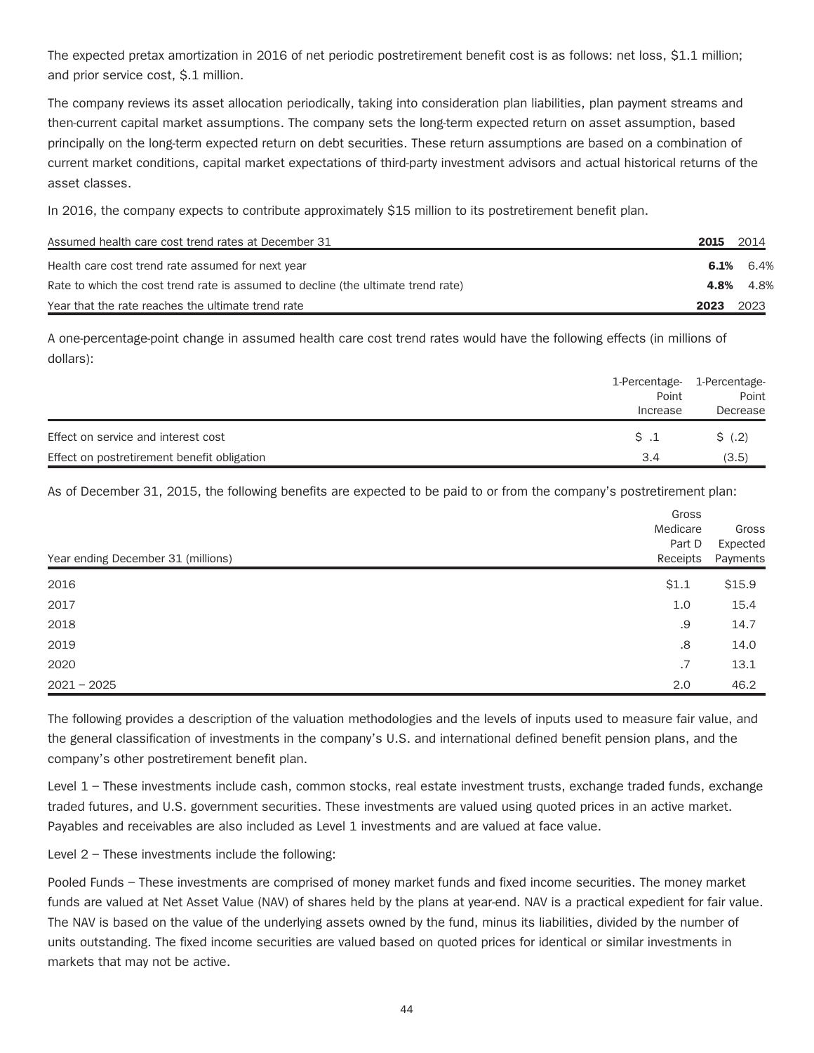The expected pretax amortization in 2016 of net periodic postretirement benefit cost is as follows: net loss, $1.1 million; and prior service cost, $.1 million.

The company reviews its asset allocation periodically, taking into consideration plan liabilities, plan payment streams and then-current capital market assumptions. The company sets the long-term expected return on asset assumption, based principally on the long-term expected return on debt securities. These return assumptions are based on a combination of current market conditions, capital market expectations of third-party investment advisors and actual historical returns of the asset classes.

In 2016, the company expects to contribute approximately $15 million to its postretirement benefit plan.

| Assumed health care cost trend rates at December 31 | **2015** | 2014 |
|---|---|---|
| Health care cost trend rate assumed for next year | **6.1%** | 6.4% |
| Rate to which the cost trend rate is assumed to decline (the ultimate trend rate) | **4.8%** | 4.8% |
| Year that the rate reaches the ultimate trend rate | **2023** | 2023 |

A one-percentage-point change in assumed health care cost trend rates would have the following effects (in millions of dollars):

| | 1-Percentage-Point Increase | 1-Percentage-Point Decrease |
|---|---|---|
| Effect on service and interest cost | $ .1 | $ (.2) |
| Effect on postretirement benefit obligation | 3.4 | (3.5) |

As of December 31, 2015, the following benefits are expected to be paid to or from the company's postretirement plan:

| Year ending December 31 (millions) | Gross Medicare Part D Receipts | Gross Expected Payments |
|---|---|---|
| 2016 | $1.1 | $15.9 |
| 2017 | 1.0 | 15.4 |
| 2018 | .9 | 14.7 |
| 2019 | .8 | 14.0 |
| 2020 | .7 | 13.1 |
| 2021 – 2025 | 2.0 | 46.2 |

The following provides a description of the valuation methodologies and the levels of inputs used to measure fair value, and the general classification of investments in the company's U.S. and international defined benefit pension plans, and the company's other postretirement benefit plan.

Level 1 – These investments include cash, common stocks, real estate investment trusts, exchange traded funds, exchange traded futures, and U.S. government securities. These investments are valued using quoted prices in an active market. Payables and receivables are also included as Level 1 investments and are valued at face value.

Level 2 – These investments include the following:

Pooled Funds – These investments are comprised of money market funds and fixed income securities. The money market funds are valued at Net Asset Value (NAV) of shares held by the plans at year-end. NAV is a practical expedient for fair value. The NAV is based on the value of the underlying assets owned by the fund, minus its liabilities, divided by the number of units outstanding. The fixed income securities are valued based on quoted prices for identical or similar investments in markets that may not be active.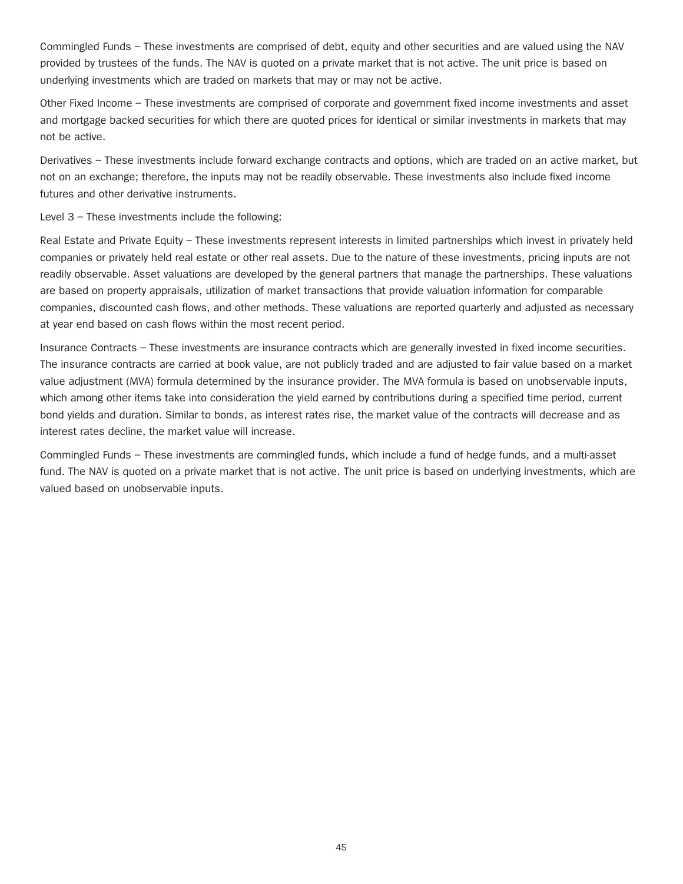Commingled Funds – These investments are comprised of debt, equity and other securities and are valued using the NAV provided by trustees of the funds. The NAV is quoted on a private market that is not active. The unit price is based on underlying investments which are traded on markets that may or may not be active.

Other Fixed Income – These investments are comprised of corporate and government fixed income investments and asset and mortgage backed securities for which there are quoted prices for identical or similar investments in markets that may not be active.

Derivatives – These investments include forward exchange contracts and options, which are traded on an active market, but not on an exchange; therefore, the inputs may not be readily observable. These investments also include fixed income futures and other derivative instruments.

Level 3 – These investments include the following:

Real Estate and Private Equity – These investments represent interests in limited partnerships which invest in privately held companies or privately held real estate or other real assets. Due to the nature of these investments, pricing inputs are not readily observable. Asset valuations are developed by the general partners that manage the partnerships. These valuations are based on property appraisals, utilization of market transactions that provide valuation information for comparable companies, discounted cash flows, and other methods. These valuations are reported quarterly and adjusted as necessary at year end based on cash flows within the most recent period.

Insurance Contracts – These investments are insurance contracts which are generally invested in fixed income securities. The insurance contracts are carried at book value, are not publicly traded and are adjusted to fair value based on a market value adjustment (MVA) formula determined by the insurance provider. The MVA formula is based on unobservable inputs, which among other items take into consideration the yield earned by contributions during a specified time period, current bond yields and duration. Similar to bonds, as interest rates rise, the market value of the contracts will decrease and as interest rates decline, the market value will increase.

Commingled Funds – These investments are commingled funds, which include a fund of hedge funds, and a multi-asset fund. The NAV is quoted on a private market that is not active. The unit price is based on underlying investments, which are valued based on unobservable inputs.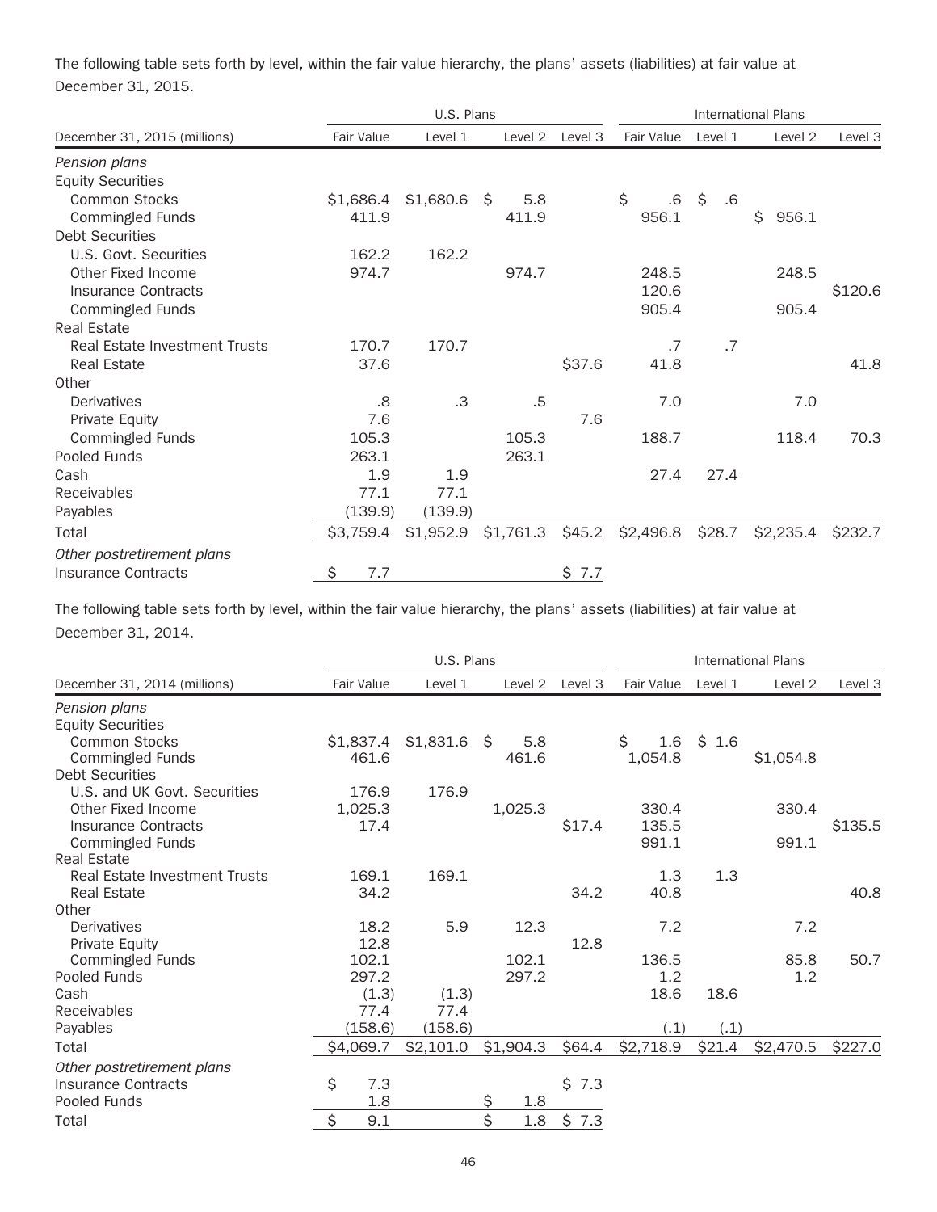The following table sets forth by level, within the fair value hierarchy, the plans' assets (liabilities) at fair value at December 31, 2015.

| | U.S. Plans | | | | International Plans | | | |
|---|---|---|---|---|---|---|---|---|
| December 31, 2015 (millions) | Fair Value | Level 1 | Level 2 | Level 3 | Fair Value | Level 1 | Level 2 | Level 3 |
| *Pension plans* | | | | | | | | |
| Equity Securities | | | | | | | | |
| Common Stocks | $1,686.4 | $1,680.6 | $ 5.8 | | $ .6 | $ .6 | | |
| Commingled Funds | 411.9 | | 411.9 | | 956.1 | | $ 956.1 | |
| Debt Securities | | | | | | | | |
| U.S. Govt. Securities | 162.2 | 162.2 | | | | | | |
| Other Fixed Income | 974.7 | | 974.7 | | 248.5 | | 248.5 | |
| Insurance Contracts | | | | | 120.6 | | | $120.6 |
| Commingled Funds | | | | | 905.4 | | 905.4 | |
| Real Estate | | | | | | | | |
| Real Estate Investment Trusts | 170.7 | 170.7 | | | .7 | .7 | | |
| Real Estate | 37.6 | | | $37.6 | 41.8 | | | 41.8 |
| Other | | | | | | | | |
| Derivatives | .8 | .3 | .5 | | 7.0 | | 7.0 | |
| Private Equity | 7.6 | | | 7.6 | | | | |
| Commingled Funds | 105.3 | | 105.3 | | 188.7 | | 118.4 | 70.3 |
| Pooled Funds | 263.1 | | 263.1 | | | | | |
| Cash | 1.9 | 1.9 | | | 27.4 | 27.4 | | |
| Receivables | 77.1 | 77.1 | | | | | | |
| Payables | (139.9) | (139.9) | | | | | | |
| Total | $3,759.4 | $1,952.9 | $1,761.3 | $45.2 | $2,496.8 | $28.7 | $2,235.4 | $232.7 |
| *Other postretirement plans* | | | | | | | | |
| Insurance Contracts | $ 7.7 | | | $ 7.7 | | | | |

The following table sets forth by level, within the fair value hierarchy, the plans' assets (liabilities) at fair value at December 31, 2014.

| | U.S. Plans | | | | International Plans | | | |
|---|---|---|---|---|---|---|---|---|
| December 31, 2014 (millions) | Fair Value | Level 1 | Level 2 | Level 3 | Fair Value | Level 1 | Level 2 | Level 3 |
| *Pension plans* | | | | | | | | |
| Equity Securities | | | | | | | | |
| Common Stocks | $1,837.4 | $1,831.6 | $ 5.8 | | $ 1.6 | $ 1.6 | | |
| Commingled Funds | 461.6 | | 461.6 | | 1,054.8 | | $1,054.8 | |
| Debt Securities | | | | | | | | |
| U.S. and UK Govt. Securities | 176.9 | 176.9 | | | | | | |
| Other Fixed Income | 1,025.3 | | 1,025.3 | | 330.4 | | 330.4 | |
| Insurance Contracts | 17.4 | | | $17.4 | 135.5 | | | $135.5 |
| Commingled Funds | | | | | 991.1 | | 991.1 | |
| Real Estate | | | | | | | | |
| Real Estate Investment Trusts | 169.1 | 169.1 | | | 1.3 | 1.3 | | |
| Real Estate | 34.2 | | | 34.2 | 40.8 | | | 40.8 |
| Other | | | | | | | | |
| Derivatives | 18.2 | 5.9 | 12.3 | | 7.2 | | 7.2 | |
| Private Equity | 12.8 | | | 12.8 | | | | |
| Commingled Funds | 102.1 | | 102.1 | | 136.5 | | 85.8 | 50.7 |
| Pooled Funds | 297.2 | | 297.2 | | 1.2 | | 1.2 | |
| Cash | (1.3) | (1.3) | | | 18.6 | 18.6 | | |
| Receivables | 77.4 | 77.4 | | | | | | |
| Payables | (158.6) | (158.6) | | | (.1) | (.1) | | |
| Total | $4,069.7 | $2,101.0 | $1,904.3 | $64.4 | $2,718.9 | $21.4 | $2,470.5 | $227.0 |
| *Other postretirement plans* | | | | | | | | |
| Insurance Contracts | $ 7.3 | | | $ 7.3 | | | | |
| Pooled Funds | 1.8 | | $ 1.8 | | | | | |
| Total | $ 9.1 | | $ 1.8 | $ 7.3 | | | | |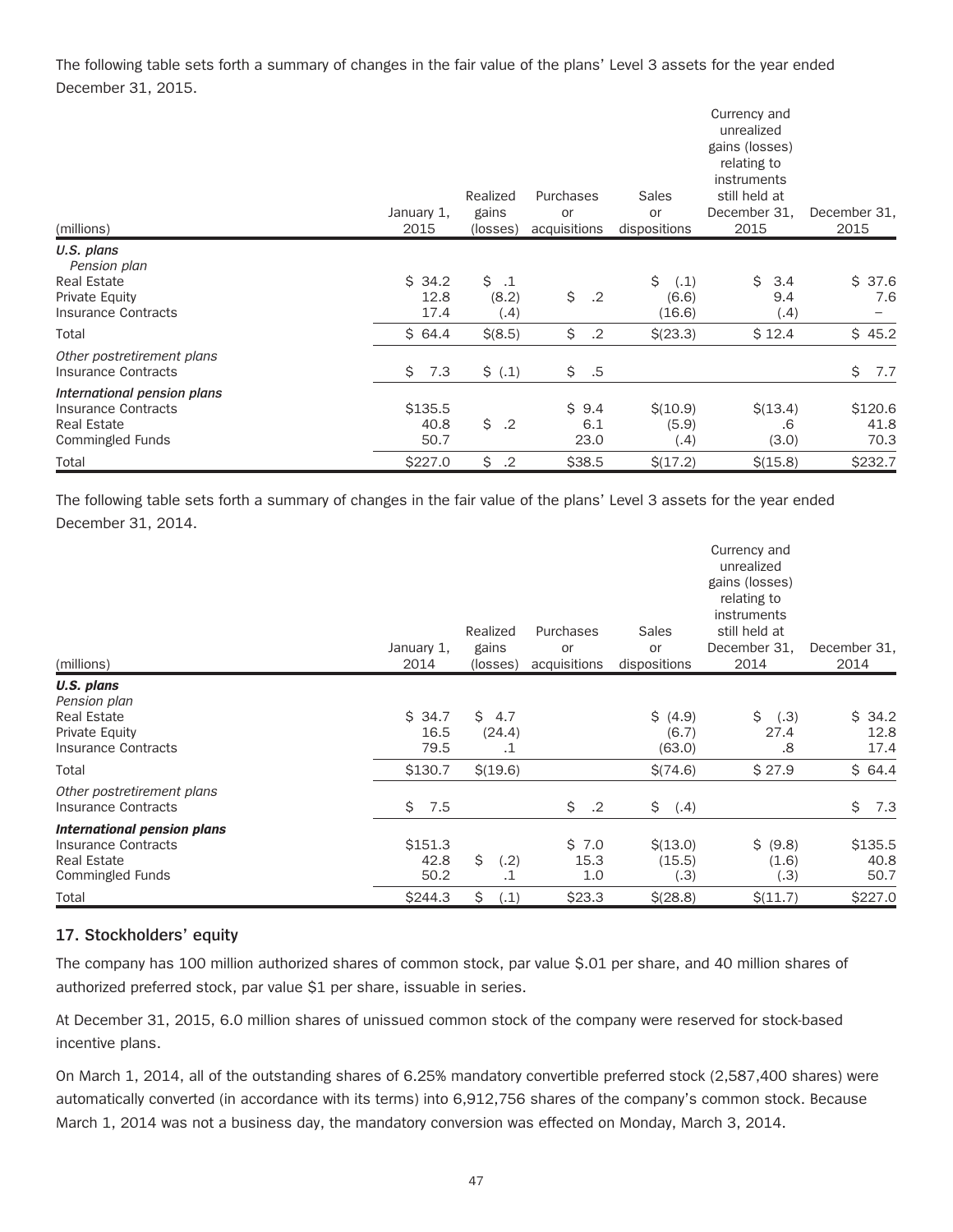The following table sets forth a summary of changes in the fair value of the plans' Level 3 assets for the year ended December 31, 2015.

| (millions) | January 1, 2015 | Realized gains (losses) | Purchases or acquisitions | Sales or dispositions | Currency and unrealized gains (losses) relating to instruments still held at December 31, 2015 | December 31, 2015 |
|---|---|---|---|---|---|---|
| ***U.S. plans*** | | | | | | |
| *Pension plan* | | | | | | |
| Real Estate | $ 34.2 | $ .1 | | $ (.1) | $ 3.4 | $ 37.6 |
| Private Equity | 12.8 | (8.2) | $ .2 | (6.6) | 9.4 | 7.6 |
| Insurance Contracts | 17.4 | (.4) | | (16.6) | (.4) | – |
| Total | $ 64.4 | $(8.5) | $ .2 | $(23.3) | $ 12.4 | $ 45.2 |
| *Other postretirement plans* | | | | | | |
| Insurance Contracts | $ 7.3 | $ (.1) | $ .5 | | | $ 7.7 |
| ***International pension plans*** | | | | | | |
| Insurance Contracts | $135.5 | | $ 9.4 | $(10.9) | $(13.4) | $120.6 |
| Real Estate | 40.8 | $ .2 | 6.1 | (5.9) | .6 | 41.8 |
| Commingled Funds | 50.7 | | 23.0 | (.4) | (3.0) | 70.3 |
| Total | $227.0 | $ .2 | $38.5 | $(17.2) | $(15.8) | $232.7 |

The following table sets forth a summary of changes in the fair value of the plans' Level 3 assets for the year ended December 31, 2014.

| (millions) | January 1, 2014 | Realized gains (losses) | Purchases or acquisitions | Sales or dispositions | Currency and unrealized gains (losses) relating to instruments still held at December 31, 2014 | December 31, 2014 |
|---|---|---|---|---|---|---|
| ***U.S. plans*** | | | | | | |
| *Pension plan* | | | | | | |
| Real Estate | $ 34.7 | $ 4.7 | | $ (4.9) | $ (.3) | $ 34.2 |
| Private Equity | 16.5 | (24.4) | | (6.7) | 27.4 | 12.8 |
| Insurance Contracts | 79.5 | .1 | | (63.0) | .8 | 17.4 |
| Total | $130.7 | $(19.6) | | $(74.6) | $ 27.9 | $ 64.4 |
| *Other postretirement plans* | | | | | | |
| Insurance Contracts | $ 7.5 | | $ .2 | $ (.4) | | $ 7.3 |
| ***International pension plans*** | | | | | | |
| Insurance Contracts | $151.3 | | $ 7.0 | $(13.0) | $ (9.8) | $135.5 |
| Real Estate | 42.8 | $ (.2) | 15.3 | (15.5) | (1.6) | 40.8 |
| Commingled Funds | 50.2 | .1 | 1.0 | (.3) | (.3) | 50.7 |
| Total | $244.3 | $ (.1) | $23.3 | $(28.8) | $(11.7) | $227.0 |

## 17. Stockholders' equity

The company has 100 million authorized shares of common stock, par value $.01 per share, and 40 million shares of authorized preferred stock, par value $1 per share, issuable in series.

At December 31, 2015, 6.0 million shares of unissued common stock of the company were reserved for stock-based incentive plans.

On March 1, 2014, all of the outstanding shares of 6.25% mandatory convertible preferred stock (2,587,400 shares) were automatically converted (in accordance with its terms) into 6,912,756 shares of the company's common stock. Because March 1, 2014 was not a business day, the mandatory conversion was effected on Monday, March 3, 2014.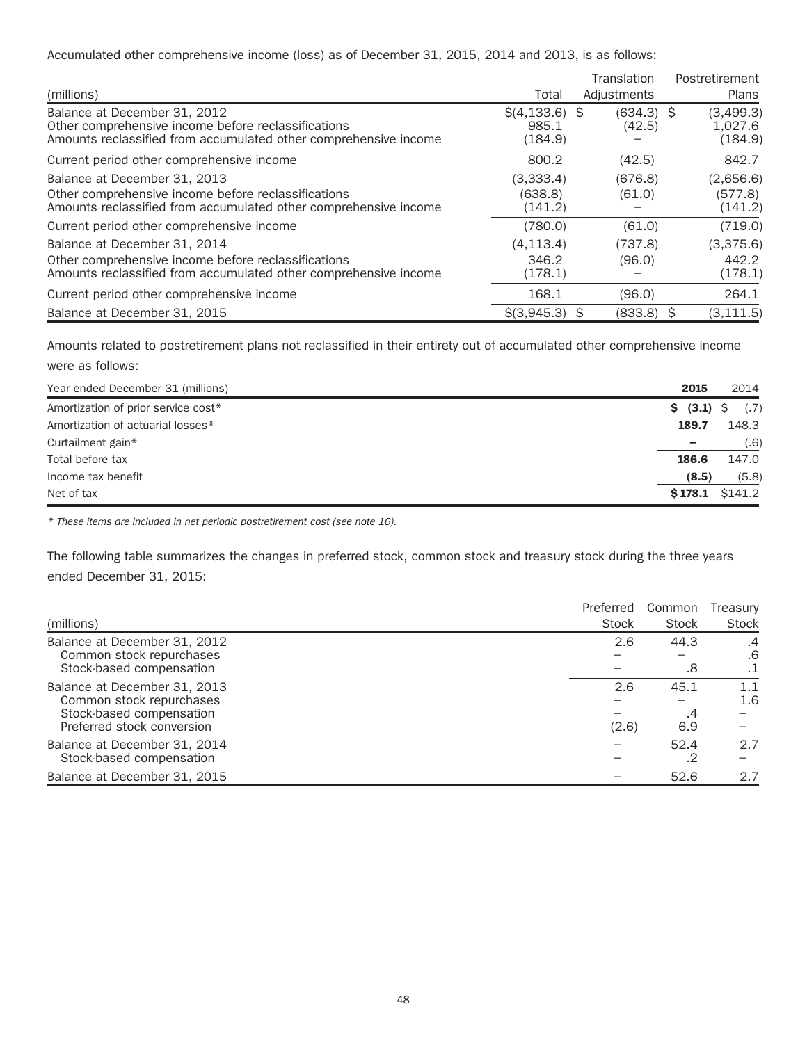Accumulated other comprehensive income (loss) as of December 31, 2015, 2014 and 2013, is as follows:

| (millions) | Total | Translation Adjustments | Postretirement Plans |
|---|---|---|---|
| Balance at December 31, 2012 | $(4,133.6) | $ (634.3) | $ (3,499.3) |
| Other comprehensive income before reclassifications | 985.1 | (42.5) | 1,027.6 |
| Amounts reclassified from accumulated other comprehensive income | (184.9) | – | (184.9) |
| Current period other comprehensive income | 800.2 | (42.5) | 842.7 |
| Balance at December 31, 2013 | (3,333.4) | (676.8) | (2,656.6) |
| Other comprehensive income before reclassifications | (638.8) | (61.0) | (577.8) |
| Amounts reclassified from accumulated other comprehensive income | (141.2) | – | (141.2) |
| Current period other comprehensive income | (780.0) | (61.0) | (719.0) |
| Balance at December 31, 2014 | (4,113.4) | (737.8) | (3,375.6) |
| Other comprehensive income before reclassifications | 346.2 | (96.0) | 442.2 |
| Amounts reclassified from accumulated other comprehensive income | (178.1) | – | (178.1) |
| Current period other comprehensive income | 168.1 | (96.0) | 264.1 |
| Balance at December 31, 2015 | $(3,945.3) | $ (833.8) | $ (3,111.5) |

Amounts related to postretirement plans not reclassified in their entirety out of accumulated other comprehensive income were as follows:

| Year ended December 31 (millions) | **2015** | 2014 |
|---|---|---|
| Amortization of prior service cost* | **$ (3.1)** | $ (.7) |
| Amortization of actuarial losses* | **189.7** | 148.3 |
| Curtailment gain* | **–** | (.6) |
| Total before tax | **186.6** | 147.0 |
| Income tax benefit | **(8.5)** | (5.8) |
| Net of tax | **$ 178.1** | $141.2 |

*\* These items are included in net periodic postretirement cost (see note 16).*

The following table summarizes the changes in preferred stock, common stock and treasury stock during the three years ended December 31, 2015:

| (millions) | Preferred Stock | Common Stock | Treasury Stock |
|---|---|---|---|
| Balance at December 31, 2012 | 2.6 | 44.3 | .4 |
| Common stock repurchases | – | – | .6 |
| Stock-based compensation | – | .8 | .1 |
| Balance at December 31, 2013 | 2.6 | 45.1 | 1.1 |
| Common stock repurchases | – | – | 1.6 |
| Stock-based compensation | – | .4 | – |
| Preferred stock conversion | (2.6) | 6.9 | – |
| Balance at December 31, 2014 | – | 52.4 | 2.7 |
| Stock-based compensation | – | .2 | – |
| Balance at December 31, 2015 | – | 52.6 | 2.7 |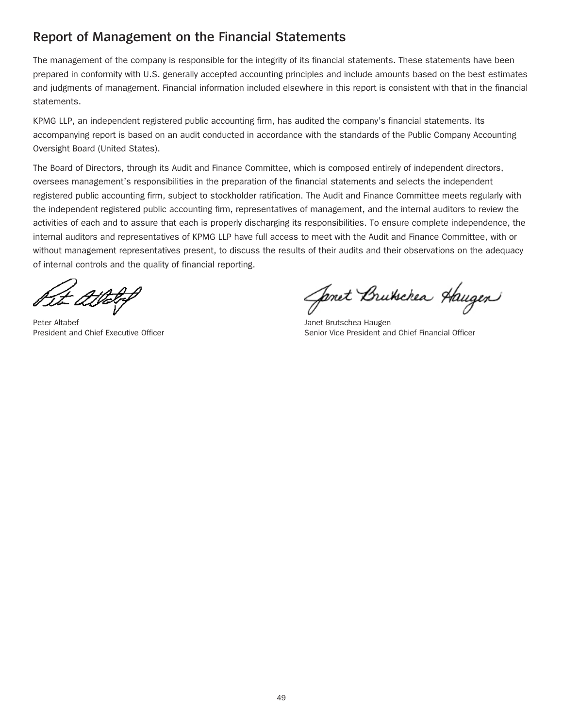## Report of Management on the Financial Statements

The management of the company is responsible for the integrity of its financial statements. These statements have been prepared in conformity with U.S. generally accepted accounting principles and include amounts based on the best estimates and judgments of management. Financial information included elsewhere in this report is consistent with that in the financial statements.

KPMG LLP, an independent registered public accounting firm, has audited the company's financial statements. Its accompanying report is based on an audit conducted in accordance with the standards of the Public Company Accounting Oversight Board (United States).

The Board of Directors, through its Audit and Finance Committee, which is composed entirely of independent directors, oversees management's responsibilities in the preparation of the financial statements and selects the independent registered public accounting firm, subject to stockholder ratification. The Audit and Finance Committee meets regularly with the independent registered public accounting firm, representatives of management, and the internal auditors to review the activities of each and to assure that each is properly discharging its responsibilities. To ensure complete independence, the internal auditors and representatives of KPMG LLP have full access to meet with the Audit and Finance Committee, with or without management representatives present, to discuss the results of their audits and their observations on the adequacy of internal controls and the quality of financial reporting.

Peter Altabef
President and Chief Executive Officer

Janet Brutschea Haugen
Senior Vice President and Chief Financial Officer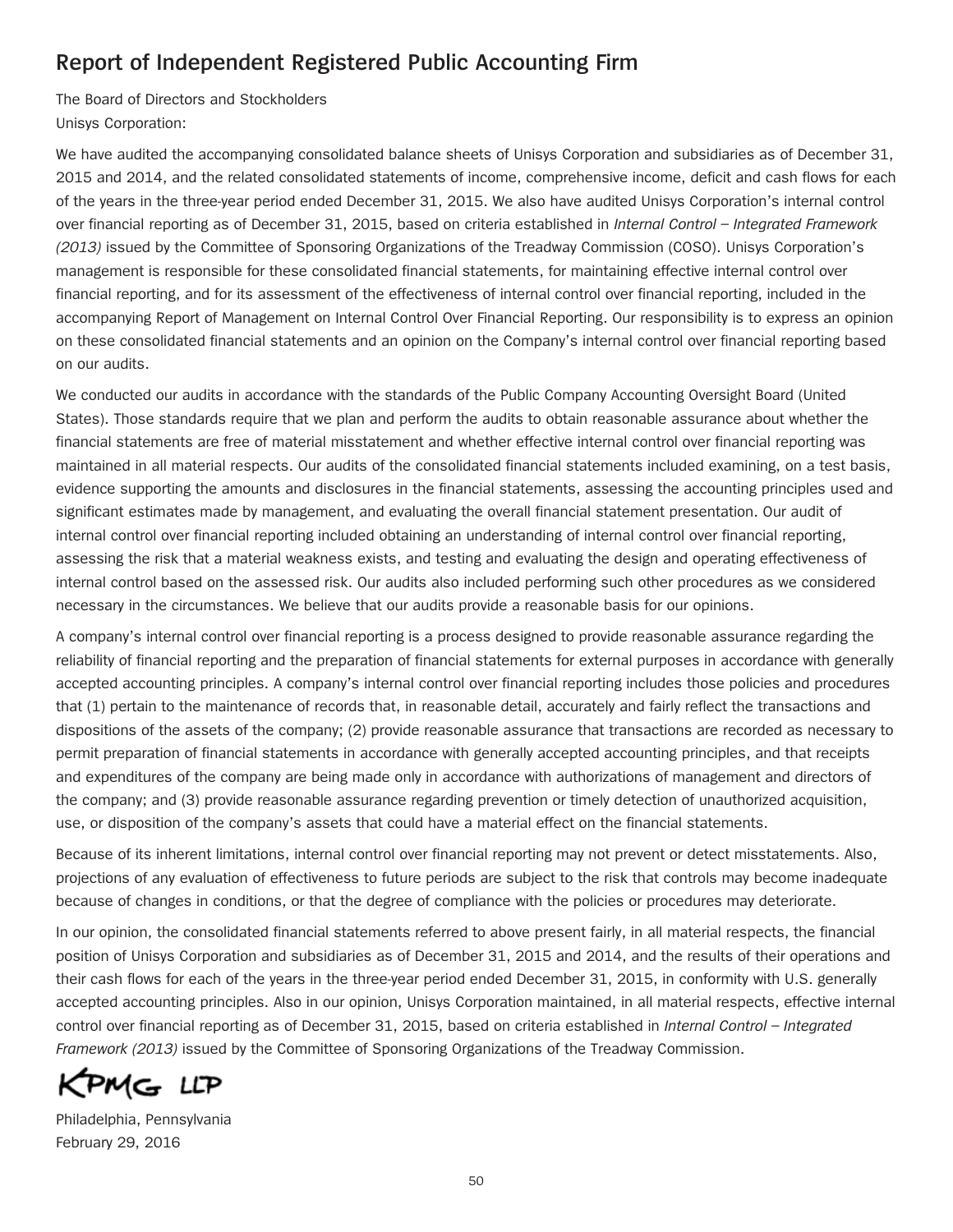## Report of Independent Registered Public Accounting Firm

The Board of Directors and Stockholders
Unisys Corporation:

We have audited the accompanying consolidated balance sheets of Unisys Corporation and subsidiaries as of December 31, 2015 and 2014, and the related consolidated statements of income, comprehensive income, deficit and cash flows for each of the years in the three-year period ended December 31, 2015. We also have audited Unisys Corporation's internal control over financial reporting as of December 31, 2015, based on criteria established in *Internal Control – Integrated Framework (2013)* issued by the Committee of Sponsoring Organizations of the Treadway Commission (COSO). Unisys Corporation's management is responsible for these consolidated financial statements, for maintaining effective internal control over financial reporting, and for its assessment of the effectiveness of internal control over financial reporting, included in the accompanying Report of Management on Internal Control Over Financial Reporting. Our responsibility is to express an opinion on these consolidated financial statements and an opinion on the Company's internal control over financial reporting based on our audits.

We conducted our audits in accordance with the standards of the Public Company Accounting Oversight Board (United States). Those standards require that we plan and perform the audits to obtain reasonable assurance about whether the financial statements are free of material misstatement and whether effective internal control over financial reporting was maintained in all material respects. Our audits of the consolidated financial statements included examining, on a test basis, evidence supporting the amounts and disclosures in the financial statements, assessing the accounting principles used and significant estimates made by management, and evaluating the overall financial statement presentation. Our audit of internal control over financial reporting included obtaining an understanding of internal control over financial reporting, assessing the risk that a material weakness exists, and testing and evaluating the design and operating effectiveness of internal control based on the assessed risk. Our audits also included performing such other procedures as we considered necessary in the circumstances. We believe that our audits provide a reasonable basis for our opinions.

A company's internal control over financial reporting is a process designed to provide reasonable assurance regarding the reliability of financial reporting and the preparation of financial statements for external purposes in accordance with generally accepted accounting principles. A company's internal control over financial reporting includes those policies and procedures that (1) pertain to the maintenance of records that, in reasonable detail, accurately and fairly reflect the transactions and dispositions of the assets of the company; (2) provide reasonable assurance that transactions are recorded as necessary to permit preparation of financial statements in accordance with generally accepted accounting principles, and that receipts and expenditures of the company are being made only in accordance with authorizations of management and directors of the company; and (3) provide reasonable assurance regarding prevention or timely detection of unauthorized acquisition, use, or disposition of the company's assets that could have a material effect on the financial statements.

Because of its inherent limitations, internal control over financial reporting may not prevent or detect misstatements. Also, projections of any evaluation of effectiveness to future periods are subject to the risk that controls may become inadequate because of changes in conditions, or that the degree of compliance with the policies or procedures may deteriorate.

In our opinion, the consolidated financial statements referred to above present fairly, in all material respects, the financial position of Unisys Corporation and subsidiaries as of December 31, 2015 and 2014, and the results of their operations and their cash flows for each of the years in the three-year period ended December 31, 2015, in conformity with U.S. generally accepted accounting principles. Also in our opinion, Unisys Corporation maintained, in all material respects, effective internal control over financial reporting as of December 31, 2015, based on criteria established in *Internal Control – Integrated Framework (2013)* issued by the Committee of Sponsoring Organizations of the Treadway Commission.

KPMG LLP

Philadelphia, Pennsylvania
February 29, 2016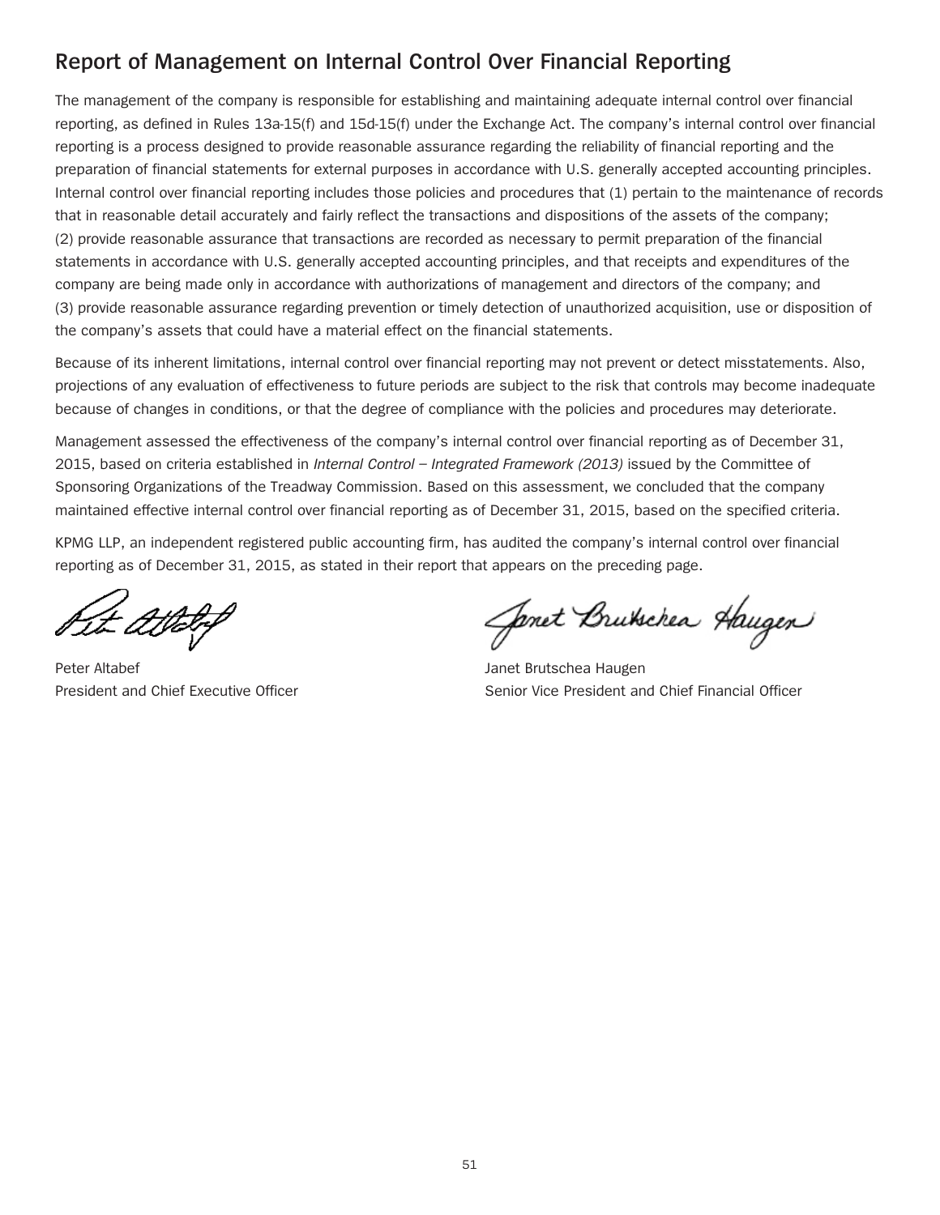## Report of Management on Internal Control Over Financial Reporting

The management of the company is responsible for establishing and maintaining adequate internal control over financial reporting, as defined in Rules 13a-15(f) and 15d-15(f) under the Exchange Act. The company's internal control over financial reporting is a process designed to provide reasonable assurance regarding the reliability of financial reporting and the preparation of financial statements for external purposes in accordance with U.S. generally accepted accounting principles. Internal control over financial reporting includes those policies and procedures that (1) pertain to the maintenance of records that in reasonable detail accurately and fairly reflect the transactions and dispositions of the assets of the company; (2) provide reasonable assurance that transactions are recorded as necessary to permit preparation of the financial statements in accordance with U.S. generally accepted accounting principles, and that receipts and expenditures of the company are being made only in accordance with authorizations of management and directors of the company; and (3) provide reasonable assurance regarding prevention or timely detection of unauthorized acquisition, use or disposition of the company's assets that could have a material effect on the financial statements.

Because of its inherent limitations, internal control over financial reporting may not prevent or detect misstatements. Also, projections of any evaluation of effectiveness to future periods are subject to the risk that controls may become inadequate because of changes in conditions, or that the degree of compliance with the policies and procedures may deteriorate.

Management assessed the effectiveness of the company's internal control over financial reporting as of December 31, 2015, based on criteria established in *Internal Control – Integrated Framework (2013)* issued by the Committee of Sponsoring Organizations of the Treadway Commission. Based on this assessment, we concluded that the company maintained effective internal control over financial reporting as of December 31, 2015, based on the specified criteria.

KPMG LLP, an independent registered public accounting firm, has audited the company's internal control over financial reporting as of December 31, 2015, as stated in their report that appears on the preceding page.

Peter Altabef
President and Chief Executive Officer

Janet Brutschea Haugen
Senior Vice President and Chief Financial Officer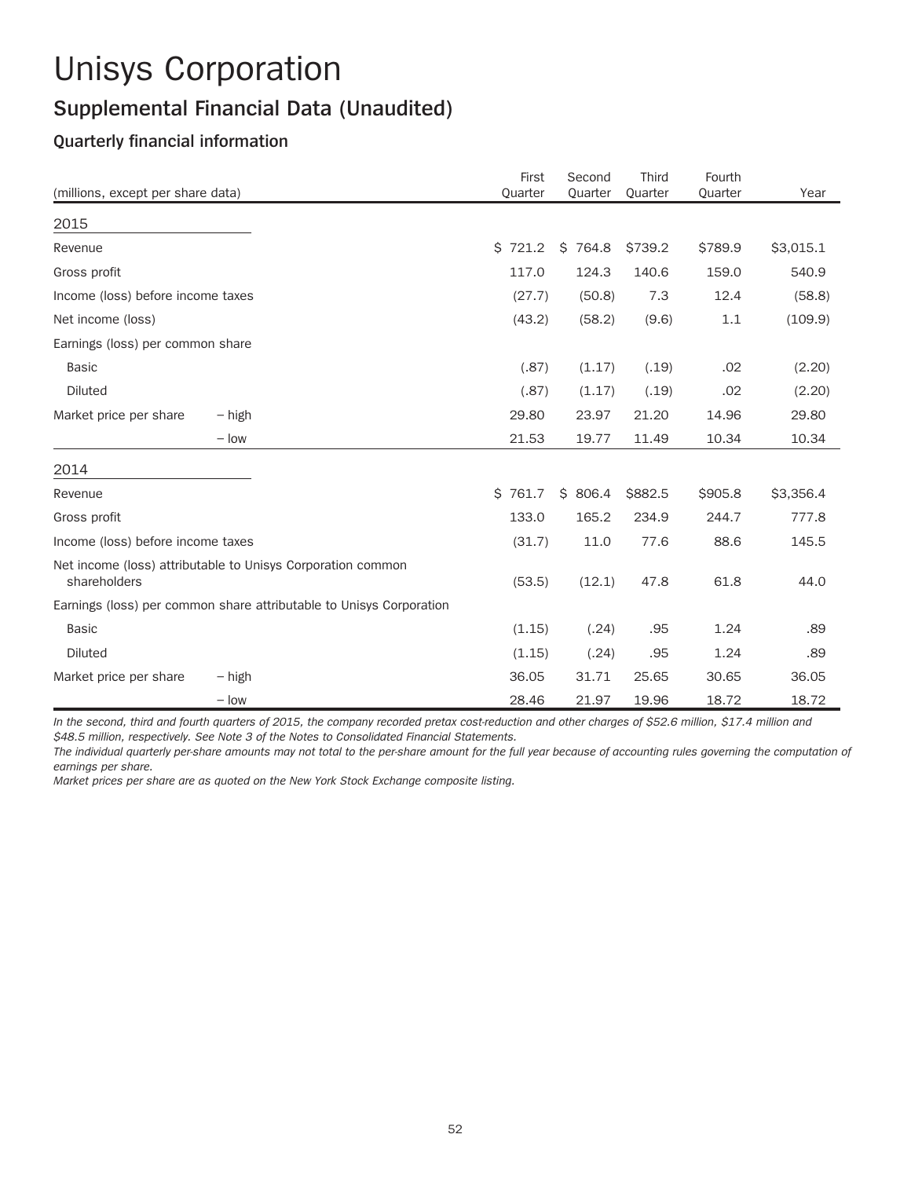# Unisys Corporation

## Supplemental Financial Data (Unaudited)

### Quarterly financial information

| (millions, except per share data) | | First Quarter | Second Quarter | Third Quarter | Fourth Quarter | Year |
|---|---|---|---|---|---|---|
| **2015** | | | | | | |
| Revenue | | $ 721.2 | $ 764.8 | $739.2 | $789.9 | $3,015.1 |
| Gross profit | | 117.0 | 124.3 | 140.6 | 159.0 | 540.9 |
| Income (loss) before income taxes | | (27.7) | (50.8) | 7.3 | 12.4 | (58.8) |
| Net income (loss) | | (43.2) | (58.2) | (9.6) | 1.1 | (109.9) |
| Earnings (loss) per common share | | | | | | |
| Basic | | (.87) | (1.17) | (.19) | .02 | (2.20) |
| Diluted | | (.87) | (1.17) | (.19) | .02 | (2.20) |
| Market price per share | – high | 29.80 | 23.97 | 21.20 | 14.96 | 29.80 |
| | – low | 21.53 | 19.77 | 11.49 | 10.34 | 10.34 |
| **2014** | | | | | | |
| Revenue | | $ 761.7 | $ 806.4 | $882.5 | $905.8 | $3,356.4 |
| Gross profit | | 133.0 | 165.2 | 234.9 | 244.7 | 777.8 |
| Income (loss) before income taxes | | (31.7) | 11.0 | 77.6 | 88.6 | 145.5 |
| Net income (loss) attributable to Unisys Corporation common shareholders | | (53.5) | (12.1) | 47.8 | 61.8 | 44.0 |
| Earnings (loss) per common share attributable to Unisys Corporation | | | | | | |
| Basic | | (1.15) | (.24) | .95 | 1.24 | .89 |
| Diluted | | (1.15) | (.24) | .95 | 1.24 | .89 |
| Market price per share | – high | 36.05 | 31.71 | 25.65 | 30.65 | 36.05 |
| | – low | 28.46 | 21.97 | 19.96 | 18.72 | 18.72 |

*In the second, third and fourth quarters of 2015, the company recorded pretax cost-reduction and other charges of $52.6 million, $17.4 million and $48.5 million, respectively. See Note 3 of the Notes to Consolidated Financial Statements.*

*The individual quarterly per-share amounts may not total to the per-share amount for the full year because of accounting rules governing the computation of earnings per share.*

*Market prices per share are as quoted on the New York Stock Exchange composite listing.*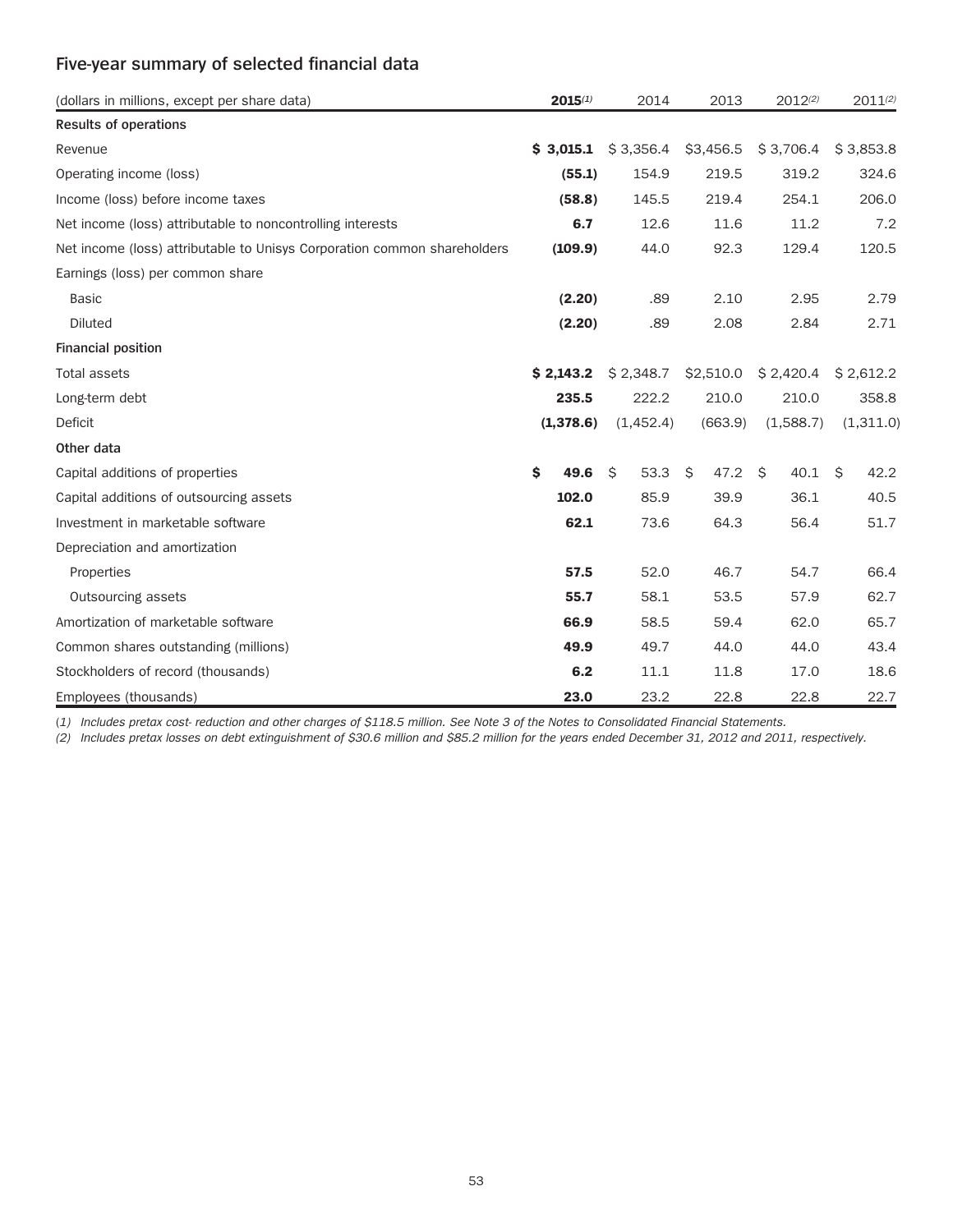## Five-year summary of selected financial data

| (dollars in millions, except per share data) | **2015**(1) | 2014 | 2013 | 2012(2) | 2011(2) |
|---|---|---|---|---|---|
| **Results of operations** | | | | | |
| Revenue | **$ 3,015.1** | $ 3,356.4 | $3,456.5 | $ 3,706.4 | $ 3,853.8 |
| Operating income (loss) | **(55.1)** | 154.9 | 219.5 | 319.2 | 324.6 |
| Income (loss) before income taxes | **(58.8)** | 145.5 | 219.4 | 254.1 | 206.0 |
| Net income (loss) attributable to noncontrolling interests | **6.7** | 12.6 | 11.6 | 11.2 | 7.2 |
| Net income (loss) attributable to Unisys Corporation common shareholders | **(109.9)** | 44.0 | 92.3 | 129.4 | 120.5 |
| Earnings (loss) per common share | | | | | |
| Basic | **(2.20)** | .89 | 2.10 | 2.95 | 2.79 |
| Diluted | **(2.20)** | .89 | 2.08 | 2.84 | 2.71 |
| **Financial position** | | | | | |
| Total assets | **$ 2,143.2** | $ 2,348.7 | $2,510.0 | $ 2,420.4 | $ 2,612.2 |
| Long-term debt | **235.5** | 222.2 | 210.0 | 210.0 | 358.8 |
| Deficit | **(1,378.6)** | (1,452.4) | (663.9) | (1,588.7) | (1,311.0) |
| **Other data** | | | | | |
| Capital additions of properties | **$ 49.6** | $ 53.3 | $ 47.2 | $ 40.1 | $ 42.2 |
| Capital additions of outsourcing assets | **102.0** | 85.9 | 39.9 | 36.1 | 40.5 |
| Investment in marketable software | **62.1** | 73.6 | 64.3 | 56.4 | 51.7 |
| Depreciation and amortization | | | | | |
| Properties | **57.5** | 52.0 | 46.7 | 54.7 | 66.4 |
| Outsourcing assets | **55.7** | 58.1 | 53.5 | 57.9 | 62.7 |
| Amortization of marketable software | **66.9** | 58.5 | 59.4 | 62.0 | 65.7 |
| Common shares outstanding (millions) | **49.9** | 49.7 | 44.0 | 44.0 | 43.4 |
| Stockholders of record (thousands) | **6.2** | 11.1 | 11.8 | 17.0 | 18.6 |
| Employees (thousands) | **23.0** | 23.2 | 22.8 | 22.8 | 22.7 |

*(1) Includes pretax cost- reduction and other charges of $118.5 million. See Note 3 of the Notes to Consolidated Financial Statements.*

*(2) Includes pretax losses on debt extinguishment of $30.6 million and $85.2 million for the years ended December 31, 2012 and 2011, respectively.*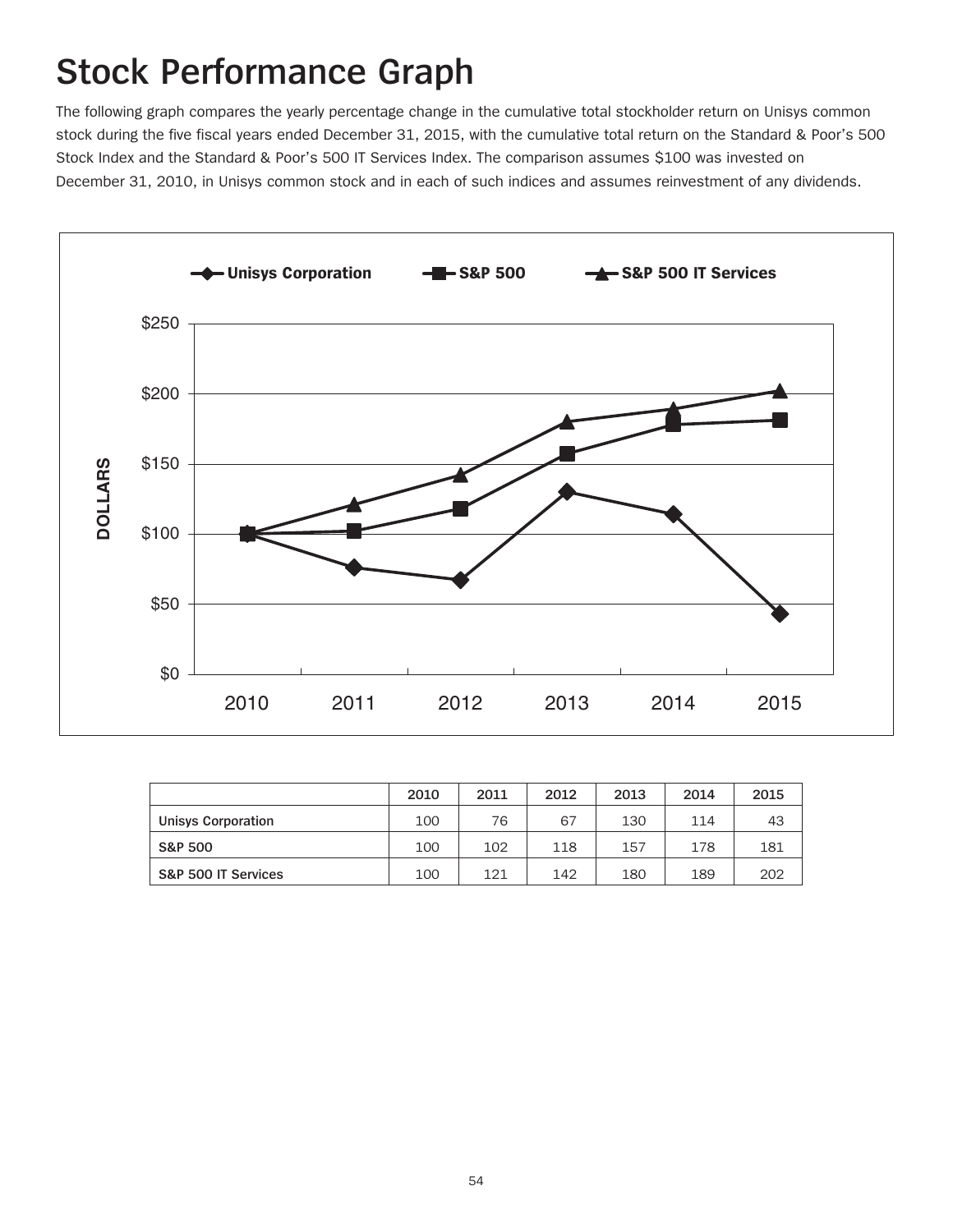# Stock Performance Graph

The following graph compares the yearly percentage change in the cumulative total stockholder return on Unisys common stock during the five fiscal years ended December 31, 2015, with the cumulative total return on the Standard & Poor's 500 Stock Index and the Standard & Poor's 500 IT Services Index. The comparison assumes $100 was invested on December 31, 2010, in Unisys common stock and in each of such indices and assumes reinvestment of any dividends.

| | 2010 | 2011 | 2012 | 2013 | 2014 | 2015 |
|---|---|---|---|---|---|---|
| Unisys Corporation | 100 | 76 | 67 | 130 | 114 | 43 |
| S&P 500 | 100 | 102 | 118 | 157 | 178 | 181 |
| S&P 500 IT Services | 100 | 121 | 142 | 180 | 189 | 202 |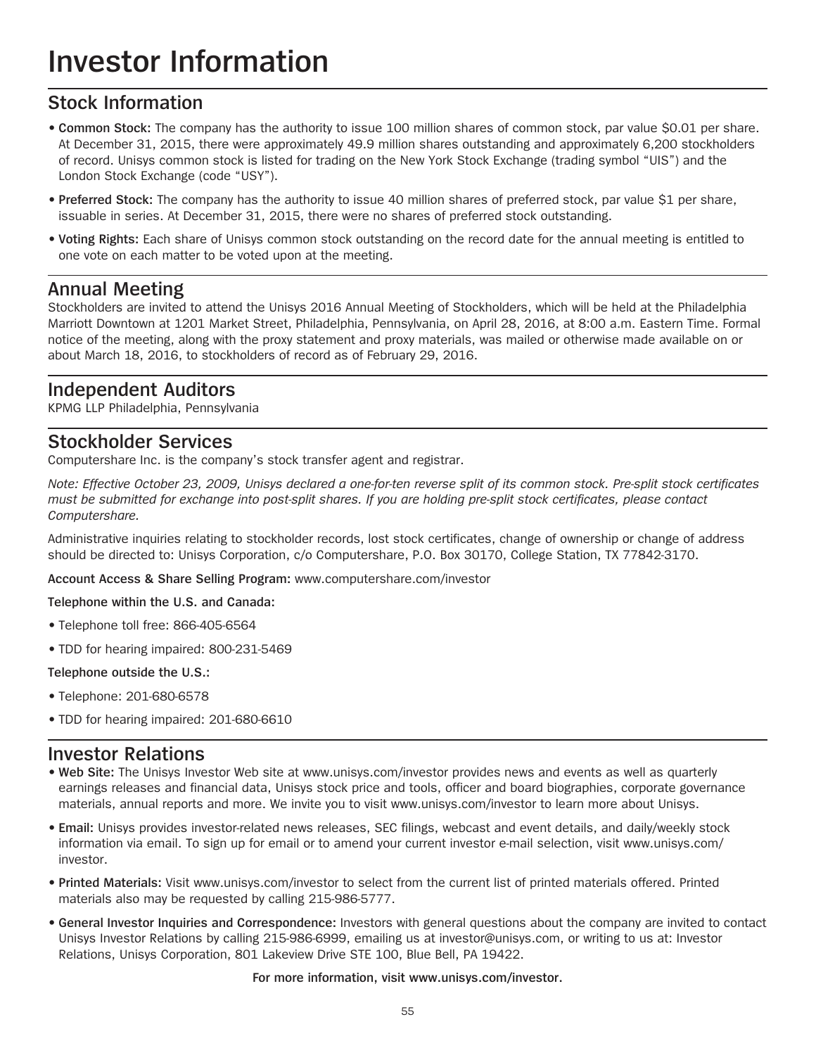# Investor Information

## Stock Information

- **Common Stock:** The company has the authority to issue 100 million shares of common stock, par value $0.01 per share. At December 31, 2015, there were approximately 49.9 million shares outstanding and approximately 6,200 stockholders of record. Unisys common stock is listed for trading on the New York Stock Exchange (trading symbol "UIS") and the London Stock Exchange (code "USY").
- **Preferred Stock:** The company has the authority to issue 40 million shares of preferred stock, par value $1 per share, issuable in series. At December 31, 2015, there were no shares of preferred stock outstanding.
- **Voting Rights:** Each share of Unisys common stock outstanding on the record date for the annual meeting is entitled to one vote on each matter to be voted upon at the meeting.

## Annual Meeting

Stockholders are invited to attend the Unisys 2016 Annual Meeting of Stockholders, which will be held at the Philadelphia Marriott Downtown at 1201 Market Street, Philadelphia, Pennsylvania, on April 28, 2016, at 8:00 a.m. Eastern Time. Formal notice of the meeting, along with the proxy statement and proxy materials, was mailed or otherwise made available on or about March 18, 2016, to stockholders of record as of February 29, 2016.

## Independent Auditors

KPMG LLP Philadelphia, Pennsylvania

## Stockholder Services

Computershare Inc. is the company's stock transfer agent and registrar.

*Note: Effective October 23, 2009, Unisys declared a one-for-ten reverse split of its common stock. Pre-split stock certificates must be submitted for exchange into post-split shares. If you are holding pre-split stock certificates, please contact Computershare.*

Administrative inquiries relating to stockholder records, lost stock certificates, change of ownership or change of address should be directed to: Unisys Corporation, c/o Computershare, P.O. Box 30170, College Station, TX 77842-3170.

**Account Access & Share Selling Program:** www.computershare.com/investor

**Telephone within the U.S. and Canada:**

- Telephone toll free: 866-405-6564
- TDD for hearing impaired: 800-231-5469

**Telephone outside the U.S.:**

- Telephone: 201-680-6578
- TDD for hearing impaired: 201-680-6610

## Investor Relations

- **Web Site:** The Unisys Investor Web site at www.unisys.com/investor provides news and events as well as quarterly earnings releases and financial data, Unisys stock price and tools, officer and board biographies, corporate governance materials, annual reports and more. We invite you to visit www.unisys.com/investor to learn more about Unisys.
- **Email:** Unisys provides investor-related news releases, SEC filings, webcast and event details, and daily/weekly stock information via email. To sign up for email or to amend your current investor e-mail selection, visit www.unisys.com/investor.
- **Printed Materials:** Visit www.unisys.com/investor to select from the current list of printed materials offered. Printed materials also may be requested by calling 215-986-5777.
- **General Investor Inquiries and Correspondence:** Investors with general questions about the company are invited to contact Unisys Investor Relations by calling 215-986-6999, emailing us at investor@unisys.com, or writing to us at: Investor Relations, Unisys Corporation, 801 Lakeview Drive STE 100, Blue Bell, PA 19422.

**For more information, visit www.unisys.com/investor.**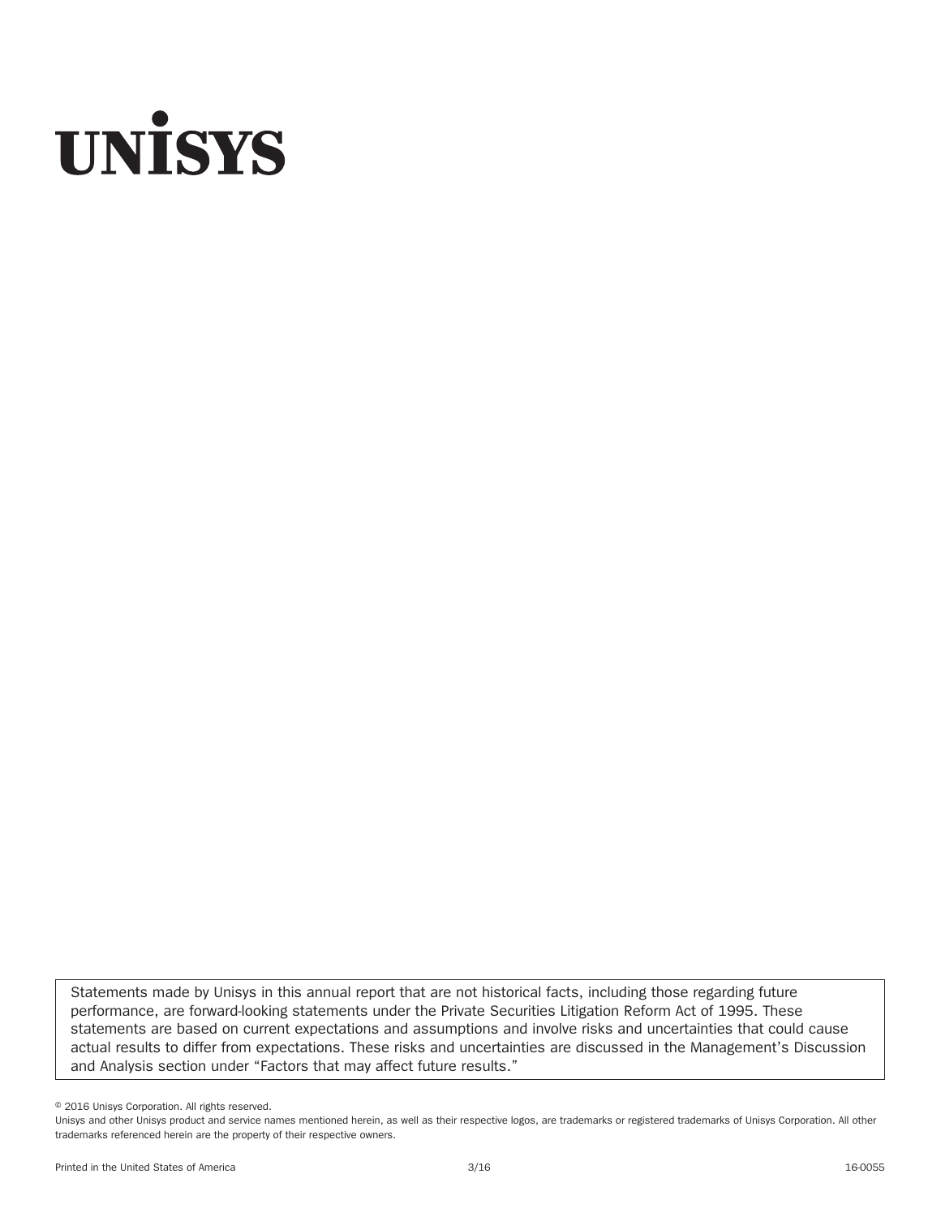# UNISYS

Statements made by Unisys in this annual report that are not historical facts, including those regarding future performance, are forward-looking statements under the Private Securities Litigation Reform Act of 1995. These statements are based on current expectations and assumptions and involve risks and uncertainties that could cause actual results to differ from expectations. These risks and uncertainties are discussed in the Management's Discussion and Analysis section under "Factors that may affect future results."

© 2016 Unisys Corporation. All rights reserved.

Unisys and other Unisys product and service names mentioned herein, as well as their respective logos, are trademarks or registered trademarks of Unisys Corporation. All other trademarks referenced herein are the property of their respective owners.

Printed in the United States of America 3/16 16-0055